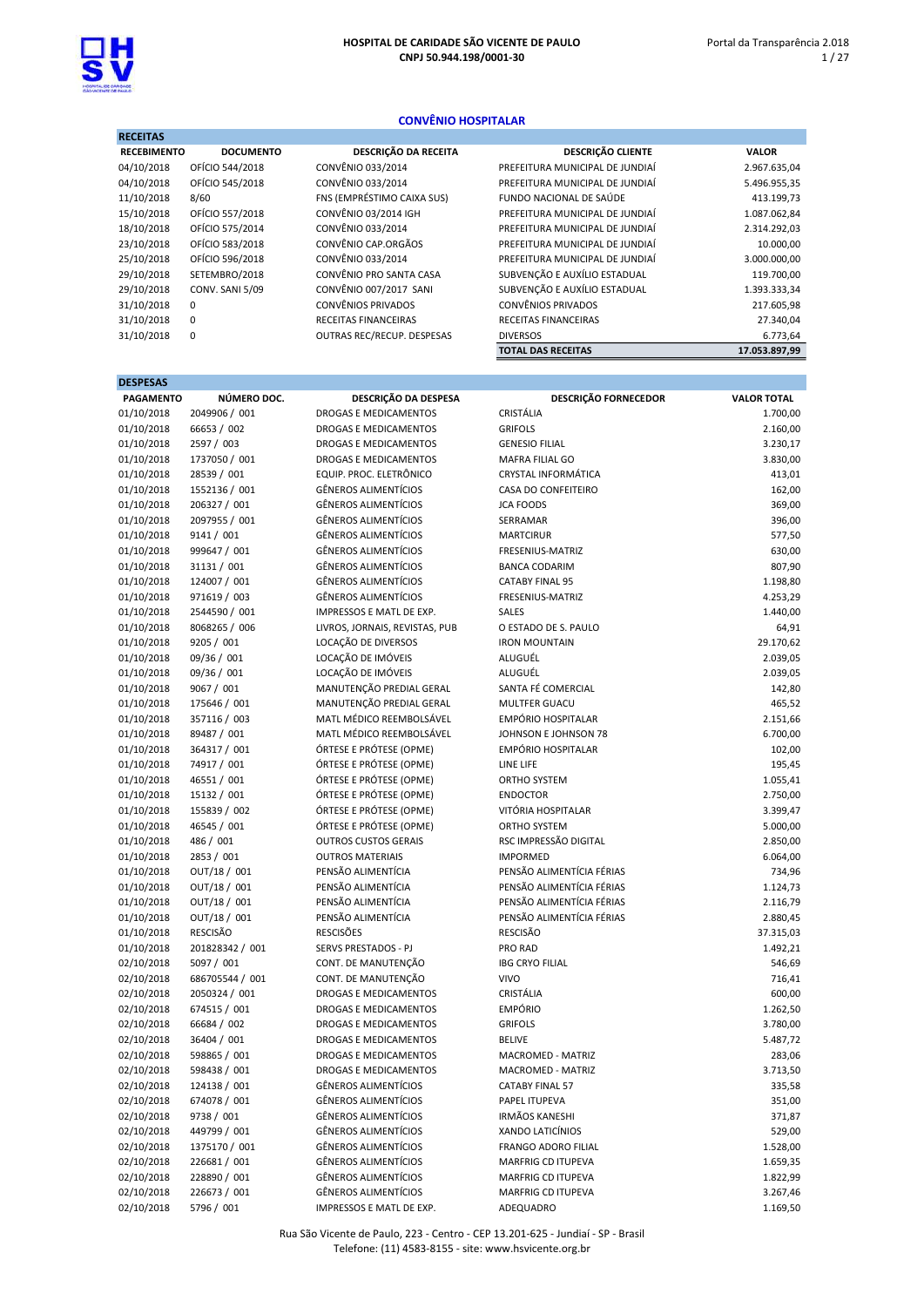**HOSPITAL DE CARIDADE SÃO VICENTE DE PAULO**
**CNPJ 50.944.198/0001-30**

Portal da Transparência 2.018

## CONVÊNIO HOSPITALAR

**RECEITAS**

| RECEBIMENTO | DOCUMENTO | DESCRIÇÃO DA RECEITA | DESCRIÇÃO CLIENTE | VALOR |
|---|---|---|---|---|
| 04/10/2018 | OFÍCIO 544/2018 | CONVÊNIO 033/2014 | PREFEITURA MUNICIPAL DE JUNDIAÍ | 2.967.635,04 |
| 04/10/2018 | OFÍCIO 545/2018 | CONVÊNIO 033/2014 | PREFEITURA MUNICIPAL DE JUNDIAÍ | 5.496.955,35 |
| 11/10/2018 | 8/60 | FNS (EMPRÉSTIMO CAIXA SUS) | FUNDO NACIONAL DE SAÚDE | 413.199,73 |
| 15/10/2018 | OFÍCIO 557/2018 | CONVÊNIO 03/2014 IGH | PREFEITURA MUNICIPAL DE JUNDIAÍ | 1.087.062,84 |
| 18/10/2018 | OFÍCIO 575/2014 | CONVÊNIO 033/2014 | PREFEITURA MUNICIPAL DE JUNDIAÍ | 2.314.292,03 |
| 23/10/2018 | OFÍCIO 583/2018 | CONVÊNIO CAP.ORGÃOS | PREFEITURA MUNICIPAL DE JUNDIAÍ | 10.000,00 |
| 25/10/2018 | OFÍCIO 596/2018 | CONVÊNIO 033/2014 | PREFEITURA MUNICIPAL DE JUNDIAÍ | 3.000.000,00 |
| 29/10/2018 | SETEMBRO/2018 | CONVÊNIO PRO SANTA CASA | SUBVENÇÃO E AUXÍLIO ESTADUAL | 119.700,00 |
| 29/10/2018 | CONV. SANI 5/09 | CONVÊNIO 007/2017 SANI | SUBVENÇÃO E AUXÍLIO ESTADUAL | 1.393.333,34 |
| 31/10/2018 | 0 | CONVÊNIOS PRIVADOS | CONVÊNIOS PRIVADOS | 217.605,98 |
| 31/10/2018 | 0 | RECEITAS FINANCEIRAS | RECEITAS FINANCEIRAS | 27.340,04 |
| 31/10/2018 | 0 | OUTRAS REC/RECUP. DESPESAS | DIVERSOS | 6.773,64 |
| | | | **TOTAL DAS RECEITAS** | **17.053.897,99** |

**DESPESAS**

| PAGAMENTO | NÚMERO DOC. | DESCRIÇÃO DA DESPESA | DESCRIÇÃO FORNECEDOR | VALOR TOTAL |
|---|---|---|---|---|
| 01/10/2018 | 2049906 / 001 | DROGAS E MEDICAMENTOS | CRISTÁLIA | 1.700,00 |
| 01/10/2018 | 66653 / 002 | DROGAS E MEDICAMENTOS | GRIFOLS | 2.160,00 |
| 01/10/2018 | 2597 / 003 | DROGAS E MEDICAMENTOS | GENESIO FILIAL | 3.230,17 |
| 01/10/2018 | 1737050 / 001 | DROGAS E MEDICAMENTOS | MAFRA FILIAL GO | 3.830,00 |
| 01/10/2018 | 28539 / 001 | EQUIP. PROC. ELETRÔNICO | CRYSTAL INFORMÁTICA | 413,01 |
| 01/10/2018 | 1552136 / 001 | GÊNEROS ALIMENTÍCIOS | CASA DO CONFEITEIRO | 162,00 |
| 01/10/2018 | 206327 / 001 | GÊNEROS ALIMENTÍCIOS | JCA FOODS | 369,00 |
| 01/10/2018 | 2097955 / 001 | GÊNEROS ALIMENTÍCIOS | SERRAMAR | 396,00 |
| 01/10/2018 | 9141 / 001 | GÊNEROS ALIMENTÍCIOS | MARTCIRUR | 577,50 |
| 01/10/2018 | 999647 / 001 | GÊNEROS ALIMENTÍCIOS | FRESENIUS-MATRIZ | 630,00 |
| 01/10/2018 | 31131 / 001 | GÊNEROS ALIMENTÍCIOS | BANCA CODARIM | 807,90 |
| 01/10/2018 | 124007 / 001 | GÊNEROS ALIMENTÍCIOS | CATABY FINAL 95 | 1.198,80 |
| 01/10/2018 | 971619 / 003 | GÊNEROS ALIMENTÍCIOS | FRESENIUS-MATRIZ | 4.253,29 |
| 01/10/2018 | 2544590 / 001 | IMPRESSOS E MATL DE EXP. | SALES | 1.440,00 |
| 01/10/2018 | 8068265 / 006 | LIVROS, JORNAIS, REVISTAS, PUB | O ESTADO DE S. PAULO | 64,91 |
| 01/10/2018 | 9205 / 001 | LOCAÇÃO DE DIVERSOS | IRON MOUNTAIN | 29.170,62 |
| 01/10/2018 | 09/36 / 001 | LOCAÇÃO DE IMÓVEIS | ALUGUÉL | 2.039,05 |
| 01/10/2018 | 09/36 / 001 | LOCAÇÃO DE IMÓVEIS | ALUGUÉL | 2.039,05 |
| 01/10/2018 | 9067 / 001 | MANUTENÇÃO PREDIAL GERAL | SANTA FÉ COMERCIAL | 142,80 |
| 01/10/2018 | 175646 / 001 | MANUTENÇÃO PREDIAL GERAL | MULTFER GUACU | 465,52 |
| 01/10/2018 | 357116 / 003 | MATL MÉDICO REEMBOLSÁVEL | EMPÓRIO HOSPITALAR | 2.151,66 |
| 01/10/2018 | 89487 / 001 | MATL MÉDICO REEMBOLSÁVEL | JOHNSON E JOHNSON 78 | 6.700,00 |
| 01/10/2018 | 364317 / 001 | ÓRTESE E PRÓTESE (OPME) | EMPÓRIO HOSPITALAR | 102,00 |
| 01/10/2018 | 74917 / 001 | ÓRTESE E PRÓTESE (OPME) | LINE LIFE | 195,45 |
| 01/10/2018 | 46551 / 001 | ÓRTESE E PRÓTESE (OPME) | ORTHO SYSTEM | 1.055,41 |
| 01/10/2018 | 15132 / 001 | ÓRTESE E PRÓTESE (OPME) | ENDOCTOR | 2.750,00 |
| 01/10/2018 | 155839 / 002 | ÓRTESE E PRÓTESE (OPME) | VITÓRIA HOSPITALAR | 3.399,47 |
| 01/10/2018 | 46545 / 001 | ÓRTESE E PRÓTESE (OPME) | ORTHO SYSTEM | 5.000,00 |
| 01/10/2018 | 486 / 001 | OUTROS CUSTOS GERAIS | RSC IMPRESSÃO DIGITAL | 2.850,00 |
| 01/10/2018 | 2853 / 001 | OUTROS MATERIAIS | IMPORMED | 6.064,00 |
| 01/10/2018 | OUT/18 / 001 | PENSÃO ALIMENTÍCIA | PENSÃO ALIMENTÍCIA FÉRIAS | 734,96 |
| 01/10/2018 | OUT/18 / 001 | PENSÃO ALIMENTÍCIA | PENSÃO ALIMENTÍCIA FÉRIAS | 1.124,73 |
| 01/10/2018 | OUT/18 / 001 | PENSÃO ALIMENTÍCIA | PENSÃO ALIMENTÍCIA FÉRIAS | 2.116,79 |
| 01/10/2018 | OUT/18 / 001 | PENSÃO ALIMENTÍCIA | PENSÃO ALIMENTÍCIA FÉRIAS | 2.880,45 |
| 01/10/2018 | RESCISÃO | RESCISÕES | RESCISÃO | 37.315,03 |
| 01/10/2018 | 201828342 / 001 | SERVS PRESTADOS - PJ | PRO RAD | 1.492,21 |
| 02/10/2018 | 5097 / 001 | CONT. DE MANUTENÇÃO | IBG CRYO FILIAL | 546,69 |
| 02/10/2018 | 686705544 / 001 | CONT. DE MANUTENÇÃO | VIVO | 716,41 |
| 02/10/2018 | 2050324 / 001 | DROGAS E MEDICAMENTOS | CRISTÁLIA | 600,00 |
| 02/10/2018 | 674515 / 001 | DROGAS E MEDICAMENTOS | EMPÓRIO | 1.262,50 |
| 02/10/2018 | 66684 / 002 | DROGAS E MEDICAMENTOS | GRIFOLS | 3.780,00 |
| 02/10/2018 | 36404 / 001 | DROGAS E MEDICAMENTOS | BELIVE | 5.487,72 |
| 02/10/2018 | 598865 / 001 | DROGAS E MEDICAMENTOS | MACROMED - MATRIZ | 283,06 |
| 02/10/2018 | 598438 / 001 | DROGAS E MEDICAMENTOS | MACROMED - MATRIZ | 3.713,50 |
| 02/10/2018 | 124138 / 001 | GÊNEROS ALIMENTÍCIOS | CATABY FINAL 57 | 335,58 |
| 02/10/2018 | 674078 / 001 | GÊNEROS ALIMENTÍCIOS | PAPEL ITUPEVA | 351,00 |
| 02/10/2018 | 9738 / 001 | GÊNEROS ALIMENTÍCIOS | IRMÃOS KANESHI | 371,87 |
| 02/10/2018 | 449799 / 001 | GÊNEROS ALIMENTÍCIOS | XANDO LATICÍNIOS | 529,00 |
| 02/10/2018 | 1375170 / 001 | GÊNEROS ALIMENTÍCIOS | FRANGO ADORO FILIAL | 1.528,00 |
| 02/10/2018 | 226681 / 001 | GÊNEROS ALIMENTÍCIOS | MARFRIG CD ITUPEVA | 1.659,35 |
| 02/10/2018 | 228890 / 001 | GÊNEROS ALIMENTÍCIOS | MARFRIG CD ITUPEVA | 1.822,99 |
| 02/10/2018 | 226673 / 001 | GÊNEROS ALIMENTÍCIOS | MARFRIG CD ITUPEVA | 3.267,46 |
| 02/10/2018 | 5796 / 001 | IMPRESSOS E MATL DE EXP. | ADEQUADRO | 1.169,50 |

Rua São Vicente de Paulo, 223 - Centro - CEP 13.201-625 - Jundiaí - SP - Brasil
Telefone: (11) 4583-8155 - site: www.hsvicente.org.br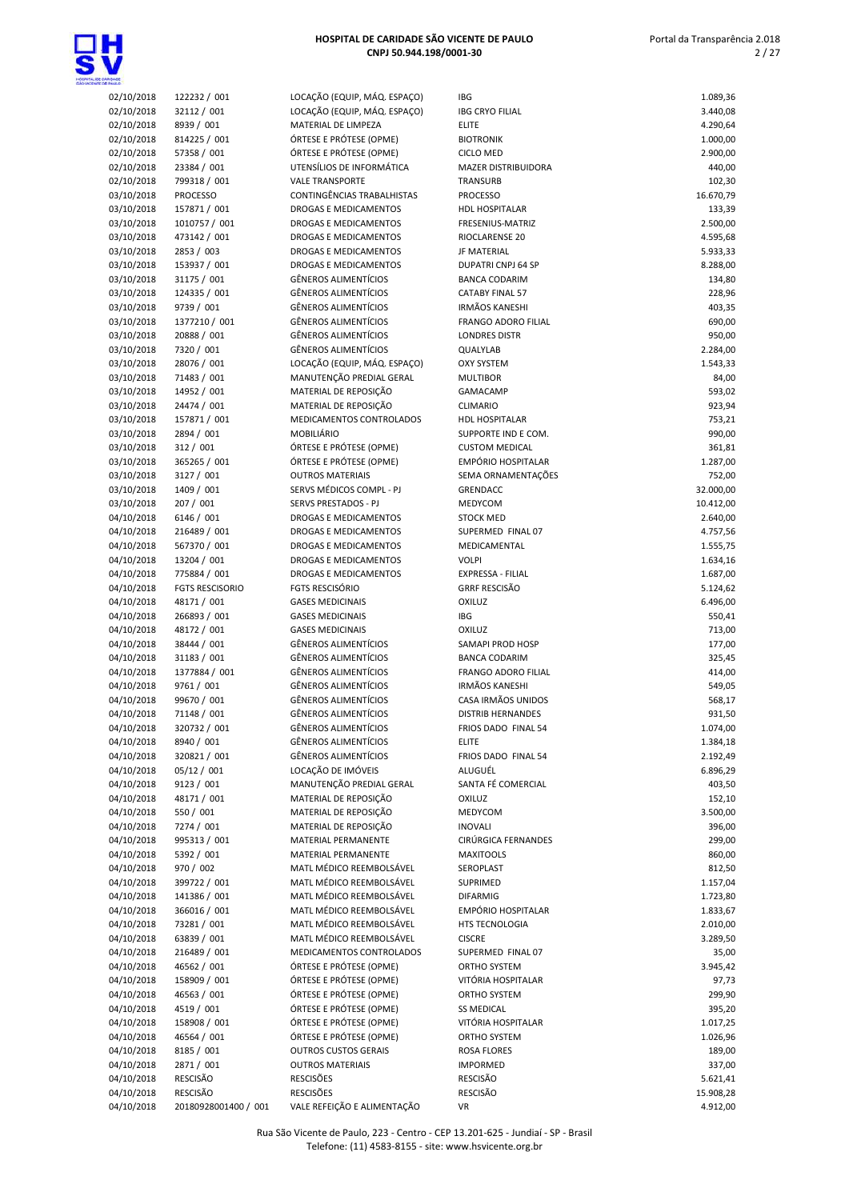# HOSPITAL DE CARIDADE SÃO VICENTE DE PAULO
**CNPJ 50.944.198/0001-30**

| | | | | |
|---|---|---|---|---|
| 02/10/2018 | 122232 / 001 | LOCAÇÃO (EQUIP, MÁQ. ESPAÇO) | IBG | 1.089,36 |
| 02/10/2018 | 32112 / 001 | LOCAÇÃO (EQUIP, MÁQ. ESPAÇO) | IBG CRYO FILIAL | 3.440,08 |
| 02/10/2018 | 8939 / 001 | MATERIAL DE LIMPEZA | ELITE | 4.290,64 |
| 02/10/2018 | 814225 / 001 | ÓRTESE E PRÓTESE (OPME) | BIOTRONIK | 1.000,00 |
| 02/10/2018 | 57358 / 001 | ÓRTESE E PRÓTESE (OPME) | CICLO MED | 2.900,00 |
| 02/10/2018 | 23384 / 001 | UTENSÍLIOS DE INFORMÁTICA | MAZER DISTRIBUIDORA | 440,00 |
| 02/10/2018 | 799318 / 001 | VALE TRANSPORTE | TRANSURB | 102,30 |
| 03/10/2018 | PROCESSO | CONTINGÊNCIAS TRABALHISTAS | PROCESSO | 16.670,79 |
| 03/10/2018 | 157871 / 001 | DROGAS E MEDICAMENTOS | HDL HOSPITALAR | 133,39 |
| 03/10/2018 | 1010757 / 001 | DROGAS E MEDICAMENTOS | FRESENIUS-MATRIZ | 2.500,00 |
| 03/10/2018 | 473142 / 001 | DROGAS E MEDICAMENTOS | RIOCLARENSE 20 | 4.595,68 |
| 03/10/2018 | 2853 / 003 | DROGAS E MEDICAMENTOS | JF MATERIAL | 5.933,33 |
| 03/10/2018 | 153937 / 001 | DROGAS E MEDICAMENTOS | DUPATRI CNPJ 64 SP | 8.288,00 |
| 03/10/2018 | 31175 / 001 | GÊNEROS ALIMENTÍCIOS | BANCA CODARIM | 134,80 |
| 03/10/2018 | 124335 / 001 | GÊNEROS ALIMENTÍCIOS | CATABY FINAL 57 | 228,96 |
| 03/10/2018 | 9739 / 001 | GÊNEROS ALIMENTÍCIOS | IRMÃOS KANESHI | 403,35 |
| 03/10/2018 | 1377210 / 001 | GÊNEROS ALIMENTÍCIOS | FRANGO ADORO FILIAL | 690,00 |
| 03/10/2018 | 20888 / 001 | GÊNEROS ALIMENTÍCIOS | LONDRES DISTR | 950,00 |
| 03/10/2018 | 7320 / 001 | GÊNEROS ALIMENTÍCIOS | QUALYLAB | 2.284,00 |
| 03/10/2018 | 28076 / 001 | LOCAÇÃO (EQUIP, MÁQ. ESPAÇO) | OXY SYSTEM | 1.543,33 |
| 03/10/2018 | 71483 / 001 | MANUTENÇÃO PREDIAL GERAL | MULTIBOR | 84,00 |
| 03/10/2018 | 14952 / 001 | MATERIAL DE REPOSIÇÃO | GAMACAMP | 593,02 |
| 03/10/2018 | 24474 / 001 | MATERIAL DE REPOSIÇÃO | CLIMARIO | 923,94 |
| 03/10/2018 | 157871 / 001 | MEDICAMENTOS CONTROLADOS | HDL HOSPITALAR | 753,21 |
| 03/10/2018 | 2894 / 001 | MOBILIÁRIO | SUPPORTE IND E COM. | 990,00 |
| 03/10/2018 | 312 / 001 | ÓRTESE E PRÓTESE (OPME) | CUSTOM MEDICAL | 361,81 |
| 03/10/2018 | 365265 / 001 | ÓRTESE E PRÓTESE (OPME) | EMPÓRIO HOSPITALAR | 1.287,00 |
| 03/10/2018 | 3127 / 001 | OUTROS MATERIAIS | SEMA ORNAMENTAÇÕES | 752,00 |
| 03/10/2018 | 1409 / 001 | SERVS MÉDICOS COMPL - PJ | GRENDACC | 32.000,00 |
| 03/10/2018 | 207 / 001 | SERVS PRESTADOS - PJ | MEDYCOM | 10.412,00 |
| 04/10/2018 | 6146 / 001 | DROGAS E MEDICAMENTOS | STOCK MED | 2.640,00 |
| 04/10/2018 | 216489 / 001 | DROGAS E MEDICAMENTOS | SUPERMED FINAL 07 | 4.757,56 |
| 04/10/2018 | 567370 / 001 | DROGAS E MEDICAMENTOS | MEDICAMENTAL | 1.555,75 |
| 04/10/2018 | 13204 / 001 | DROGAS E MEDICAMENTOS | VOLPI | 1.634,16 |
| 04/10/2018 | 775884 / 001 | DROGAS E MEDICAMENTOS | EXPRESSA - FILIAL | 1.687,00 |
| 04/10/2018 | FGTS RESCISORIO | FGTS RESCISÓRIO | GRRF RESCISÃO | 5.124,62 |
| 04/10/2018 | 48171 / 001 | GASES MEDICINAIS | OXILUZ | 6.496,00 |
| 04/10/2018 | 266893 / 001 | GASES MEDICINAIS | IBG | 550,41 |
| 04/10/2018 | 48172 / 001 | GASES MEDICINAIS | OXILUZ | 713,00 |
| 04/10/2018 | 38444 / 001 | GÊNEROS ALIMENTÍCIOS | SAMAPI PROD HOSP | 177,00 |
| 04/10/2018 | 31183 / 001 | GÊNEROS ALIMENTÍCIOS | BANCA CODARIM | 325,45 |
| 04/10/2018 | 1377884 / 001 | GÊNEROS ALIMENTÍCIOS | FRANGO ADORO FILIAL | 414,00 |
| 04/10/2018 | 9761 / 001 | GÊNEROS ALIMENTÍCIOS | IRMÃOS KANESHI | 549,05 |
| 04/10/2018 | 99670 / 001 | GÊNEROS ALIMENTÍCIOS | CASA IRMÃOS UNIDOS | 568,17 |
| 04/10/2018 | 71148 / 001 | GÊNEROS ALIMENTÍCIOS | DISTRIB HERNANDES | 931,50 |
| 04/10/2018 | 320732 / 001 | GÊNEROS ALIMENTÍCIOS | FRIOS DADO FINAL 54 | 1.074,00 |
| 04/10/2018 | 8940 / 001 | GÊNEROS ALIMENTÍCIOS | ELITE | 1.384,18 |
| 04/10/2018 | 320821 / 001 | GÊNEROS ALIMENTÍCIOS | FRIOS DADO FINAL 54 | 2.192,49 |
| 04/10/2018 | 05/12 / 001 | LOCAÇÃO DE IMÓVEIS | ALUGUÉL | 6.896,29 |
| 04/10/2018 | 9123 / 001 | MANUTENÇÃO PREDIAL GERAL | SANTA FÉ COMERCIAL | 403,50 |
| 04/10/2018 | 48171 / 001 | MATERIAL DE REPOSIÇÃO | OXILUZ | 152,10 |
| 04/10/2018 | 550 / 001 | MATERIAL DE REPOSIÇÃO | MEDYCOM | 3.500,00 |
| 04/10/2018 | 7274 / 001 | MATERIAL DE REPOSIÇÃO | INOVALI | 396,00 |
| 04/10/2018 | 995313 / 001 | MATERIAL PERMANENTE | CIRÚRGICA FERNANDES | 299,00 |
| 04/10/2018 | 5392 / 001 | MATERIAL PERMANENTE | MAXITOOLS | 860,00 |
| 04/10/2018 | 970 / 002 | MATL MÉDICO REEMBOLSÁVEL | SEROPLAST | 812,50 |
| 04/10/2018 | 399722 / 001 | MATL MÉDICO REEMBOLSÁVEL | SUPRIMED | 1.157,04 |
| 04/10/2018 | 141386 / 001 | MATL MÉDICO REEMBOLSÁVEL | DIFARMIG | 1.723,80 |
| 04/10/2018 | 366016 / 001 | MATL MÉDICO REEMBOLSÁVEL | EMPÓRIO HOSPITALAR | 1.833,67 |
| 04/10/2018 | 73281 / 001 | MATL MÉDICO REEMBOLSÁVEL | HTS TECNOLOGIA | 2.010,00 |
| 04/10/2018 | 63839 / 001 | MATL MÉDICO REEMBOLSÁVEL | CISCRE | 3.289,50 |
| 04/10/2018 | 216489 / 001 | MEDICAMENTOS CONTROLADOS | SUPERMED FINAL 07 | 35,00 |
| 04/10/2018 | 46562 / 001 | ÓRTESE E PRÓTESE (OPME) | ORTHO SYSTEM | 3.945,42 |
| 04/10/2018 | 158909 / 001 | ÓRTESE E PRÓTESE (OPME) | VITÓRIA HOSPITALAR | 97,73 |
| 04/10/2018 | 46563 / 001 | ÓRTESE E PRÓTESE (OPME) | ORTHO SYSTEM | 299,90 |
| 04/10/2018 | 4519 / 001 | ÓRTESE E PRÓTESE (OPME) | SS MEDICAL | 395,20 |
| 04/10/2018 | 158908 / 001 | ÓRTESE E PRÓTESE (OPME) | VITÓRIA HOSPITALAR | 1.017,25 |
| 04/10/2018 | 46564 / 001 | ÓRTESE E PRÓTESE (OPME) | ORTHO SYSTEM | 1.026,96 |
| 04/10/2018 | 8185 / 001 | OUTROS CUSTOS GERAIS | ROSA FLORES | 189,00 |
| 04/10/2018 | 2871 / 001 | OUTROS MATERIAIS | IMPORMED | 337,00 |
| 04/10/2018 | RESCISÃO | RESCISÕES | RESCISÃO | 5.621,41 |
| 04/10/2018 | RESCISÃO | RESCISÕES | RESCISÃO | 15.908,28 |
| 04/10/2018 | 20180928001400 / 001 | VALE REFEIÇÃO E ALIMENTAÇÃO | VR | 4.912,00 |

Rua São Vicente de Paulo, 223 - Centro - CEP 13.201-625 - Jundiaí - SP - Brasil
Telefone: (11) 4583-8155 - site: www.hsvicente.org.br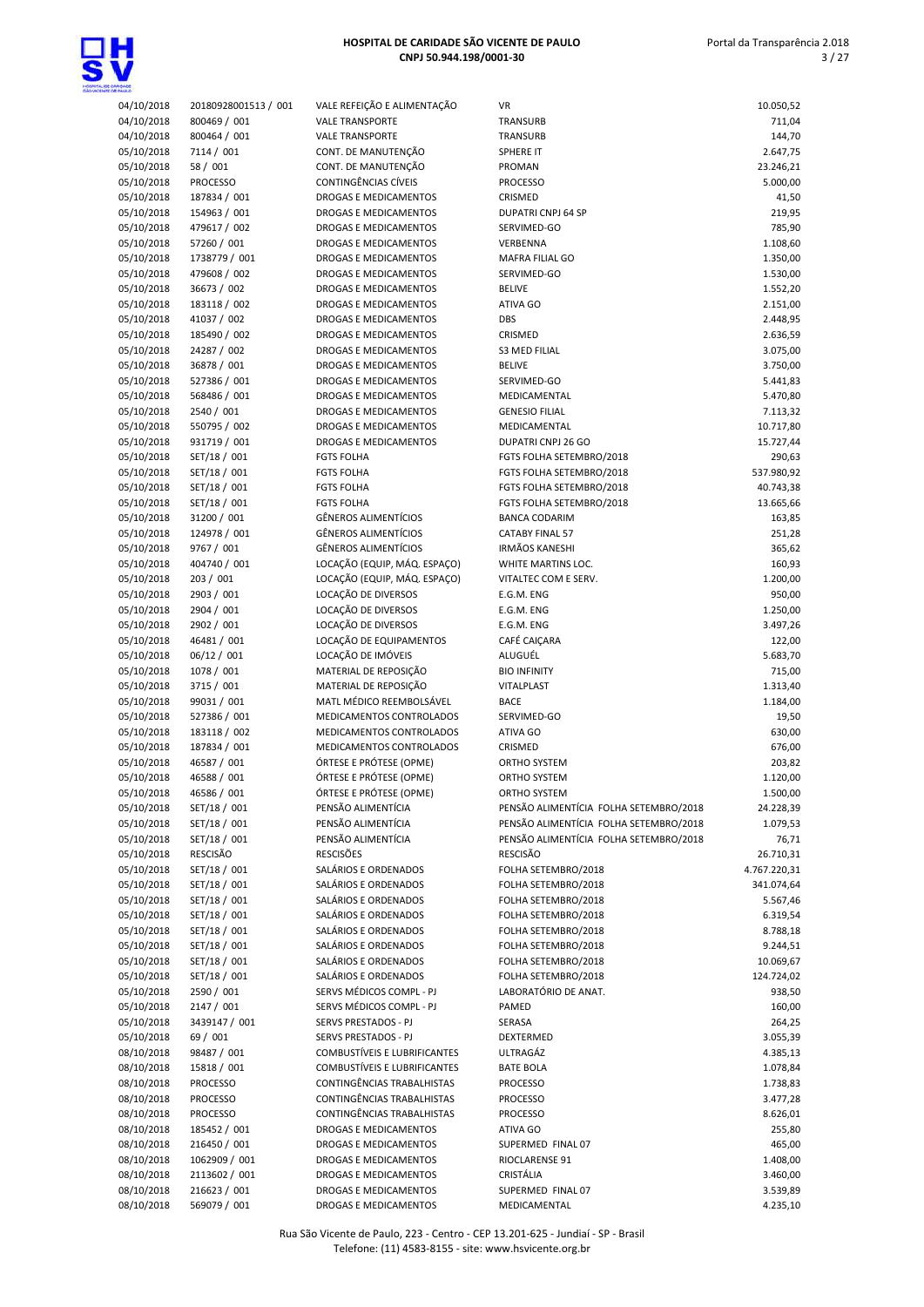| | | | | |
|---|---|---|---|---|
| 04/10/2018 | 20180928001513 / 001 | VALE REFEIÇÃO E ALIMENTAÇÃO | VR | 10.050,52 |
| 04/10/2018 | 800469 / 001 | VALE TRANSPORTE | TRANSURB | 711,04 |
| 04/10/2018 | 800464 / 001 | VALE TRANSPORTE | TRANSURB | 144,70 |
| 05/10/2018 | 7114 / 001 | CONT. DE MANUTENÇÃO | SPHERE IT | 2.647,75 |
| 05/10/2018 | 58 / 001 | CONT. DE MANUTENÇÃO | PROMAN | 23.246,21 |
| 05/10/2018 | PROCESSO | CONTINGÊNCIAS CÍVEIS | PROCESSO | 5.000,00 |
| 05/10/2018 | 187834 / 001 | DROGAS E MEDICAMENTOS | CRISMED | 41,50 |
| 05/10/2018 | 154963 / 001 | DROGAS E MEDICAMENTOS | DUPATRI CNPJ 64 SP | 219,95 |
| 05/10/2018 | 479617 / 002 | DROGAS E MEDICAMENTOS | SERVIMED-GO | 785,90 |
| 05/10/2018 | 57260 / 001 | DROGAS E MEDICAMENTOS | VERBENNA | 1.108,60 |
| 05/10/2018 | 1738779 / 001 | DROGAS E MEDICAMENTOS | MAFRA FILIAL GO | 1.350,00 |
| 05/10/2018 | 479608 / 002 | DROGAS E MEDICAMENTOS | SERVIMED-GO | 1.530,00 |
| 05/10/2018 | 36673 / 002 | DROGAS E MEDICAMENTOS | BELIVE | 1.552,20 |
| 05/10/2018 | 183118 / 002 | DROGAS E MEDICAMENTOS | ATIVA GO | 2.151,00 |
| 05/10/2018 | 41037 / 002 | DROGAS E MEDICAMENTOS | DBS | 2.448,95 |
| 05/10/2018 | 185490 / 002 | DROGAS E MEDICAMENTOS | CRISMED | 2.636,59 |
| 05/10/2018 | 24287 / 002 | DROGAS E MEDICAMENTOS | S3 MED FILIAL | 3.075,00 |
| 05/10/2018 | 36878 / 001 | DROGAS E MEDICAMENTOS | BELIVE | 3.750,00 |
| 05/10/2018 | 527386 / 001 | DROGAS E MEDICAMENTOS | SERVIMED-GO | 5.441,83 |
| 05/10/2018 | 568486 / 001 | DROGAS E MEDICAMENTOS | MEDICAMENTAL | 5.470,80 |
| 05/10/2018 | 2540 / 001 | DROGAS E MEDICAMENTOS | GENESIO FILIAL | 7.113,32 |
| 05/10/2018 | 550795 / 002 | DROGAS E MEDICAMENTOS | MEDICAMENTAL | 10.717,80 |
| 05/10/2018 | 931719 / 001 | DROGAS E MEDICAMENTOS | DUPATRI CNPJ 26 GO | 15.727,44 |
| 05/10/2018 | SET/18 / 001 | FGTS FOLHA | FGTS FOLHA SETEMBRO/2018 | 290,63 |
| 05/10/2018 | SET/18 / 001 | FGTS FOLHA | FGTS FOLHA SETEMBRO/2018 | 537.980,92 |
| 05/10/2018 | SET/18 / 001 | FGTS FOLHA | FGTS FOLHA SETEMBRO/2018 | 40.743,38 |
| 05/10/2018 | SET/18 / 001 | FGTS FOLHA | FGTS FOLHA SETEMBRO/2018 | 13.665,66 |
| 05/10/2018 | 31200 / 001 | GÊNEROS ALIMENTÍCIOS | BANCA CODARIM | 163,85 |
| 05/10/2018 | 124978 / 001 | GÊNEROS ALIMENTÍCIOS | CATABY FINAL 57 | 251,28 |
| 05/10/2018 | 9767 / 001 | GÊNEROS ALIMENTÍCIOS | IRMÃOS KANESHI | 365,62 |
| 05/10/2018 | 404740 / 001 | LOCAÇÃO (EQUIP, MÁQ. ESPAÇO) | WHITE MARTINS LOC. | 160,93 |
| 05/10/2018 | 203 / 001 | LOCAÇÃO (EQUIP, MÁQ. ESPAÇO) | VITALTEC COM E SERV. | 1.200,00 |
| 05/10/2018 | 2903 / 001 | LOCAÇÃO DE DIVERSOS | E.G.M. ENG | 950,00 |
| 05/10/2018 | 2904 / 001 | LOCAÇÃO DE DIVERSOS | E.G.M. ENG | 1.250,00 |
| 05/10/2018 | 2902 / 001 | LOCAÇÃO DE DIVERSOS | E.G.M. ENG | 3.497,26 |
| 05/10/2018 | 46481 / 001 | LOCAÇÃO DE EQUIPAMENTOS | CAFÉ CAIÇARA | 122,00 |
| 05/10/2018 | 06/12 / 001 | LOCAÇÃO DE IMÓVEIS | ALUGUÉL | 5.683,70 |
| 05/10/2018 | 1078 / 001 | MATERIAL DE REPOSIÇÃO | BIO INFINITY | 715,00 |
| 05/10/2018 | 3715 / 001 | MATERIAL DE REPOSIÇÃO | VITALPLAST | 1.313,40 |
| 05/10/2018 | 99031 / 001 | MATL MÉDICO REEMBOLSÁVEL | BACE | 1.184,00 |
| 05/10/2018 | 527386 / 001 | MEDICAMENTOS CONTROLADOS | SERVIMED-GO | 19,50 |
| 05/10/2018 | 183118 / 002 | MEDICAMENTOS CONTROLADOS | ATIVA GO | 630,00 |
| 05/10/2018 | 187834 / 001 | MEDICAMENTOS CONTROLADOS | CRISMED | 676,00 |
| 05/10/2018 | 46587 / 001 | ÓRTESE E PRÓTESE (OPME) | ORTHO SYSTEM | 203,82 |
| 05/10/2018 | 46588 / 001 | ÓRTESE E PRÓTESE (OPME) | ORTHO SYSTEM | 1.120,00 |
| 05/10/2018 | 46586 / 001 | ÓRTESE E PRÓTESE (OPME) | ORTHO SYSTEM | 1.500,00 |
| 05/10/2018 | SET/18 / 001 | PENSÃO ALIMENTÍCIA | PENSÃO ALIMENTÍCIA FOLHA SETEMBRO/2018 | 24.228,39 |
| 05/10/2018 | SET/18 / 001 | PENSÃO ALIMENTÍCIA | PENSÃO ALIMENTÍCIA FOLHA SETEMBRO/2018 | 1.079,53 |
| 05/10/2018 | SET/18 / 001 | PENSÃO ALIMENTÍCIA | PENSÃO ALIMENTÍCIA FOLHA SETEMBRO/2018 | 76,71 |
| 05/10/2018 | RESCISÃO | RESCISÕES | RESCISÃO | 26.710,31 |
| 05/10/2018 | SET/18 / 001 | SALÁRIOS E ORDENADOS | FOLHA SETEMBRO/2018 | 4.767.220,31 |
| 05/10/2018 | SET/18 / 001 | SALÁRIOS E ORDENADOS | FOLHA SETEMBRO/2018 | 341.074,64 |
| 05/10/2018 | SET/18 / 001 | SALÁRIOS E ORDENADOS | FOLHA SETEMBRO/2018 | 5.567,46 |
| 05/10/2018 | SET/18 / 001 | SALÁRIOS E ORDENADOS | FOLHA SETEMBRO/2018 | 6.319,54 |
| 05/10/2018 | SET/18 / 001 | SALÁRIOS E ORDENADOS | FOLHA SETEMBRO/2018 | 8.788,18 |
| 05/10/2018 | SET/18 / 001 | SALÁRIOS E ORDENADOS | FOLHA SETEMBRO/2018 | 9.244,51 |
| 05/10/2018 | SET/18 / 001 | SALÁRIOS E ORDENADOS | FOLHA SETEMBRO/2018 | 10.069,67 |
| 05/10/2018 | SET/18 / 001 | SALÁRIOS E ORDENADOS | FOLHA SETEMBRO/2018 | 124.724,02 |
| 05/10/2018 | 2590 / 001 | SERVS MÉDICOS COMPL - PJ | LABORATÓRIO DE ANAT. | 938,50 |
| 05/10/2018 | 2147 / 001 | SERVS MÉDICOS COMPL - PJ | PAMED | 160,00 |
| 05/10/2018 | 3439147 / 001 | SERVS PRESTADOS - PJ | SERASA | 264,25 |
| 05/10/2018 | 69 / 001 | SERVS PRESTADOS - PJ | DEXTERMED | 3.055,39 |
| 08/10/2018 | 98487 / 001 | COMBUSTÍVEIS E LUBRIFICANTES | ULTRAGÁZ | 4.385,13 |
| 08/10/2018 | 15818 / 001 | COMBUSTÍVEIS E LUBRIFICANTES | BATE BOLA | 1.078,84 |
| 08/10/2018 | PROCESSO | CONTINGÊNCIAS TRABALHISTAS | PROCESSO | 1.738,83 |
| 08/10/2018 | PROCESSO | CONTINGÊNCIAS TRABALHISTAS | PROCESSO | 3.477,28 |
| 08/10/2018 | PROCESSO | CONTINGÊNCIAS TRABALHISTAS | PROCESSO | 8.626,01 |
| 08/10/2018 | 185452 / 001 | DROGAS E MEDICAMENTOS | ATIVA GO | 255,80 |
| 08/10/2018 | 216450 / 001 | DROGAS E MEDICAMENTOS | SUPERMED FINAL 07 | 465,00 |
| 08/10/2018 | 1062909 / 001 | DROGAS E MEDICAMENTOS | RIOCLARENSE 91 | 1.408,00 |
| 08/10/2018 | 2113602 / 001 | DROGAS E MEDICAMENTOS | CRISTÁLIA | 3.460,00 |
| 08/10/2018 | 216623 / 001 | DROGAS E MEDICAMENTOS | SUPERMED FINAL 07 | 3.539,89 |
| 08/10/2018 | 569079 / 001 | DROGAS E MEDICAMENTOS | MEDICAMENTAL | 4.235,10 |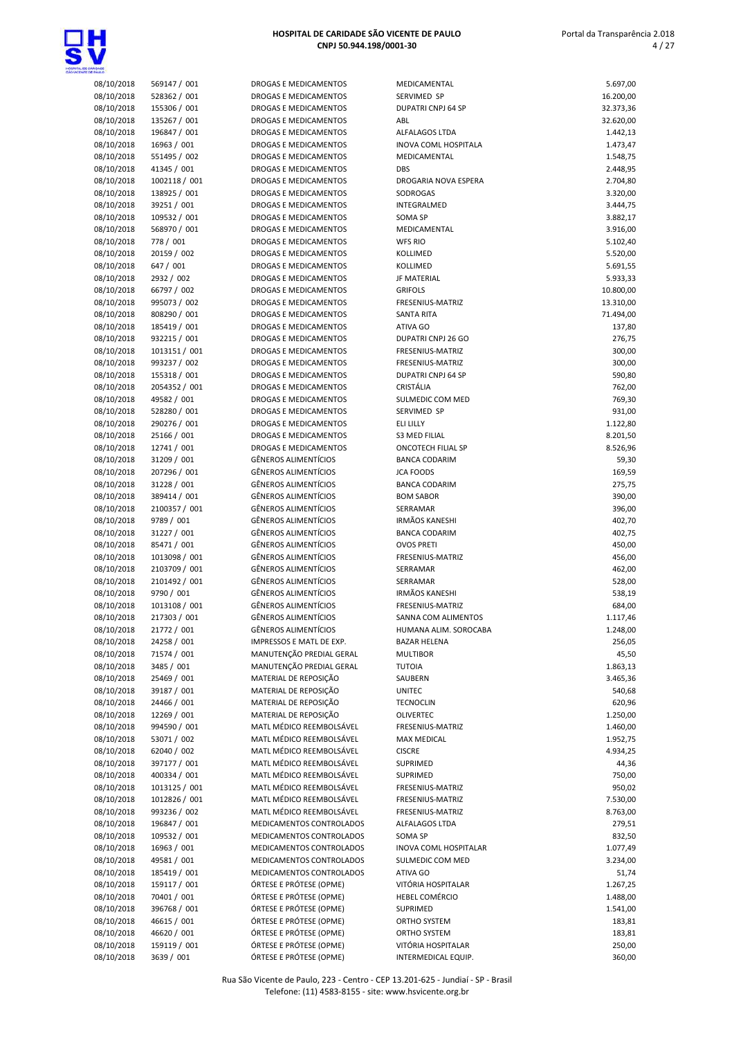| | | | | |
|---|---|---|---|---|
| 08/10/2018 | 569147 / 001 | DROGAS E MEDICAMENTOS | MEDICAMENTAL | 5.697,00 |
| 08/10/2018 | 528362 / 001 | DROGAS E MEDICAMENTOS | SERVIMED SP | 16.200,00 |
| 08/10/2018 | 155306 / 001 | DROGAS E MEDICAMENTOS | DUPATRI CNPJ 64 SP | 32.373,36 |
| 08/10/2018 | 135267 / 001 | DROGAS E MEDICAMENTOS | ABL | 32.620,00 |
| 08/10/2018 | 196847 / 001 | DROGAS E MEDICAMENTOS | ALFALAGOS LTDA | 1.442,13 |
| 08/10/2018 | 16963 / 001 | DROGAS E MEDICAMENTOS | INOVA COML HOSPITALA | 1.473,47 |
| 08/10/2018 | 551495 / 002 | DROGAS E MEDICAMENTOS | MEDICAMENTAL | 1.548,75 |
| 08/10/2018 | 41345 / 001 | DROGAS E MEDICAMENTOS | DBS | 2.448,95 |
| 08/10/2018 | 1002118 / 001 | DROGAS E MEDICAMENTOS | DROGARIA NOVA ESPERA | 2.704,80 |
| 08/10/2018 | 138925 / 001 | DROGAS E MEDICAMENTOS | SODROGAS | 3.320,00 |
| 08/10/2018 | 39251 / 001 | DROGAS E MEDICAMENTOS | INTEGRALMED | 3.444,75 |
| 08/10/2018 | 109532 / 001 | DROGAS E MEDICAMENTOS | SOMA SP | 3.882,17 |
| 08/10/2018 | 568970 / 001 | DROGAS E MEDICAMENTOS | MEDICAMENTAL | 3.916,00 |
| 08/10/2018 | 778 / 001 | DROGAS E MEDICAMENTOS | WFS RIO | 5.102,40 |
| 08/10/2018 | 20159 / 002 | DROGAS E MEDICAMENTOS | KOLLIMED | 5.520,00 |
| 08/10/2018 | 647 / 001 | DROGAS E MEDICAMENTOS | KOLLIMED | 5.691,55 |
| 08/10/2018 | 2932 / 002 | DROGAS E MEDICAMENTOS | JF MATERIAL | 5.933,33 |
| 08/10/2018 | 66797 / 002 | DROGAS E MEDICAMENTOS | GRIFOLS | 10.800,00 |
| 08/10/2018 | 995073 / 002 | DROGAS E MEDICAMENTOS | FRESENIUS-MATRIZ | 13.310,00 |
| 08/10/2018 | 808290 / 001 | DROGAS E MEDICAMENTOS | SANTA RITA | 71.494,00 |
| 08/10/2018 | 185419 / 001 | DROGAS E MEDICAMENTOS | ATIVA GO | 137,80 |
| 08/10/2018 | 932215 / 001 | DROGAS E MEDICAMENTOS | DUPATRI CNPJ 26 GO | 276,75 |
| 08/10/2018 | 1013151 / 001 | DROGAS E MEDICAMENTOS | FRESENIUS-MATRIZ | 300,00 |
| 08/10/2018 | 993237 / 002 | DROGAS E MEDICAMENTOS | FRESENIUS-MATRIZ | 300,00 |
| 08/10/2018 | 155318 / 001 | DROGAS E MEDICAMENTOS | DUPATRI CNPJ 64 SP | 590,80 |
| 08/10/2018 | 2054352 / 001 | DROGAS E MEDICAMENTOS | CRISTÁLIA | 762,00 |
| 08/10/2018 | 49582 / 001 | DROGAS E MEDICAMENTOS | SULMEDIC COM MED | 769,30 |
| 08/10/2018 | 528280 / 001 | DROGAS E MEDICAMENTOS | SERVIMED SP | 931,00 |
| 08/10/2018 | 290276 / 001 | DROGAS E MEDICAMENTOS | ELI LILLY | 1.122,80 |
| 08/10/2018 | 25166 / 001 | DROGAS E MEDICAMENTOS | S3 MED FILIAL | 8.201,50 |
| 08/10/2018 | 12741 / 001 | DROGAS E MEDICAMENTOS | ONCOTECH FILIAL SP | 8.526,96 |
| 08/10/2018 | 31209 / 001 | GÊNEROS ALIMENTÍCIOS | BANCA CODARIM | 59,30 |
| 08/10/2018 | 207296 / 001 | GÊNEROS ALIMENTÍCIOS | JCA FOODS | 169,59 |
| 08/10/2018 | 31228 / 001 | GÊNEROS ALIMENTÍCIOS | BANCA CODARIM | 275,75 |
| 08/10/2018 | 389414 / 001 | GÊNEROS ALIMENTÍCIOS | BOM SABOR | 390,00 |
| 08/10/2018 | 2100357 / 001 | GÊNEROS ALIMENTÍCIOS | SERRAMAR | 396,00 |
| 08/10/2018 | 9789 / 001 | GÊNEROS ALIMENTÍCIOS | IRMÃOS KANESHI | 402,70 |
| 08/10/2018 | 31227 / 001 | GÊNEROS ALIMENTÍCIOS | BANCA CODARIM | 402,75 |
| 08/10/2018 | 85471 / 001 | GÊNEROS ALIMENTÍCIOS | OVOS PRETI | 450,00 |
| 08/10/2018 | 1013098 / 001 | GÊNEROS ALIMENTÍCIOS | FRESENIUS-MATRIZ | 456,00 |
| 08/10/2018 | 2103709 / 001 | GÊNEROS ALIMENTÍCIOS | SERRAMAR | 462,00 |
| 08/10/2018 | 2101492 / 001 | GÊNEROS ALIMENTÍCIOS | SERRAMAR | 528,00 |
| 08/10/2018 | 9790 / 001 | GÊNEROS ALIMENTÍCIOS | IRMÃOS KANESHI | 538,19 |
| 08/10/2018 | 1013108 / 001 | GÊNEROS ALIMENTÍCIOS | FRESENIUS-MATRIZ | 684,00 |
| 08/10/2018 | 217303 / 001 | GÊNEROS ALIMENTÍCIOS | SANNA COM ALIMENTOS | 1.117,46 |
| 08/10/2018 | 21772 / 001 | GÊNEROS ALIMENTÍCIOS | HUMANA ALIM. SOROCABA | 1.248,00 |
| 08/10/2018 | 24258 / 001 | IMPRESSOS E MATL DE EXP. | BAZAR HELENA | 256,05 |
| 08/10/2018 | 71574 / 001 | MANUTENÇÃO PREDIAL GERAL | MULTIBOR | 45,50 |
| 08/10/2018 | 3485 / 001 | MANUTENÇÃO PREDIAL GERAL | TUTOIA | 1.863,13 |
| 08/10/2018 | 25469 / 001 | MATERIAL DE REPOSIÇÃO | SAUBERN | 3.465,36 |
| 08/10/2018 | 39187 / 001 | MATERIAL DE REPOSIÇÃO | UNITEC | 540,68 |
| 08/10/2018 | 24466 / 001 | MATERIAL DE REPOSIÇÃO | TECNOCLIN | 620,96 |
| 08/10/2018 | 12269 / 001 | MATERIAL DE REPOSIÇÃO | OLIVERTEC | 1.250,00 |
| 08/10/2018 | 994590 / 001 | MATL MÉDICO REEMBOLSÁVEL | FRESENIUS-MATRIZ | 1.460,00 |
| 08/10/2018 | 53071 / 002 | MATL MÉDICO REEMBOLSÁVEL | MAX MEDICAL | 1.952,75 |
| 08/10/2018 | 62040 / 002 | MATL MÉDICO REEMBOLSÁVEL | CISCRE | 4.934,25 |
| 08/10/2018 | 397177 / 001 | MATL MÉDICO REEMBOLSÁVEL | SUPRIMED | 44,36 |
| 08/10/2018 | 400334 / 001 | MATL MÉDICO REEMBOLSÁVEL | SUPRIMED | 750,00 |
| 08/10/2018 | 1013125 / 001 | MATL MÉDICO REEMBOLSÁVEL | FRESENIUS-MATRIZ | 950,02 |
| 08/10/2018 | 1012826 / 001 | MATL MÉDICO REEMBOLSÁVEL | FRESENIUS-MATRIZ | 7.530,00 |
| 08/10/2018 | 993236 / 002 | MATL MÉDICO REEMBOLSÁVEL | FRESENIUS-MATRIZ | 8.763,00 |
| 08/10/2018 | 196847 / 001 | MEDICAMENTOS CONTROLADOS | ALFALAGOS LTDA | 279,51 |
| 08/10/2018 | 109532 / 001 | MEDICAMENTOS CONTROLADOS | SOMA SP | 832,50 |
| 08/10/2018 | 16963 / 001 | MEDICAMENTOS CONTROLADOS | INOVA COML HOSPITALAR | 1.077,49 |
| 08/10/2018 | 49581 / 001 | MEDICAMENTOS CONTROLADOS | SULMEDIC COM MED | 3.234,00 |
| 08/10/2018 | 185419 / 001 | MEDICAMENTOS CONTROLADOS | ATIVA GO | 51,74 |
| 08/10/2018 | 159117 / 001 | ÓRTESE E PRÓTESE (OPME) | VITÓRIA HOSPITALAR | 1.267,25 |
| 08/10/2018 | 70401 / 001 | ÓRTESE E PRÓTESE (OPME) | HEBEL COMÉRCIO | 1.488,00 |
| 08/10/2018 | 396768 / 001 | ÓRTESE E PRÓTESE (OPME) | SUPRIMED | 1.541,00 |
| 08/10/2018 | 46615 / 001 | ÓRTESE E PRÓTESE (OPME) | ORTHO SYSTEM | 183,81 |
| 08/10/2018 | 46620 / 001 | ÓRTESE E PRÓTESE (OPME) | ORTHO SYSTEM | 183,81 |
| 08/10/2018 | 159119 / 001 | ÓRTESE E PRÓTESE (OPME) | VITÓRIA HOSPITALAR | 250,00 |
| 08/10/2018 | 3639 / 001 | ÓRTESE E PRÓTESE (OPME) | INTERMEDICAL EQUIP. | 360,00 |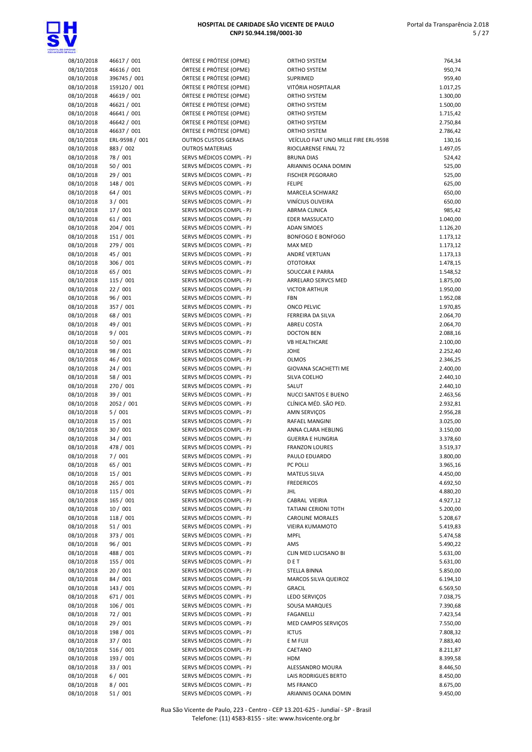| | | | | |
|---|---|---|---|---|
| 08/10/2018 | 46617 / 001 | ÓRTESE E PRÓTESE (OPME) | ORTHO SYSTEM | 764,34 |
| 08/10/2018 | 46616 / 001 | ÓRTESE E PRÓTESE (OPME) | ORTHO SYSTEM | 950,74 |
| 08/10/2018 | 396745 / 001 | ÓRTESE E PRÓTESE (OPME) | SUPRIMED | 959,40 |
| 08/10/2018 | 159120 / 001 | ÓRTESE E PRÓTESE (OPME) | VITÓRIA HOSPITALAR | 1.017,25 |
| 08/10/2018 | 46619 / 001 | ÓRTESE E PRÓTESE (OPME) | ORTHO SYSTEM | 1.300,00 |
| 08/10/2018 | 46621 / 001 | ÓRTESE E PRÓTESE (OPME) | ORTHO SYSTEM | 1.500,00 |
| 08/10/2018 | 46641 / 001 | ÓRTESE E PRÓTESE (OPME) | ORTHO SYSTEM | 1.715,42 |
| 08/10/2018 | 46642 / 001 | ÓRTESE E PRÓTESE (OPME) | ORTHO SYSTEM | 2.750,84 |
| 08/10/2018 | 46637 / 001 | ÓRTESE E PRÓTESE (OPME) | ORTHO SYSTEM | 2.786,42 |
| 08/10/2018 | ERL-9598 / 001 | OUTROS CUSTOS GERAIS | VEÍCULO FIAT UNO MILLE FIRE ERL-9598 | 130,16 |
| 08/10/2018 | 883 / 002 | OUTROS MATERIAIS | RIOCLARENSE FINAL 72 | 1.497,05 |
| 08/10/2018 | 78 / 001 | SERVS MÉDICOS COMPL - PJ | BRUNA DIAS | 524,42 |
| 08/10/2018 | 50 / 001 | SERVS MÉDICOS COMPL - PJ | ARIANNIS OCANA DOMIN | 525,00 |
| 08/10/2018 | 29 / 001 | SERVS MÉDICOS COMPL - PJ | FISCHER PEGORARO | 525,00 |
| 08/10/2018 | 148 / 001 | SERVS MÉDICOS COMPL - PJ | FELIPE | 625,00 |
| 08/10/2018 | 64 / 001 | SERVS MÉDICOS COMPL - PJ | MARCELA SCHWARZ | 650,00 |
| 08/10/2018 | 3 / 001 | SERVS MÉDICOS COMPL - PJ | VINÍCIUS OLIVEIRA | 650,00 |
| 08/10/2018 | 17 / 001 | SERVS MÉDICOS COMPL - PJ | ABRMA CLINICA | 985,42 |
| 08/10/2018 | 61 / 001 | SERVS MÉDICOS COMPL - PJ | EDER MASSUCATO | 1.040,00 |
| 08/10/2018 | 204 / 001 | SERVS MÉDICOS COMPL - PJ | ADAN SIMOES | 1.126,20 |
| 08/10/2018 | 151 / 001 | SERVS MÉDICOS COMPL - PJ | BONFOGO E BONFOGO | 1.173,12 |
| 08/10/2018 | 279 / 001 | SERVS MÉDICOS COMPL - PJ | MAX MED | 1.173,12 |
| 08/10/2018 | 45 / 001 | SERVS MÉDICOS COMPL - PJ | ANDRÉ VERTUAN | 1.173,13 |
| 08/10/2018 | 306 / 001 | SERVS MÉDICOS COMPL - PJ | OTOTORAX | 1.478,15 |
| 08/10/2018 | 65 / 001 | SERVS MÉDICOS COMPL - PJ | SOUCCAR E PARRA | 1.548,52 |
| 08/10/2018 | 115 / 001 | SERVS MÉDICOS COMPL - PJ | ARRELARO SERVCS MED | 1.875,00 |
| 08/10/2018 | 22 / 001 | SERVS MÉDICOS COMPL - PJ | VICTOR ARTHUR | 1.950,00 |
| 08/10/2018 | 96 / 001 | SERVS MÉDICOS COMPL - PJ | FBN | 1.952,08 |
| 08/10/2018 | 357 / 001 | SERVS MÉDICOS COMPL - PJ | ONCO PELVIC | 1.970,85 |
| 08/10/2018 | 68 / 001 | SERVS MÉDICOS COMPL - PJ | FERREIRA DA SILVA | 2.064,70 |
| 08/10/2018 | 49 / 001 | SERVS MÉDICOS COMPL - PJ | ABREU COSTA | 2.064,70 |
| 08/10/2018 | 9 / 001 | SERVS MÉDICOS COMPL - PJ | DOCTON BEN | 2.088,16 |
| 08/10/2018 | 50 / 001 | SERVS MÉDICOS COMPL - PJ | VB HEALTHCARE | 2.100,00 |
| 08/10/2018 | 98 / 001 | SERVS MÉDICOS COMPL - PJ | JOHE | 2.252,40 |
| 08/10/2018 | 46 / 001 | SERVS MÉDICOS COMPL - PJ | OLMOS | 2.346,25 |
| 08/10/2018 | 24 / 001 | SERVS MÉDICOS COMPL - PJ | GIOVANA SCACHETTI ME | 2.400,00 |
| 08/10/2018 | 58 / 001 | SERVS MÉDICOS COMPL - PJ | SILVA COELHO | 2.440,10 |
| 08/10/2018 | 270 / 001 | SERVS MÉDICOS COMPL - PJ | SALUT | 2.440,10 |
| 08/10/2018 | 39 / 001 | SERVS MÉDICOS COMPL - PJ | NUCCI SANTOS E BUENO | 2.463,56 |
| 08/10/2018 | 2052 / 001 | SERVS MÉDICOS COMPL - PJ | CLÍNICA MÉD. SÃO PED. | 2.932,81 |
| 08/10/2018 | 5 / 001 | SERVS MÉDICOS COMPL - PJ | AMN SERVIÇOS | 2.956,28 |
| 08/10/2018 | 15 / 001 | SERVS MÉDICOS COMPL - PJ | RAFAEL MANGINI | 3.025,00 |
| 08/10/2018 | 30 / 001 | SERVS MÉDICOS COMPL - PJ | ANNA CLARA HEBLING | 3.150,00 |
| 08/10/2018 | 34 / 001 | SERVS MÉDICOS COMPL - PJ | GUERRA E HUNGRIA | 3.378,60 |
| 08/10/2018 | 478 / 001 | SERVS MÉDICOS COMPL - PJ | FRANZON LOURES | 3.519,37 |
| 08/10/2018 | 7 / 001 | SERVS MÉDICOS COMPL - PJ | PAULO EDUARDO | 3.800,00 |
| 08/10/2018 | 65 / 001 | SERVS MÉDICOS COMPL - PJ | PC POLLI | 3.965,16 |
| 08/10/2018 | 15 / 001 | SERVS MÉDICOS COMPL - PJ | MATEUS SILVA | 4.450,00 |
| 08/10/2018 | 265 / 001 | SERVS MÉDICOS COMPL - PJ | FREDERICOS | 4.692,50 |
| 08/10/2018 | 115 / 001 | SERVS MÉDICOS COMPL - PJ | JHL | 4.880,20 |
| 08/10/2018 | 165 / 001 | SERVS MÉDICOS COMPL - PJ | CABRAL VIEIRIA | 4.927,12 |
| 08/10/2018 | 10 / 001 | SERVS MÉDICOS COMPL - PJ | TATIANI CERIONI TOTH | 5.200,00 |
| 08/10/2018 | 118 / 001 | SERVS MÉDICOS COMPL - PJ | CAROLINE MORALES | 5.208,67 |
| 08/10/2018 | 51 / 001 | SERVS MÉDICOS COMPL - PJ | VIEIRA KUMAMOTO | 5.419,83 |
| 08/10/2018 | 373 / 001 | SERVS MÉDICOS COMPL - PJ | MPFL | 5.474,58 |
| 08/10/2018 | 96 / 001 | SERVS MÉDICOS COMPL - PJ | AMS | 5.490,22 |
| 08/10/2018 | 488 / 001 | SERVS MÉDICOS COMPL - PJ | CLIN MED LUCISANO BI | 5.631,00 |
| 08/10/2018 | 155 / 001 | SERVS MÉDICOS COMPL - PJ | D E T | 5.631,00 |
| 08/10/2018 | 20 / 001 | SERVS MÉDICOS COMPL - PJ | STELLA BINNA | 5.850,00 |
| 08/10/2018 | 84 / 001 | SERVS MÉDICOS COMPL - PJ | MARCOS SILVA QUEIROZ | 6.194,10 |
| 08/10/2018 | 143 / 001 | SERVS MÉDICOS COMPL - PJ | GRACIL | 6.569,50 |
| 08/10/2018 | 671 / 001 | SERVS MÉDICOS COMPL - PJ | LEDO SERVIÇOS | 7.038,75 |
| 08/10/2018 | 106 / 001 | SERVS MÉDICOS COMPL - PJ | SOUSA MARQUES | 7.390,68 |
| 08/10/2018 | 72 / 001 | SERVS MÉDICOS COMPL - PJ | FAGANELLI | 7.423,54 |
| 08/10/2018 | 29 / 001 | SERVS MÉDICOS COMPL - PJ | MED CAMPOS SERVIÇOS | 7.550,00 |
| 08/10/2018 | 198 / 001 | SERVS MÉDICOS COMPL - PJ | ICTUS | 7.808,32 |
| 08/10/2018 | 37 / 001 | SERVS MÉDICOS COMPL - PJ | E M FUJI | 7.883,40 |
| 08/10/2018 | 516 / 001 | SERVS MÉDICOS COMPL - PJ | CAETANO | 8.211,87 |
| 08/10/2018 | 193 / 001 | SERVS MÉDICOS COMPL - PJ | HDM | 8.399,58 |
| 08/10/2018 | 33 / 001 | SERVS MÉDICOS COMPL - PJ | ALESSANDRO MOURA | 8.446,50 |
| 08/10/2018 | 6 / 001 | SERVS MÉDICOS COMPL - PJ | LAIS RODRIGUES BERTO | 8.450,00 |
| 08/10/2018 | 8 / 001 | SERVS MÉDICOS COMPL - PJ | MS FRANCO | 8.675,00 |
| 08/10/2018 | 51 / 001 | SERVS MÉDICOS COMPL - PJ | ARIANNIS OCANA DOMIN | 9.450,00 |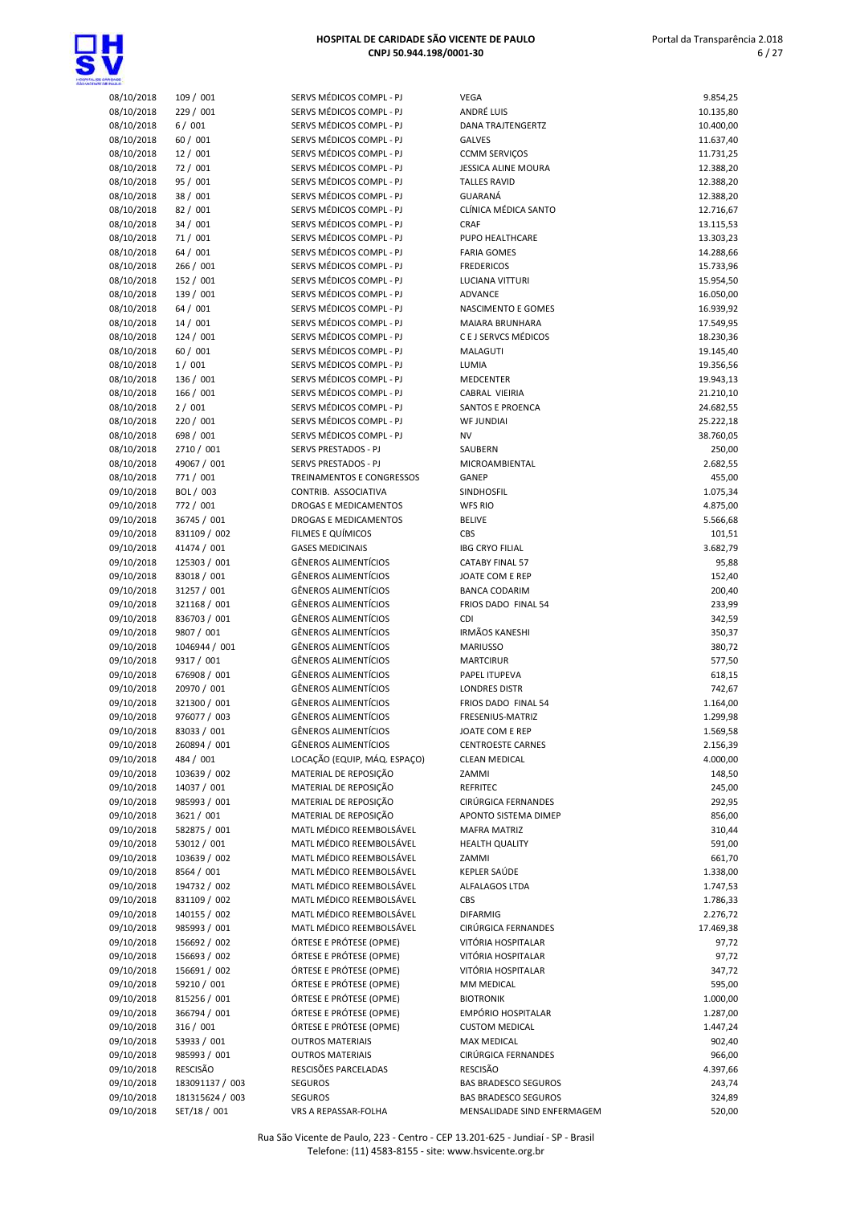| | | | | |
|---|---|---|---|---|
| 08/10/2018 | 109 / 001 | SERVS MÉDICOS COMPL - PJ | VEGA | 9.854,25 |
| 08/10/2018 | 229 / 001 | SERVS MÉDICOS COMPL - PJ | ANDRÉ LUIS | 10.135,80 |
| 08/10/2018 | 6 / 001 | SERVS MÉDICOS COMPL - PJ | DANA TRAJTENGERTZ | 10.400,00 |
| 08/10/2018 | 60 / 001 | SERVS MÉDICOS COMPL - PJ | GALVES | 11.637,40 |
| 08/10/2018 | 12 / 001 | SERVS MÉDICOS COMPL - PJ | CCMM SERVIÇOS | 11.731,25 |
| 08/10/2018 | 72 / 001 | SERVS MÉDICOS COMPL - PJ | JESSICA ALINE MOURA | 12.388,20 |
| 08/10/2018 | 95 / 001 | SERVS MÉDICOS COMPL - PJ | TALLES RAVID | 12.388,20 |
| 08/10/2018 | 38 / 001 | SERVS MÉDICOS COMPL - PJ | GUARANÁ | 12.388,20 |
| 08/10/2018 | 82 / 001 | SERVS MÉDICOS COMPL - PJ | CLÍNICA MÉDICA SANTO | 12.716,67 |
| 08/10/2018 | 34 / 001 | SERVS MÉDICOS COMPL - PJ | CRAF | 13.115,53 |
| 08/10/2018 | 71 / 001 | SERVS MÉDICOS COMPL - PJ | PUPO HEALTHCARE | 13.303,23 |
| 08/10/2018 | 64 / 001 | SERVS MÉDICOS COMPL - PJ | FARIA GOMES | 14.288,66 |
| 08/10/2018 | 266 / 001 | SERVS MÉDICOS COMPL - PJ | FREDERICOS | 15.733,96 |
| 08/10/2018 | 152 / 001 | SERVS MÉDICOS COMPL - PJ | LUCIANA VITTURI | 15.954,50 |
| 08/10/2018 | 139 / 001 | SERVS MÉDICOS COMPL - PJ | ADVANCE | 16.050,00 |
| 08/10/2018 | 64 / 001 | SERVS MÉDICOS COMPL - PJ | NASCIMENTO E GOMES | 16.939,92 |
| 08/10/2018 | 14 / 001 | SERVS MÉDICOS COMPL - PJ | MAIARA BRUNHARA | 17.549,95 |
| 08/10/2018 | 124 / 001 | SERVS MÉDICOS COMPL - PJ | C E J SERVCS MÉDICOS | 18.230,36 |
| 08/10/2018 | 60 / 001 | SERVS MÉDICOS COMPL - PJ | MALAGUTI | 19.145,40 |
| 08/10/2018 | 1 / 001 | SERVS MÉDICOS COMPL - PJ | LUMIA | 19.356,56 |
| 08/10/2018 | 136 / 001 | SERVS MÉDICOS COMPL - PJ | MEDCENTER | 19.943,13 |
| 08/10/2018 | 166 / 001 | SERVS MÉDICOS COMPL - PJ | CABRAL VIEIRIA | 21.210,10 |
| 08/10/2018 | 2 / 001 | SERVS MÉDICOS COMPL - PJ | SANTOS E PROENCA | 24.682,55 |
| 08/10/2018 | 220 / 001 | SERVS MÉDICOS COMPL - PJ | WF JUNDIAI | 25.222,18 |
| 08/10/2018 | 698 / 001 | SERVS MÉDICOS COMPL - PJ | NV | 38.760,05 |
| 08/10/2018 | 2710 / 001 | SERVS PRESTADOS - PJ | SAUBERN | 250,00 |
| 08/10/2018 | 49067 / 001 | SERVS PRESTADOS - PJ | MICROAMBIENTAL | 2.682,55 |
| 08/10/2018 | 771 / 001 | TREINAMENTOS E CONGRESSOS | GANEP | 455,00 |
| 09/10/2018 | BOL / 003 | CONTRIB. ASSOCIATIVA | SINDHOSFIL | 1.075,34 |
| 09/10/2018 | 772 / 001 | DROGAS E MEDICAMENTOS | WFS RIO | 4.875,00 |
| 09/10/2018 | 36745 / 001 | DROGAS E MEDICAMENTOS | BELIVE | 5.566,68 |
| 09/10/2018 | 831109 / 002 | FILMES E QUÍMICOS | CBS | 101,51 |
| 09/10/2018 | 41474 / 001 | GASES MEDICINAIS | IBG CRYO FILIAL | 3.682,79 |
| 09/10/2018 | 125303 / 001 | GÊNEROS ALIMENTÍCIOS | CATABY FINAL 57 | 95,88 |
| 09/10/2018 | 83018 / 001 | GÊNEROS ALIMENTÍCIOS | JOATE COM E REP | 152,40 |
| 09/10/2018 | 31257 / 001 | GÊNEROS ALIMENTÍCIOS | BANCA CODARIM | 200,40 |
| 09/10/2018 | 321168 / 001 | GÊNEROS ALIMENTÍCIOS | FRIOS DADO FINAL 54 | 233,99 |
| 09/10/2018 | 836703 / 001 | GÊNEROS ALIMENTÍCIOS | CDI | 342,59 |
| 09/10/2018 | 9807 / 001 | GÊNEROS ALIMENTÍCIOS | IRMÃOS KANESHI | 350,37 |
| 09/10/2018 | 1046944 / 001 | GÊNEROS ALIMENTÍCIOS | MARIUSSO | 380,72 |
| 09/10/2018 | 9317 / 001 | GÊNEROS ALIMENTÍCIOS | MARTCIRUR | 577,50 |
| 09/10/2018 | 676908 / 001 | GÊNEROS ALIMENTÍCIOS | PAPEL ITUPEVA | 618,15 |
| 09/10/2018 | 20970 / 001 | GÊNEROS ALIMENTÍCIOS | LONDRES DISTR | 742,67 |
| 09/10/2018 | 321300 / 001 | GÊNEROS ALIMENTÍCIOS | FRIOS DADO FINAL 54 | 1.164,00 |
| 09/10/2018 | 976077 / 003 | GÊNEROS ALIMENTÍCIOS | FRESENIUS-MATRIZ | 1.299,98 |
| 09/10/2018 | 83033 / 001 | GÊNEROS ALIMENTÍCIOS | JOATE COM E REP | 1.569,58 |
| 09/10/2018 | 260894 / 001 | GÊNEROS ALIMENTÍCIOS | CENTROESTE CARNES | 2.156,39 |
| 09/10/2018 | 484 / 001 | LOCAÇÃO (EQUIP, MÁQ. ESPAÇO) | CLEAN MEDICAL | 4.000,00 |
| 09/10/2018 | 103639 / 002 | MATERIAL DE REPOSIÇÃO | ZAMMI | 148,50 |
| 09/10/2018 | 14037 / 001 | MATERIAL DE REPOSIÇÃO | REFRITEC | 245,00 |
| 09/10/2018 | 985993 / 001 | MATERIAL DE REPOSIÇÃO | CIRÚRGICA FERNANDES | 292,95 |
| 09/10/2018 | 3621 / 001 | MATERIAL DE REPOSIÇÃO | APONTO SISTEMA DIMEP | 856,00 |
| 09/10/2018 | 582875 / 001 | MATL MÉDICO REEMBOLSÁVEL | MAFRA MATRIZ | 310,44 |
| 09/10/2018 | 53012 / 001 | MATL MÉDICO REEMBOLSÁVEL | HEALTH QUALITY | 591,00 |
| 09/10/2018 | 103639 / 002 | MATL MÉDICO REEMBOLSÁVEL | ZAMMI | 661,70 |
| 09/10/2018 | 8564 / 001 | MATL MÉDICO REEMBOLSÁVEL | KEPLER SAÚDE | 1.338,00 |
| 09/10/2018 | 194732 / 002 | MATL MÉDICO REEMBOLSÁVEL | ALFALAGOS LTDA | 1.747,53 |
| 09/10/2018 | 831109 / 002 | MATL MÉDICO REEMBOLSÁVEL | CBS | 1.786,33 |
| 09/10/2018 | 140155 / 002 | MATL MÉDICO REEMBOLSÁVEL | DIFARMIG | 2.276,72 |
| 09/10/2018 | 985993 / 001 | MATL MÉDICO REEMBOLSÁVEL | CIRÚRGICA FERNANDES | 17.469,38 |
| 09/10/2018 | 156692 / 002 | ÓRTESE E PRÓTESE (OPME) | VITÓRIA HOSPITALAR | 97,72 |
| 09/10/2018 | 156693 / 002 | ÓRTESE E PRÓTESE (OPME) | VITÓRIA HOSPITALAR | 97,72 |
| 09/10/2018 | 156691 / 002 | ÓRTESE E PRÓTESE (OPME) | VITÓRIA HOSPITALAR | 347,72 |
| 09/10/2018 | 59210 / 001 | ÓRTESE E PRÓTESE (OPME) | MM MEDICAL | 595,00 |
| 09/10/2018 | 815256 / 001 | ÓRTESE E PRÓTESE (OPME) | BIOTRONIK | 1.000,00 |
| 09/10/2018 | 366794 / 001 | ÓRTESE E PRÓTESE (OPME) | EMPÓRIO HOSPITALAR | 1.287,00 |
| 09/10/2018 | 316 / 001 | ÓRTESE E PRÓTESE (OPME) | CUSTOM MEDICAL | 1.447,24 |
| 09/10/2018 | 53933 / 001 | OUTROS MATERIAIS | MAX MEDICAL | 902,40 |
| 09/10/2018 | 985993 / 001 | OUTROS MATERIAIS | CIRÚRGICA FERNANDES | 966,00 |
| 09/10/2018 | RESCISÃO | RESCISÕES PARCELADAS | RESCISÃO | 4.397,66 |
| 09/10/2018 | 183091137 / 003 | SEGUROS | BAS BRADESCO SEGUROS | 243,74 |
| 09/10/2018 | 181315624 / 003 | SEGUROS | BAS BRADESCO SEGUROS | 324,89 |
| 09/10/2018 | SET/18 / 001 | VRS A REPASSAR-FOLHA | MENSALIDADE SIND ENFERMAGEM | 520,00 |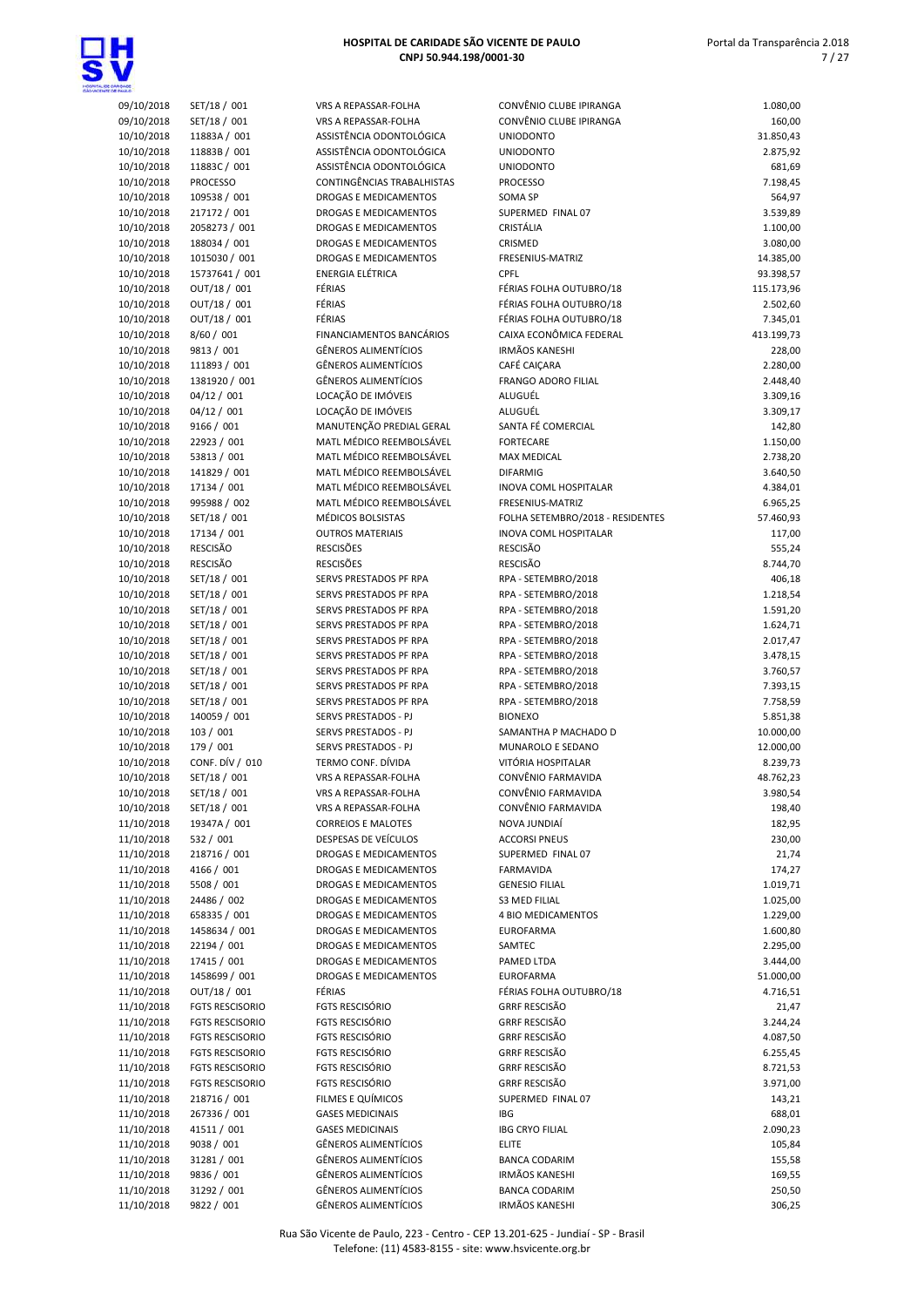| | | | | |
|---|---|---|---|---|
| 09/10/2018 | SET/18 / 001 | VRS A REPASSAR-FOLHA | CONVÊNIO CLUBE IPIRANGA | 1.080,00 |
| 09/10/2018 | SET/18 / 001 | VRS A REPASSAR-FOLHA | CONVÊNIO CLUBE IPIRANGA | 160,00 |
| 10/10/2018 | 11883A / 001 | ASSISTÊNCIA ODONTOLÓGICA | UNIODONTO | 31.850,43 |
| 10/10/2018 | 11883B / 001 | ASSISTÊNCIA ODONTOLÓGICA | UNIODONTO | 2.875,92 |
| 10/10/2018 | 11883C / 001 | ASSISTÊNCIA ODONTOLÓGICA | UNIODONTO | 681,69 |
| 10/10/2018 | PROCESSO | CONTINGÊNCIAS TRABALHISTAS | PROCESSO | 7.198,45 |
| 10/10/2018 | 109538 / 001 | DROGAS E MEDICAMENTOS | SOMA SP | 564,97 |
| 10/10/2018 | 217172 / 001 | DROGAS E MEDICAMENTOS | SUPERMED FINAL 07 | 3.539,89 |
| 10/10/2018 | 2058273 / 001 | DROGAS E MEDICAMENTOS | CRISTÁLIA | 1.100,00 |
| 10/10/2018 | 188034 / 001 | DROGAS E MEDICAMENTOS | CRISMED | 3.080,00 |
| 10/10/2018 | 1015030 / 001 | DROGAS E MEDICAMENTOS | FRESENIUS-MATRIZ | 14.385,00 |
| 10/10/2018 | 15737641 / 001 | ENERGIA ELÉTRICA | CPFL | 93.398,57 |
| 10/10/2018 | OUT/18 / 001 | FÉRIAS | FÉRIAS FOLHA OUTUBRO/18 | 115.173,96 |
| 10/10/2018 | OUT/18 / 001 | FÉRIAS | FÉRIAS FOLHA OUTUBRO/18 | 2.502,60 |
| 10/10/2018 | OUT/18 / 001 | FÉRIAS | FÉRIAS FOLHA OUTUBRO/18 | 7.345,01 |
| 10/10/2018 | 8/60 / 001 | FINANCIAMENTOS BANCÁRIOS | CAIXA ECONÔMICA FEDERAL | 413.199,73 |
| 10/10/2018 | 9813 / 001 | GÊNEROS ALIMENTÍCIOS | IRMÃOS KANESHI | 228,00 |
| 10/10/2018 | 111893 / 001 | GÊNEROS ALIMENTÍCIOS | CAFÉ CAIÇARA | 2.280,00 |
| 10/10/2018 | 1381920 / 001 | GÊNEROS ALIMENTÍCIOS | FRANGO ADORO FILIAL | 2.448,40 |
| 10/10/2018 | 04/12 / 001 | LOCAÇÃO DE IMÓVEIS | ALUGUÉL | 3.309,16 |
| 10/10/2018 | 04/12 / 001 | LOCAÇÃO DE IMÓVEIS | ALUGUÉL | 3.309,17 |
| 10/10/2018 | 9166 / 001 | MANUTENÇÃO PREDIAL GERAL | SANTA FÉ COMERCIAL | 142,80 |
| 10/10/2018 | 22923 / 001 | MATL MÉDICO REEMBOLSÁVEL | FORTECARE | 1.150,00 |
| 10/10/2018 | 53813 / 001 | MATL MÉDICO REEMBOLSÁVEL | MAX MEDICAL | 2.738,20 |
| 10/10/2018 | 141829 / 001 | MATL MÉDICO REEMBOLSÁVEL | DIFARMIG | 3.640,50 |
| 10/10/2018 | 17134 / 001 | MATL MÉDICO REEMBOLSÁVEL | INOVA COML HOSPITALAR | 4.384,01 |
| 10/10/2018 | 995988 / 002 | MATL MÉDICO REEMBOLSÁVEL | FRESENIUS-MATRIZ | 6.965,25 |
| 10/10/2018 | SET/18 / 001 | MÉDICOS BOLSISTAS | FOLHA SETEMBRO/2018 - RESIDENTES | 57.460,93 |
| 10/10/2018 | 17134 / 001 | OUTROS MATERIAIS | INOVA COML HOSPITALAR | 117,00 |
| 10/10/2018 | RESCISÃO | RESCISÕES | RESCISÃO | 555,24 |
| 10/10/2018 | RESCISÃO | RESCISÕES | RESCISÃO | 8.744,70 |
| 10/10/2018 | SET/18 / 001 | SERVS PRESTADOS PF RPA | RPA - SETEMBRO/2018 | 406,18 |
| 10/10/2018 | SET/18 / 001 | SERVS PRESTADOS PF RPA | RPA - SETEMBRO/2018 | 1.218,54 |
| 10/10/2018 | SET/18 / 001 | SERVS PRESTADOS PF RPA | RPA - SETEMBRO/2018 | 1.591,20 |
| 10/10/2018 | SET/18 / 001 | SERVS PRESTADOS PF RPA | RPA - SETEMBRO/2018 | 1.624,71 |
| 10/10/2018 | SET/18 / 001 | SERVS PRESTADOS PF RPA | RPA - SETEMBRO/2018 | 2.017,47 |
| 10/10/2018 | SET/18 / 001 | SERVS PRESTADOS PF RPA | RPA - SETEMBRO/2018 | 3.478,15 |
| 10/10/2018 | SET/18 / 001 | SERVS PRESTADOS PF RPA | RPA - SETEMBRO/2018 | 3.760,57 |
| 10/10/2018 | SET/18 / 001 | SERVS PRESTADOS PF RPA | RPA - SETEMBRO/2018 | 7.393,15 |
| 10/10/2018 | SET/18 / 001 | SERVS PRESTADOS PF RPA | RPA - SETEMBRO/2018 | 7.758,59 |
| 10/10/2018 | 140059 / 001 | SERVS PRESTADOS - PJ | BIONEXO | 5.851,38 |
| 10/10/2018 | 103 / 001 | SERVS PRESTADOS - PJ | SAMANTHA P MACHADO D | 10.000,00 |
| 10/10/2018 | 179 / 001 | SERVS PRESTADOS - PJ | MUNAROLO E SEDANO | 12.000,00 |
| 10/10/2018 | CONF. DÍV / 010 | TERMO CONF. DÍVIDA | VITÓRIA HOSPITALAR | 8.239,73 |
| 10/10/2018 | SET/18 / 001 | VRS A REPASSAR-FOLHA | CONVÊNIO FARMAVIDA | 48.762,23 |
| 10/10/2018 | SET/18 / 001 | VRS A REPASSAR-FOLHA | CONVÊNIO FARMAVIDA | 3.980,54 |
| 10/10/2018 | SET/18 / 001 | VRS A REPASSAR-FOLHA | CONVÊNIO FARMAVIDA | 198,40 |
| 11/10/2018 | 19347A / 001 | CORREIOS E MALOTES | NOVA JUNDIAÍ | 182,95 |
| 11/10/2018 | 532 / 001 | DESPESAS DE VEÍCULOS | ACCORSI PNEUS | 230,00 |
| 11/10/2018 | 218716 / 001 | DROGAS E MEDICAMENTOS | SUPERMED FINAL 07 | 21,74 |
| 11/10/2018 | 4166 / 001 | DROGAS E MEDICAMENTOS | FARMAVIDA | 174,27 |
| 11/10/2018 | 5508 / 001 | DROGAS E MEDICAMENTOS | GENESIO FILIAL | 1.019,71 |
| 11/10/2018 | 24486 / 002 | DROGAS E MEDICAMENTOS | S3 MED FILIAL | 1.025,00 |
| 11/10/2018 | 658335 / 001 | DROGAS E MEDICAMENTOS | 4 BIO MEDICAMENTOS | 1.229,00 |
| 11/10/2018 | 1458634 / 001 | DROGAS E MEDICAMENTOS | EUROFARMA | 1.600,80 |
| 11/10/2018 | 22194 / 001 | DROGAS E MEDICAMENTOS | SAMTEC | 2.295,00 |
| 11/10/2018 | 17415 / 001 | DROGAS E MEDICAMENTOS | PAMED LTDA | 3.444,00 |
| 11/10/2018 | 1458699 / 001 | DROGAS E MEDICAMENTOS | EUROFARMA | 51.000,00 |
| 11/10/2018 | OUT/18 / 001 | FÉRIAS | FÉRIAS FOLHA OUTUBRO/18 | 4.716,51 |
| 11/10/2018 | FGTS RESCISORIO | FGTS RESCISÓRIO | GRRF RESCISÃO | 21,47 |
| 11/10/2018 | FGTS RESCISORIO | FGTS RESCISÓRIO | GRRF RESCISÃO | 3.244,24 |
| 11/10/2018 | FGTS RESCISORIO | FGTS RESCISÓRIO | GRRF RESCISÃO | 4.087,50 |
| 11/10/2018 | FGTS RESCISORIO | FGTS RESCISÓRIO | GRRF RESCISÃO | 6.255,45 |
| 11/10/2018 | FGTS RESCISORIO | FGTS RESCISÓRIO | GRRF RESCISÃO | 8.721,53 |
| 11/10/2018 | FGTS RESCISORIO | FGTS RESCISÓRIO | GRRF RESCISÃO | 3.971,00 |
| 11/10/2018 | 218716 / 001 | FILMES E QUÍMICOS | SUPERMED FINAL 07 | 143,21 |
| 11/10/2018 | 267336 / 001 | GASES MEDICINAIS | IBG | 688,01 |
| 11/10/2018 | 41511 / 001 | GASES MEDICINAIS | IBG CRYO FILIAL | 2.090,23 |
| 11/10/2018 | 9038 / 001 | GÊNEROS ALIMENTÍCIOS | ELITE | 105,84 |
| 11/10/2018 | 31281 / 001 | GÊNEROS ALIMENTÍCIOS | BANCA CODARIM | 155,58 |
| 11/10/2018 | 9836 / 001 | GÊNEROS ALIMENTÍCIOS | IRMÃOS KANESHI | 169,55 |
| 11/10/2018 | 31292 / 001 | GÊNEROS ALIMENTÍCIOS | BANCA CODARIM | 250,50 |
| 11/10/2018 | 9822 / 001 | GÊNEROS ALIMENTÍCIOS | IRMÃOS KANESHI | 306,25 |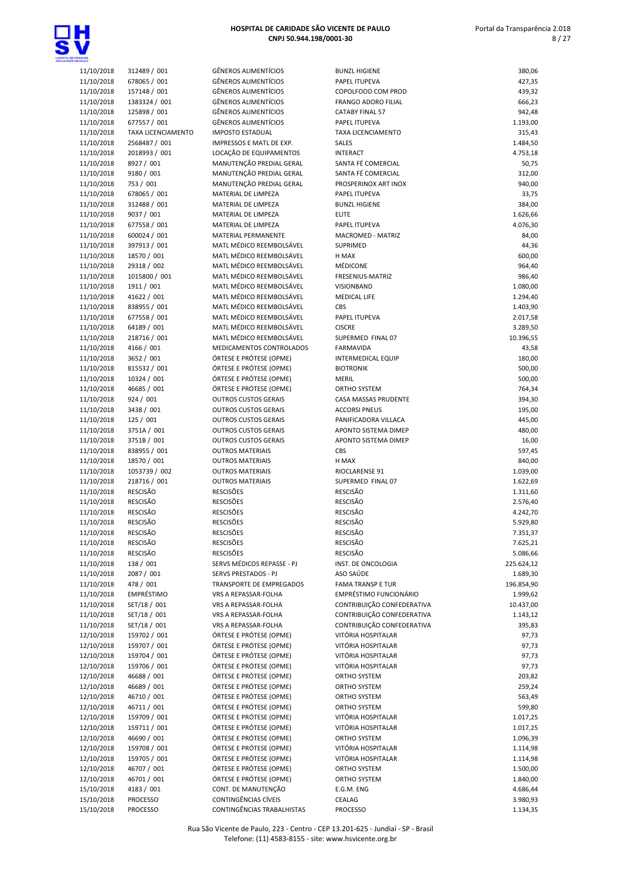| | | | | |
|---|---|---|---|---|
| 11/10/2018 | 312489 / 001 | GÊNEROS ALIMENTÍCIOS | BUNZL HIGIENE | 380,06 |
| 11/10/2018 | 678065 / 001 | GÊNEROS ALIMENTÍCIOS | PAPEL ITUPEVA | 427,35 |
| 11/10/2018 | 157148 / 001 | GÊNEROS ALIMENTÍCIOS | COPOLFOOD COM PROD | 439,32 |
| 11/10/2018 | 1383324 / 001 | GÊNEROS ALIMENTÍCIOS | FRANGO ADORO FILIAL | 666,23 |
| 11/10/2018 | 125898 / 001 | GÊNEROS ALIMENTÍCIOS | CATABY FINAL 57 | 942,48 |
| 11/10/2018 | 677557 / 001 | GÊNEROS ALIMENTÍCIOS | PAPEL ITUPEVA | 1.193,00 |
| 11/10/2018 | TAXA LICENCIAMENTO | IMPOSTO ESTADUAL | TAXA LICENCIAMENTO | 315,43 |
| 11/10/2018 | 2568487 / 001 | IMPRESSOS E MATL DE EXP. | SALES | 1.484,50 |
| 11/10/2018 | 2018993 / 001 | LOCAÇÃO DE EQUIPAMENTOS | INTERACT | 4.753,18 |
| 11/10/2018 | 8927 / 001 | MANUTENÇÃO PREDIAL GERAL | SANTA FÉ COMERCIAL | 50,75 |
| 11/10/2018 | 9180 / 001 | MANUTENÇÃO PREDIAL GERAL | SANTA FÉ COMERCIAL | 312,00 |
| 11/10/2018 | 753 / 001 | MANUTENÇÃO PREDIAL GERAL | PROSPERINOX ART INOX | 940,00 |
| 11/10/2018 | 678065 / 001 | MATERIAL DE LIMPEZA | PAPEL ITUPEVA | 33,75 |
| 11/10/2018 | 312488 / 001 | MATERIAL DE LIMPEZA | BUNZL HIGIENE | 384,00 |
| 11/10/2018 | 9037 / 001 | MATERIAL DE LIMPEZA | ELITE | 1.626,66 |
| 11/10/2018 | 677558 / 001 | MATERIAL DE LIMPEZA | PAPEL ITUPEVA | 4.076,30 |
| 11/10/2018 | 600024 / 001 | MATERIAL PERMANENTE | MACROMED - MATRIZ | 84,00 |
| 11/10/2018 | 397913 / 001 | MATL MÉDICO REEMBOLSÁVEL | SUPRIMED | 44,36 |
| 11/10/2018 | 18570 / 001 | MATL MÉDICO REEMBOLSÁVEL | H MAX | 600,00 |
| 11/10/2018 | 29318 / 002 | MATL MÉDICO REEMBOLSÁVEL | MÉDICONE | 964,40 |
| 11/10/2018 | 1015800 / 001 | MATL MÉDICO REEMBOLSÁVEL | FRESENIUS-MATRIZ | 986,40 |
| 11/10/2018 | 1911 / 001 | MATL MÉDICO REEMBOLSÁVEL | VISIONBAND | 1.080,00 |
| 11/10/2018 | 41622 / 001 | MATL MÉDICO REEMBOLSÁVEL | MEDICAL LIFE | 1.294,40 |
| 11/10/2018 | 838955 / 001 | MATL MÉDICO REEMBOLSÁVEL | CBS | 1.403,90 |
| 11/10/2018 | 677558 / 001 | MATL MÉDICO REEMBOLSÁVEL | PAPEL ITUPEVA | 2.017,58 |
| 11/10/2018 | 64189 / 001 | MATL MÉDICO REEMBOLSÁVEL | CISCRE | 3.289,50 |
| 11/10/2018 | 218716 / 001 | MATL MÉDICO REEMBOLSÁVEL | SUPERMED FINAL 07 | 10.396,55 |
| 11/10/2018 | 4166 / 001 | MEDICAMENTOS CONTROLADOS | FARMAVIDA | 43,58 |
| 11/10/2018 | 3652 / 001 | ÓRTESE E PRÓTESE (OPME) | INTERMEDICAL EQUIP | 180,00 |
| 11/10/2018 | 815532 / 001 | ÓRTESE E PRÓTESE (OPME) | BIOTRONIK | 500,00 |
| 11/10/2018 | 10324 / 001 | ÓRTESE E PRÓTESE (OPME) | MERIL | 500,00 |
| 11/10/2018 | 46685 / 001 | ÓRTESE E PRÓTESE (OPME) | ORTHO SYSTEM | 764,34 |
| 11/10/2018 | 924 / 001 | OUTROS CUSTOS GERAIS | CASA MASSAS PRUDENTE | 394,30 |
| 11/10/2018 | 3438 / 001 | OUTROS CUSTOS GERAIS | ACCORSI PNEUS | 195,00 |
| 11/10/2018 | 125 / 001 | OUTROS CUSTOS GERAIS | PANIFICADORA VILLACA | 445,00 |
| 11/10/2018 | 3751A / 001 | OUTROS CUSTOS GERAIS | APONTO SISTEMA DIMEP | 480,00 |
| 11/10/2018 | 3751B / 001 | OUTROS CUSTOS GERAIS | APONTO SISTEMA DIMEP | 16,00 |
| 11/10/2018 | 838955 / 001 | OUTROS MATERIAIS | CBS | 597,45 |
| 11/10/2018 | 18570 / 001 | OUTROS MATERIAIS | H MAX | 840,00 |
| 11/10/2018 | 1053739 / 002 | OUTROS MATERIAIS | RIOCLARENSE 91 | 1.039,00 |
| 11/10/2018 | 218716 / 001 | OUTROS MATERIAIS | SUPERMED FINAL 07 | 1.622,69 |
| 11/10/2018 | RESCISÃO | RESCISÕES | RESCISÃO | 1.311,60 |
| 11/10/2018 | RESCISÃO | RESCISÕES | RESCISÃO | 2.576,40 |
| 11/10/2018 | RESCISÃO | RESCISÕES | RESCISÃO | 4.242,70 |
| 11/10/2018 | RESCISÃO | RESCISÕES | RESCISÃO | 5.929,80 |
| 11/10/2018 | RESCISÃO | RESCISÕES | RESCISÃO | 7.351,37 |
| 11/10/2018 | RESCISÃO | RESCISÕES | RESCISÃO | 7.625,21 |
| 11/10/2018 | RESCISÃO | RESCISÕES | RESCISÃO | 5.086,66 |
| 11/10/2018 | 138 / 001 | SERVS MÉDICOS REPASSE - PJ | INST. DE ONCOLOGIA | 225.624,12 |
| 11/10/2018 | 2087 / 001 | SERVS PRESTADOS - PJ | ASO SAÚDE | 1.689,30 |
| 11/10/2018 | 478 / 001 | TRANSPORTE DE EMPREGADOS | FAMA TRANSP E TUR | 196.854,90 |
| 11/10/2018 | EMPRÉSTIMO | VRS A REPASSAR-FOLHA | EMPRÉSTIMO FUNCIONÁRIO | 1.999,62 |
| 11/10/2018 | SET/18 / 001 | VRS A REPASSAR-FOLHA | CONTRIBUIÇÃO CONFEDERATIVA | 10.437,00 |
| 11/10/2018 | SET/18 / 001 | VRS A REPASSAR-FOLHA | CONTRIBUIÇÃO CONFEDERATIVA | 1.143,12 |
| 11/10/2018 | SET/18 / 001 | VRS A REPASSAR-FOLHA | CONTRIBUIÇÃO CONFEDERATIVA | 395,83 |
| 12/10/2018 | 159702 / 001 | ÓRTESE E PRÓTESE (OPME) | VITÓRIA HOSPITALAR | 97,73 |
| 12/10/2018 | 159707 / 001 | ÓRTESE E PRÓTESE (OPME) | VITÓRIA HOSPITALAR | 97,73 |
| 12/10/2018 | 159704 / 001 | ÓRTESE E PRÓTESE (OPME) | VITÓRIA HOSPITALAR | 97,73 |
| 12/10/2018 | 159706 / 001 | ÓRTESE E PRÓTESE (OPME) | VITÓRIA HOSPITALAR | 97,73 |
| 12/10/2018 | 46688 / 001 | ÓRTESE E PRÓTESE (OPME) | ORTHO SYSTEM | 203,82 |
| 12/10/2018 | 46689 / 001 | ÓRTESE E PRÓTESE (OPME) | ORTHO SYSTEM | 259,24 |
| 12/10/2018 | 46710 / 001 | ÓRTESE E PRÓTESE (OPME) | ORTHO SYSTEM | 563,49 |
| 12/10/2018 | 46711 / 001 | ÓRTESE E PRÓTESE (OPME) | ORTHO SYSTEM | 599,80 |
| 12/10/2018 | 159709 / 001 | ÓRTESE E PRÓTESE (OPME) | VITÓRIA HOSPITALAR | 1.017,25 |
| 12/10/2018 | 159711 / 001 | ÓRTESE E PRÓTESE (OPME) | VITÓRIA HOSPITALAR | 1.017,25 |
| 12/10/2018 | 46690 / 001 | ÓRTESE E PRÓTESE (OPME) | ORTHO SYSTEM | 1.096,39 |
| 12/10/2018 | 159708 / 001 | ÓRTESE E PRÓTESE (OPME) | VITÓRIA HOSPITALAR | 1.114,98 |
| 12/10/2018 | 159705 / 001 | ÓRTESE E PRÓTESE (OPME) | VITÓRIA HOSPITALAR | 1.114,98 |
| 12/10/2018 | 46707 / 001 | ÓRTESE E PRÓTESE (OPME) | ORTHO SYSTEM | 1.500,00 |
| 12/10/2018 | 46701 / 001 | ÓRTESE E PRÓTESE (OPME) | ORTHO SYSTEM | 1.840,00 |
| 15/10/2018 | 4183 / 001 | CONT. DE MANUTENÇÃO | E.G.M. ENG | 4.686,44 |
| 15/10/2018 | PROCESSO | CONTINGÊNCIAS CÍVEIS | CEALAG | 3.980,93 |
| 15/10/2018 | PROCESSO | CONTINGÊNCIAS TRABALHISTAS | PROCESSO | 1.134,35 |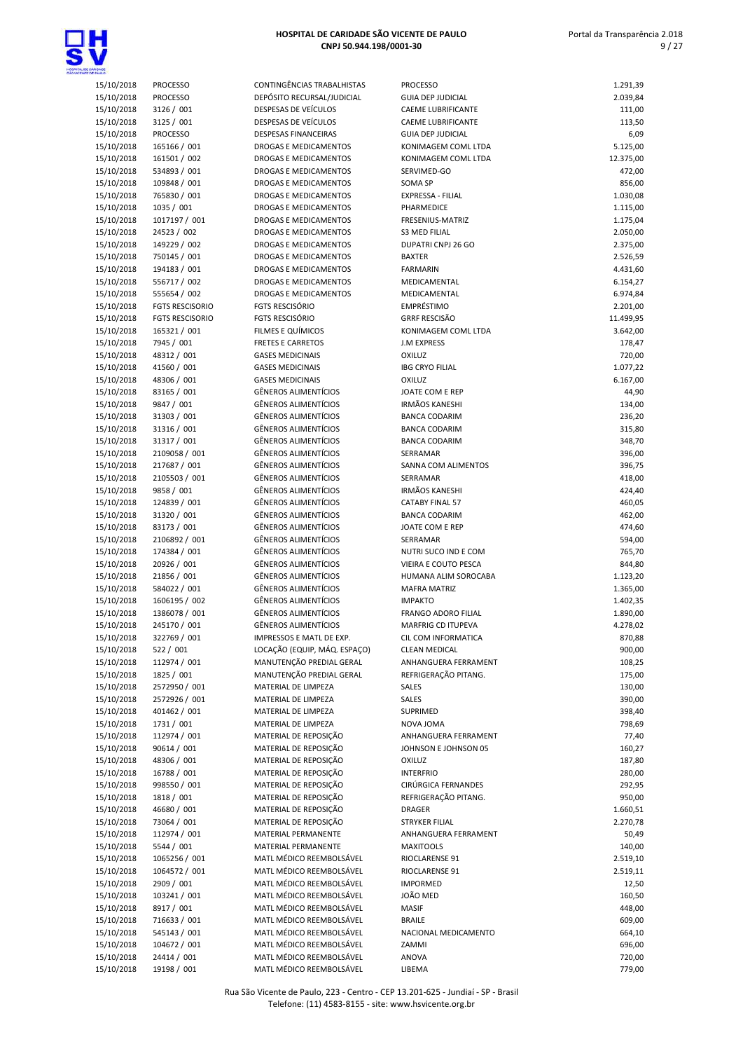| | | | | |
|---|---|---|---|---|
| 15/10/2018 | PROCESSO | CONTINGÊNCIAS TRABALHISTAS | PROCESSO | 1.291,39 |
| 15/10/2018 | PROCESSO | DEPÓSITO RECURSAL/JUDICIAL | GUIA DEP JUDICIAL | 2.039,84 |
| 15/10/2018 | 3126 / 001 | DESPESAS DE VEÍCULOS | CAEME LUBRIFICANTE | 111,00 |
| 15/10/2018 | 3125 / 001 | DESPESAS DE VEÍCULOS | CAEME LUBRIFICANTE | 113,50 |
| 15/10/2018 | PROCESSO | DESPESAS FINANCEIRAS | GUIA DEP JUDICIAL | 6,09 |
| 15/10/2018 | 165166 / 001 | DROGAS E MEDICAMENTOS | KONIMAGEM COML LTDA | 5.125,00 |
| 15/10/2018 | 161501 / 002 | DROGAS E MEDICAMENTOS | KONIMAGEM COML LTDA | 12.375,00 |
| 15/10/2018 | 534893 / 001 | DROGAS E MEDICAMENTOS | SERVIMED-GO | 472,00 |
| 15/10/2018 | 109848 / 001 | DROGAS E MEDICAMENTOS | SOMA SP | 856,00 |
| 15/10/2018 | 765830 / 001 | DROGAS E MEDICAMENTOS | EXPRESSA - FILIAL | 1.030,08 |
| 15/10/2018 | 1035 / 001 | DROGAS E MEDICAMENTOS | PHARMEDICE | 1.115,00 |
| 15/10/2018 | 1017197 / 001 | DROGAS E MEDICAMENTOS | FRESENIUS-MATRIZ | 1.175,04 |
| 15/10/2018 | 24523 / 002 | DROGAS E MEDICAMENTOS | S3 MED FILIAL | 2.050,00 |
| 15/10/2018 | 149229 / 002 | DROGAS E MEDICAMENTOS | DUPATRI CNPJ 26 GO | 2.375,00 |
| 15/10/2018 | 750145 / 001 | DROGAS E MEDICAMENTOS | BAXTER | 2.526,59 |
| 15/10/2018 | 194183 / 001 | DROGAS E MEDICAMENTOS | FARMARIN | 4.431,60 |
| 15/10/2018 | 556717 / 002 | DROGAS E MEDICAMENTOS | MEDICAMENTAL | 6.154,27 |
| 15/10/2018 | 555654 / 002 | DROGAS E MEDICAMENTOS | MEDICAMENTAL | 6.974,84 |
| 15/10/2018 | FGTS RESCISORIO | FGTS RESCISÓRIO | EMPRÉSTIMO | 2.201,00 |
| 15/10/2018 | FGTS RESCISORIO | FGTS RESCISÓRIO | GRRF RESCISÃO | 11.499,95 |
| 15/10/2018 | 165321 / 001 | FILMES E QUÍMICOS | KONIMAGEM COML LTDA | 3.642,00 |
| 15/10/2018 | 7945 / 001 | FRETES E CARRETOS | J.M EXPRESS | 178,47 |
| 15/10/2018 | 48312 / 001 | GASES MEDICINAIS | OXILUZ | 720,00 |
| 15/10/2018 | 41560 / 001 | GASES MEDICINAIS | IBG CRYO FILIAL | 1.077,22 |
| 15/10/2018 | 48306 / 001 | GASES MEDICINAIS | OXILUZ | 6.167,00 |
| 15/10/2018 | 83165 / 001 | GÊNEROS ALIMENTÍCIOS | JOATE COM E REP | 44,90 |
| 15/10/2018 | 9847 / 001 | GÊNEROS ALIMENTÍCIOS | IRMÃOS KANESHI | 134,00 |
| 15/10/2018 | 31303 / 001 | GÊNEROS ALIMENTÍCIOS | BANCA CODARIM | 236,20 |
| 15/10/2018 | 31316 / 001 | GÊNEROS ALIMENTÍCIOS | BANCA CODARIM | 315,80 |
| 15/10/2018 | 31317 / 001 | GÊNEROS ALIMENTÍCIOS | BANCA CODARIM | 348,70 |
| 15/10/2018 | 2109058 / 001 | GÊNEROS ALIMENTÍCIOS | SERRAMAR | 396,00 |
| 15/10/2018 | 217687 / 001 | GÊNEROS ALIMENTÍCIOS | SANNA COM ALIMENTOS | 396,75 |
| 15/10/2018 | 2105503 / 001 | GÊNEROS ALIMENTÍCIOS | SERRAMAR | 418,00 |
| 15/10/2018 | 9858 / 001 | GÊNEROS ALIMENTÍCIOS | IRMÃOS KANESHI | 424,40 |
| 15/10/2018 | 124839 / 001 | GÊNEROS ALIMENTÍCIOS | CATABY FINAL 57 | 460,05 |
| 15/10/2018 | 31320 / 001 | GÊNEROS ALIMENTÍCIOS | BANCA CODARIM | 462,00 |
| 15/10/2018 | 83173 / 001 | GÊNEROS ALIMENTÍCIOS | JOATE COM E REP | 474,60 |
| 15/10/2018 | 2106892 / 001 | GÊNEROS ALIMENTÍCIOS | SERRAMAR | 594,00 |
| 15/10/2018 | 174384 / 001 | GÊNEROS ALIMENTÍCIOS | NUTRI SUCO IND E COM | 765,70 |
| 15/10/2018 | 20926 / 001 | GÊNEROS ALIMENTÍCIOS | VIEIRA E COUTO PESCA | 844,80 |
| 15/10/2018 | 21856 / 001 | GÊNEROS ALIMENTÍCIOS | HUMANA ALIM SOROCABA | 1.123,20 |
| 15/10/2018 | 584022 / 001 | GÊNEROS ALIMENTÍCIOS | MAFRA MATRIZ | 1.365,00 |
| 15/10/2018 | 1606195 / 002 | GÊNEROS ALIMENTÍCIOS | IMPAKTO | 1.402,35 |
| 15/10/2018 | 1386078 / 001 | GÊNEROS ALIMENTÍCIOS | FRANGO ADORO FILIAL | 1.890,00 |
| 15/10/2018 | 245170 / 001 | GÊNEROS ALIMENTÍCIOS | MARFRIG CD ITUPEVA | 4.278,02 |
| 15/10/2018 | 322769 / 001 | IMPRESSOS E MATL DE EXP. | CIL COM INFORMATICA | 870,88 |
| 15/10/2018 | 522 / 001 | LOCAÇÃO (EQUIP, MÁQ. ESPAÇO) | CLEAN MEDICAL | 900,00 |
| 15/10/2018 | 112974 / 001 | MANUTENÇÃO PREDIAL GERAL | ANHANGUERA FERRAMENT | 108,25 |
| 15/10/2018 | 1825 / 001 | MANUTENÇÃO PREDIAL GERAL | REFRIGERAÇÃO PITANG. | 175,00 |
| 15/10/2018 | 2572950 / 001 | MATERIAL DE LIMPEZA | SALES | 130,00 |
| 15/10/2018 | 2572926 / 001 | MATERIAL DE LIMPEZA | SALES | 390,00 |
| 15/10/2018 | 401462 / 001 | MATERIAL DE LIMPEZA | SUPRIMED | 398,40 |
| 15/10/2018 | 1731 / 001 | MATERIAL DE LIMPEZA | NOVA JOMA | 798,69 |
| 15/10/2018 | 112974 / 001 | MATERIAL DE REPOSIÇÃO | ANHANGUERA FERRAMENT | 77,40 |
| 15/10/2018 | 90614 / 001 | MATERIAL DE REPOSIÇÃO | JOHNSON E JOHNSON 05 | 160,27 |
| 15/10/2018 | 48306 / 001 | MATERIAL DE REPOSIÇÃO | OXILUZ | 187,80 |
| 15/10/2018 | 16788 / 001 | MATERIAL DE REPOSIÇÃO | INTERFRIO | 280,00 |
| 15/10/2018 | 998550 / 001 | MATERIAL DE REPOSIÇÃO | CIRÚRGICA FERNANDES | 292,95 |
| 15/10/2018 | 1818 / 001 | MATERIAL DE REPOSIÇÃO | REFRIGERAÇÃO PITANG. | 950,00 |
| 15/10/2018 | 46680 / 001 | MATERIAL DE REPOSIÇÃO | DRAGER | 1.660,51 |
| 15/10/2018 | 73064 / 001 | MATERIAL DE REPOSIÇÃO | STRYKER FILIAL | 2.270,78 |
| 15/10/2018 | 112974 / 001 | MATERIAL PERMANENTE | ANHANGUERA FERRAMENT | 50,49 |
| 15/10/2018 | 5544 / 001 | MATERIAL PERMANENTE | MAXITOOLS | 140,00 |
| 15/10/2018 | 1065256 / 001 | MATL MÉDICO REEMBOLSÁVEL | RIOCLARENSE 91 | 2.519,10 |
| 15/10/2018 | 1064572 / 001 | MATL MÉDICO REEMBOLSÁVEL | RIOCLARENSE 91 | 2.519,11 |
| 15/10/2018 | 2909 / 001 | MATL MÉDICO REEMBOLSÁVEL | IMPORMED | 12,50 |
| 15/10/2018 | 103241 / 001 | MATL MÉDICO REEMBOLSÁVEL | JOÃO MED | 160,50 |
| 15/10/2018 | 8917 / 001 | MATL MÉDICO REEMBOLSÁVEL | MASIF | 448,00 |
| 15/10/2018 | 716633 / 001 | MATL MÉDICO REEMBOLSÁVEL | BRAILE | 609,00 |
| 15/10/2018 | 545143 / 001 | MATL MÉDICO REEMBOLSÁVEL | NACIONAL MEDICAMENTO | 664,10 |
| 15/10/2018 | 104672 / 001 | MATL MÉDICO REEMBOLSÁVEL | ZAMMI | 696,00 |
| 15/10/2018 | 24414 / 001 | MATL MÉDICO REEMBOLSÁVEL | ANOVA | 720,00 |
| 15/10/2018 | 19198 / 001 | MATL MÉDICO REEMBOLSÁVEL | LIBEMA | 779,00 |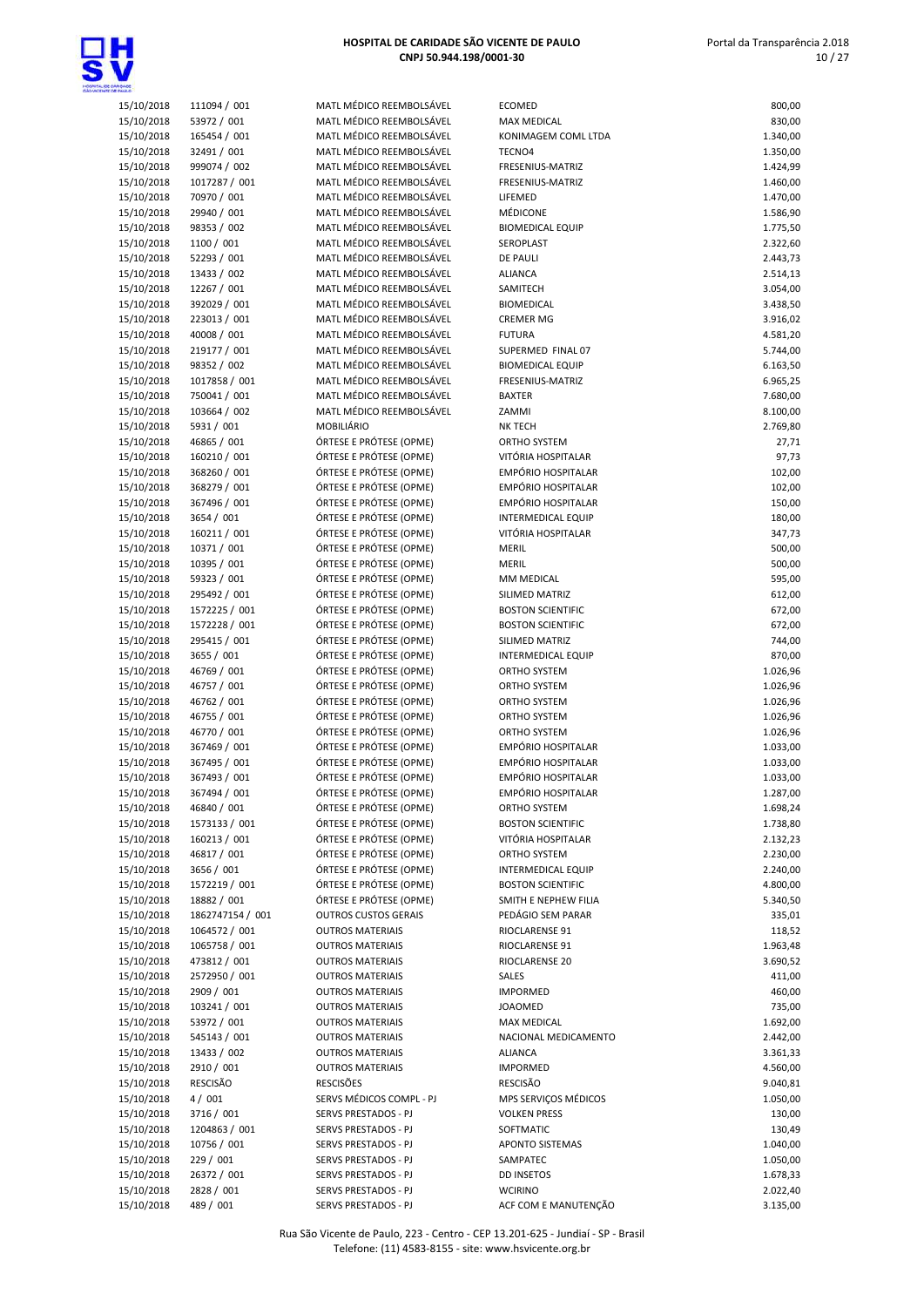| | | | | |
|---|---|---|---|---|
| 15/10/2018 | 111094 / 001 | MATL MÉDICO REEMBOLSÁVEL | ECOMED | 800,00 |
| 15/10/2018 | 53972 / 001 | MATL MÉDICO REEMBOLSÁVEL | MAX MEDICAL | 830,00 |
| 15/10/2018 | 165454 / 001 | MATL MÉDICO REEMBOLSÁVEL | KONIMAGEM COML LTDA | 1.340,00 |
| 15/10/2018 | 32491 / 001 | MATL MÉDICO REEMBOLSÁVEL | TECNO4 | 1.350,00 |
| 15/10/2018 | 999074 / 002 | MATL MÉDICO REEMBOLSÁVEL | FRESENIUS-MATRIZ | 1.424,99 |
| 15/10/2018 | 1017287 / 001 | MATL MÉDICO REEMBOLSÁVEL | FRESENIUS-MATRIZ | 1.460,00 |
| 15/10/2018 | 70970 / 001 | MATL MÉDICO REEMBOLSÁVEL | LIFEMED | 1.470,00 |
| 15/10/2018 | 29940 / 001 | MATL MÉDICO REEMBOLSÁVEL | MÉDICONE | 1.586,90 |
| 15/10/2018 | 98353 / 002 | MATL MÉDICO REEMBOLSÁVEL | BIOMEDICAL EQUIP | 1.775,50 |
| 15/10/2018 | 1100 / 001 | MATL MÉDICO REEMBOLSÁVEL | SEROPLAST | 2.322,60 |
| 15/10/2018 | 52293 / 001 | MATL MÉDICO REEMBOLSÁVEL | DE PAULI | 2.443,73 |
| 15/10/2018 | 13433 / 002 | MATL MÉDICO REEMBOLSÁVEL | ALIANCA | 2.514,13 |
| 15/10/2018 | 12267 / 001 | MATL MÉDICO REEMBOLSÁVEL | SAMITECH | 3.054,00 |
| 15/10/2018 | 392029 / 001 | MATL MÉDICO REEMBOLSÁVEL | BIOMEDICAL | 3.438,50 |
| 15/10/2018 | 223013 / 001 | MATL MÉDICO REEMBOLSÁVEL | CREMER MG | 3.916,02 |
| 15/10/2018 | 40008 / 001 | MATL MÉDICO REEMBOLSÁVEL | FUTURA | 4.581,20 |
| 15/10/2018 | 219177 / 001 | MATL MÉDICO REEMBOLSÁVEL | SUPERMED FINAL 07 | 5.744,00 |
| 15/10/2018 | 98352 / 002 | MATL MÉDICO REEMBOLSÁVEL | BIOMEDICAL EQUIP | 6.163,50 |
| 15/10/2018 | 1017858 / 001 | MATL MÉDICO REEMBOLSÁVEL | FRESENIUS-MATRIZ | 6.965,25 |
| 15/10/2018 | 750041 / 001 | MATL MÉDICO REEMBOLSÁVEL | BAXTER | 7.680,00 |
| 15/10/2018 | 103664 / 002 | MATL MÉDICO REEMBOLSÁVEL | ZAMMI | 8.100,00 |
| 15/10/2018 | 5931 / 001 | MOBILIÁRIO | NK TECH | 2.769,80 |
| 15/10/2018 | 46865 / 001 | ÓRTESE E PRÓTESE (OPME) | ORTHO SYSTEM | 27,71 |
| 15/10/2018 | 160210 / 001 | ÓRTESE E PRÓTESE (OPME) | VITÓRIA HOSPITALAR | 97,73 |
| 15/10/2018 | 368260 / 001 | ÓRTESE E PRÓTESE (OPME) | EMPÓRIO HOSPITALAR | 102,00 |
| 15/10/2018 | 368279 / 001 | ÓRTESE E PRÓTESE (OPME) | EMPÓRIO HOSPITALAR | 102,00 |
| 15/10/2018 | 367496 / 001 | ÓRTESE E PRÓTESE (OPME) | EMPÓRIO HOSPITALAR | 150,00 |
| 15/10/2018 | 3654 / 001 | ÓRTESE E PRÓTESE (OPME) | INTERMEDICAL EQUIP | 180,00 |
| 15/10/2018 | 160211 / 001 | ÓRTESE E PRÓTESE (OPME) | VITÓRIA HOSPITALAR | 347,73 |
| 15/10/2018 | 10371 / 001 | ÓRTESE E PRÓTESE (OPME) | MERIL | 500,00 |
| 15/10/2018 | 10395 / 001 | ÓRTESE E PRÓTESE (OPME) | MERIL | 500,00 |
| 15/10/2018 | 59323 / 001 | ÓRTESE E PRÓTESE (OPME) | MM MEDICAL | 595,00 |
| 15/10/2018 | 295492 / 001 | ÓRTESE E PRÓTESE (OPME) | SILIMED MATRIZ | 612,00 |
| 15/10/2018 | 1572225 / 001 | ÓRTESE E PRÓTESE (OPME) | BOSTON SCIENTIFIC | 672,00 |
| 15/10/2018 | 1572228 / 001 | ÓRTESE E PRÓTESE (OPME) | BOSTON SCIENTIFIC | 672,00 |
| 15/10/2018 | 295415 / 001 | ÓRTESE E PRÓTESE (OPME) | SILIMED MATRIZ | 744,00 |
| 15/10/2018 | 3655 / 001 | ÓRTESE E PRÓTESE (OPME) | INTERMEDICAL EQUIP | 870,00 |
| 15/10/2018 | 46769 / 001 | ÓRTESE E PRÓTESE (OPME) | ORTHO SYSTEM | 1.026,96 |
| 15/10/2018 | 46757 / 001 | ÓRTESE E PRÓTESE (OPME) | ORTHO SYSTEM | 1.026,96 |
| 15/10/2018 | 46762 / 001 | ÓRTESE E PRÓTESE (OPME) | ORTHO SYSTEM | 1.026,96 |
| 15/10/2018 | 46755 / 001 | ÓRTESE E PRÓTESE (OPME) | ORTHO SYSTEM | 1.026,96 |
| 15/10/2018 | 46770 / 001 | ÓRTESE E PRÓTESE (OPME) | ORTHO SYSTEM | 1.026,96 |
| 15/10/2018 | 367469 / 001 | ÓRTESE E PRÓTESE (OPME) | EMPÓRIO HOSPITALAR | 1.033,00 |
| 15/10/2018 | 367495 / 001 | ÓRTESE E PRÓTESE (OPME) | EMPÓRIO HOSPITALAR | 1.033,00 |
| 15/10/2018 | 367493 / 001 | ÓRTESE E PRÓTESE (OPME) | EMPÓRIO HOSPITALAR | 1.033,00 |
| 15/10/2018 | 367494 / 001 | ÓRTESE E PRÓTESE (OPME) | EMPÓRIO HOSPITALAR | 1.287,00 |
| 15/10/2018 | 46840 / 001 | ÓRTESE E PRÓTESE (OPME) | ORTHO SYSTEM | 1.698,24 |
| 15/10/2018 | 1573133 / 001 | ÓRTESE E PRÓTESE (OPME) | BOSTON SCIENTIFIC | 1.738,80 |
| 15/10/2018 | 160213 / 001 | ÓRTESE E PRÓTESE (OPME) | VITÓRIA HOSPITALAR | 2.132,23 |
| 15/10/2018 | 46817 / 001 | ÓRTESE E PRÓTESE (OPME) | ORTHO SYSTEM | 2.230,00 |
| 15/10/2018 | 3656 / 001 | ÓRTESE E PRÓTESE (OPME) | INTERMEDICAL EQUIP | 2.240,00 |
| 15/10/2018 | 1572219 / 001 | ÓRTESE E PRÓTESE (OPME) | BOSTON SCIENTIFIC | 4.800,00 |
| 15/10/2018 | 18882 / 001 | ÓRTESE E PRÓTESE (OPME) | SMITH E NEPHEW FILIA | 5.340,50 |
| 15/10/2018 | 1862747154 / 001 | OUTROS CUSTOS GERAIS | PEDÁGIO SEM PARAR | 335,01 |
| 15/10/2018 | 1064572 / 001 | OUTROS MATERIAIS | RIOCLARENSE 91 | 118,52 |
| 15/10/2018 | 1065758 / 001 | OUTROS MATERIAIS | RIOCLARENSE 91 | 1.963,48 |
| 15/10/2018 | 473812 / 001 | OUTROS MATERIAIS | RIOCLARENSE 20 | 3.690,52 |
| 15/10/2018 | 2572950 / 001 | OUTROS MATERIAIS | SALES | 411,00 |
| 15/10/2018 | 2909 / 001 | OUTROS MATERIAIS | IMPORMED | 460,00 |
| 15/10/2018 | 103241 / 001 | OUTROS MATERIAIS | JOAOMED | 735,00 |
| 15/10/2018 | 53972 / 001 | OUTROS MATERIAIS | MAX MEDICAL | 1.692,00 |
| 15/10/2018 | 545143 / 001 | OUTROS MATERIAIS | NACIONAL MEDICAMENTO | 2.442,00 |
| 15/10/2018 | 13433 / 002 | OUTROS MATERIAIS | ALIANCA | 3.361,33 |
| 15/10/2018 | 2910 / 001 | OUTROS MATERIAIS | IMPORMED | 4.560,00 |
| 15/10/2018 | RESCISÃO | RESCISÕES | RESCISÃO | 9.040,81 |
| 15/10/2018 | 4 / 001 | SERVS MÉDICOS COMPL - PJ | MPS SERVIÇOS MÉDICOS | 1.050,00 |
| 15/10/2018 | 3716 / 001 | SERVS PRESTADOS - PJ | VOLKEN PRESS | 130,00 |
| 15/10/2018 | 1204863 / 001 | SERVS PRESTADOS - PJ | SOFTMATIC | 130,49 |
| 15/10/2018 | 10756 / 001 | SERVS PRESTADOS - PJ | APONTO SISTEMAS | 1.040,00 |
| 15/10/2018 | 229 / 001 | SERVS PRESTADOS - PJ | SAMPATEC | 1.050,00 |
| 15/10/2018 | 26372 / 001 | SERVS PRESTADOS - PJ | DD INSETOS | 1.678,33 |
| 15/10/2018 | 2828 / 001 | SERVS PRESTADOS - PJ | WCIRINO | 2.022,40 |
| 15/10/2018 | 489 / 001 | SERVS PRESTADOS - PJ | ACF COM E MANUTENÇÃO | 3.135,00 |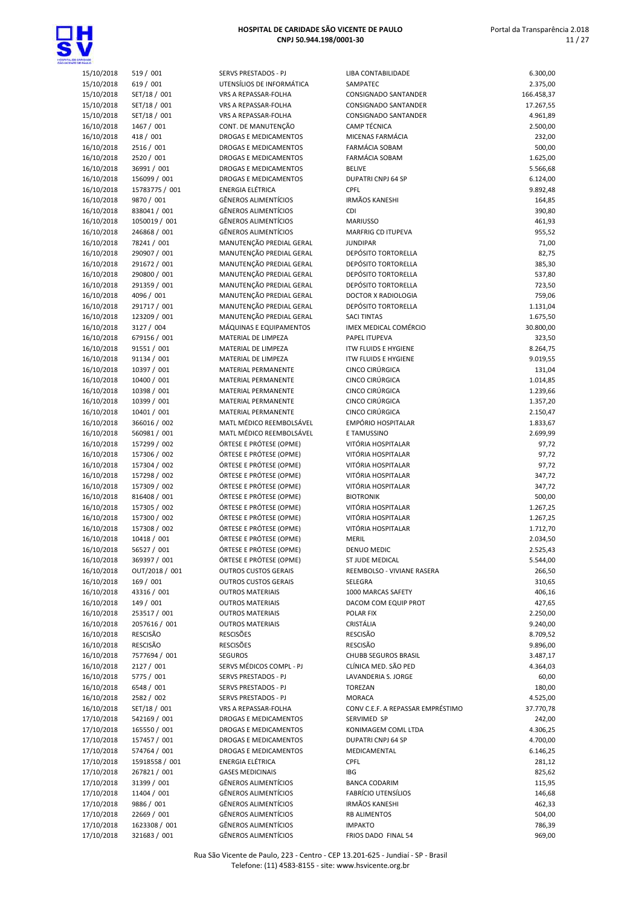| | | | | |
|---|---|---|---|---|
| 15/10/2018 | 519 / 001 | SERVS PRESTADOS - PJ | LIBA CONTABILIDADE | 6.300,00 |
| 15/10/2018 | 619 / 001 | UTENSÍLIOS DE INFORMÁTICA | SAMPATEC | 2.375,00 |
| 15/10/2018 | SET/18 / 001 | VRS A REPASSAR-FOLHA | CONSIGNADO SANTANDER | 166.458,37 |
| 15/10/2018 | SET/18 / 001 | VRS A REPASSAR-FOLHA | CONSIGNADO SANTANDER | 17.267,55 |
| 15/10/2018 | SET/18 / 001 | VRS A REPASSAR-FOLHA | CONSIGNADO SANTANDER | 4.961,89 |
| 16/10/2018 | 1467 / 001 | CONT. DE MANUTENÇÃO | CAMP TÉCNICA | 2.500,00 |
| 16/10/2018 | 418 / 001 | DROGAS E MEDICAMENTOS | MICENAS FARMÁCIA | 232,00 |
| 16/10/2018 | 2516 / 001 | DROGAS E MEDICAMENTOS | FARMÁCIA SOBAM | 500,00 |
| 16/10/2018 | 2520 / 001 | DROGAS E MEDICAMENTOS | FARMÁCIA SOBAM | 1.625,00 |
| 16/10/2018 | 36991 / 001 | DROGAS E MEDICAMENTOS | BELIVE | 5.566,68 |
| 16/10/2018 | 156099 / 001 | DROGAS E MEDICAMENTOS | DUPATRI CNPJ 64 SP | 6.124,00 |
| 16/10/2018 | 15783775 / 001 | ENERGIA ELÉTRICA | CPFL | 9.892,48 |
| 16/10/2018 | 9870 / 001 | GÊNEROS ALIMENTÍCIOS | IRMÃOS KANESHI | 164,85 |
| 16/10/2018 | 838041 / 001 | GÊNEROS ALIMENTÍCIOS | CDI | 390,80 |
| 16/10/2018 | 1050019 / 001 | GÊNEROS ALIMENTÍCIOS | MARIUSSO | 461,93 |
| 16/10/2018 | 246868 / 001 | GÊNEROS ALIMENTÍCIOS | MARFRIG CD ITUPEVA | 955,52 |
| 16/10/2018 | 78241 / 001 | MANUTENÇÃO PREDIAL GERAL | JUNDIPAR | 71,00 |
| 16/10/2018 | 290907 / 001 | MANUTENÇÃO PREDIAL GERAL | DEPÓSITO TORTORELLA | 82,75 |
| 16/10/2018 | 291672 / 001 | MANUTENÇÃO PREDIAL GERAL | DEPÓSITO TORTORELLA | 385,30 |
| 16/10/2018 | 290800 / 001 | MANUTENÇÃO PREDIAL GERAL | DEPÓSITO TORTORELLA | 537,80 |
| 16/10/2018 | 291359 / 001 | MANUTENÇÃO PREDIAL GERAL | DEPÓSITO TORTORELLA | 723,50 |
| 16/10/2018 | 4096 / 001 | MANUTENÇÃO PREDIAL GERAL | DOCTOR X RADIOLOGIA | 759,06 |
| 16/10/2018 | 291717 / 001 | MANUTENÇÃO PREDIAL GERAL | DEPÓSITO TORTORELLA | 1.131,04 |
| 16/10/2018 | 123209 / 001 | MANUTENÇÃO PREDIAL GERAL | SACI TINTAS | 1.675,50 |
| 16/10/2018 | 3127 / 004 | MÁQUINAS E EQUIPAMENTOS | IMEX MEDICAL COMÉRCIO | 30.800,00 |
| 16/10/2018 | 679156 / 001 | MATERIAL DE LIMPEZA | PAPEL ITUPEVA | 323,50 |
| 16/10/2018 | 91551 / 001 | MATERIAL DE LIMPEZA | ITW FLUIDS E HYGIENE | 8.264,75 |
| 16/10/2018 | 91134 / 001 | MATERIAL DE LIMPEZA | ITW FLUIDS E HYGIENE | 9.019,55 |
| 16/10/2018 | 10397 / 001 | MATERIAL PERMANENTE | CINCO CIRÚRGICA | 131,04 |
| 16/10/2018 | 10400 / 001 | MATERIAL PERMANENTE | CINCO CIRÚRGICA | 1.014,85 |
| 16/10/2018 | 10398 / 001 | MATERIAL PERMANENTE | CINCO CIRÚRGICA | 1.239,66 |
| 16/10/2018 | 10399 / 001 | MATERIAL PERMANENTE | CINCO CIRÚRGICA | 1.357,20 |
| 16/10/2018 | 10401 / 001 | MATERIAL PERMANENTE | CINCO CIRÚRGICA | 2.150,47 |
| 16/10/2018 | 366016 / 002 | MATL MÉDICO REEMBOLSÁVEL | EMPÓRIO HOSPITALAR | 1.833,67 |
| 16/10/2018 | 560981 / 001 | MATL MÉDICO REEMBOLSÁVEL | E TAMUSSINO | 2.699,99 |
| 16/10/2018 | 157299 / 002 | ÓRTESE E PRÓTESE (OPME) | VITÓRIA HOSPITALAR | 97,72 |
| 16/10/2018 | 157306 / 002 | ÓRTESE E PRÓTESE (OPME) | VITÓRIA HOSPITALAR | 97,72 |
| 16/10/2018 | 157304 / 002 | ÓRTESE E PRÓTESE (OPME) | VITÓRIA HOSPITALAR | 97,72 |
| 16/10/2018 | 157298 / 002 | ÓRTESE E PRÓTESE (OPME) | VITÓRIA HOSPITALAR | 347,72 |
| 16/10/2018 | 157309 / 002 | ÓRTESE E PRÓTESE (OPME) | VITÓRIA HOSPITALAR | 347,72 |
| 16/10/2018 | 816408 / 001 | ÓRTESE E PRÓTESE (OPME) | BIOTRONIK | 500,00 |
| 16/10/2018 | 157305 / 002 | ÓRTESE E PRÓTESE (OPME) | VITÓRIA HOSPITALAR | 1.267,25 |
| 16/10/2018 | 157300 / 002 | ÓRTESE E PRÓTESE (OPME) | VITÓRIA HOSPITALAR | 1.267,25 |
| 16/10/2018 | 157308 / 002 | ÓRTESE E PRÓTESE (OPME) | VITÓRIA HOSPITALAR | 1.712,70 |
| 16/10/2018 | 10418 / 001 | ÓRTESE E PRÓTESE (OPME) | MERIL | 2.034,50 |
| 16/10/2018 | 56527 / 001 | ÓRTESE E PRÓTESE (OPME) | DENUO MEDIC | 2.525,43 |
| 16/10/2018 | 369397 / 001 | ÓRTESE E PRÓTESE (OPME) | ST JUDE MEDICAL | 5.544,00 |
| 16/10/2018 | OUT/2018 / 001 | OUTROS CUSTOS GERAIS | REEMBOLSO - VIVIANE RASERA | 266,50 |
| 16/10/2018 | 169 / 001 | OUTROS CUSTOS GERAIS | SELEGRA | 310,65 |
| 16/10/2018 | 43316 / 001 | OUTROS MATERIAIS | 1000 MARCAS SAFETY | 406,16 |
| 16/10/2018 | 149 / 001 | OUTROS MATERIAIS | DACOM COM EQUIP PROT | 427,65 |
| 16/10/2018 | 253517 / 001 | OUTROS MATERIAIS | POLAR FIX | 2.250,00 |
| 16/10/2018 | 2057616 / 001 | OUTROS MATERIAIS | CRISTÁLIA | 9.240,00 |
| 16/10/2018 | RESCISÃO | RESCISÕES | RESCISÃO | 8.709,52 |
| 16/10/2018 | RESCISÃO | RESCISÕES | RESCISÃO | 9.896,00 |
| 16/10/2018 | 7577694 / 001 | SEGUROS | CHUBB SEGUROS BRASIL | 3.487,17 |
| 16/10/2018 | 2127 / 001 | SERVS MÉDICOS COMPL - PJ | CLÍNICA MED. SÃO PED | 4.364,03 |
| 16/10/2018 | 5775 / 001 | SERVS PRESTADOS - PJ | LAVANDERIA S. JORGE | 60,00 |
| 16/10/2018 | 6548 / 001 | SERVS PRESTADOS - PJ | TOREZAN | 180,00 |
| 16/10/2018 | 2582 / 002 | SERVS PRESTADOS - PJ | MORACA | 4.525,00 |
| 16/10/2018 | SET/18 / 001 | VRS A REPASSAR-FOLHA | CONV C.E.F. A REPASSAR EMPRÉSTIMO | 37.770,78 |
| 17/10/2018 | 542169 / 001 | DROGAS E MEDICAMENTOS | SERVIMED SP | 242,00 |
| 17/10/2018 | 165550 / 001 | DROGAS E MEDICAMENTOS | KONIMAGEM COML LTDA | 4.306,25 |
| 17/10/2018 | 157457 / 001 | DROGAS E MEDICAMENTOS | DUPATRI CNPJ 64 SP | 4.700,00 |
| 17/10/2018 | 574764 / 001 | DROGAS E MEDICAMENTOS | MEDICAMENTAL | 6.146,25 |
| 17/10/2018 | 15918558 / 001 | ENERGIA ELÉTRICA | CPFL | 281,12 |
| 17/10/2018 | 267821 / 001 | GASES MEDICINAIS | IBG | 825,62 |
| 17/10/2018 | 31399 / 001 | GÊNEROS ALIMENTÍCIOS | BANCA CODARIM | 115,95 |
| 17/10/2018 | 11404 / 001 | GÊNEROS ALIMENTÍCIOS | FABRÍCIO UTENSÍLIOS | 146,68 |
| 17/10/2018 | 9886 / 001 | GÊNEROS ALIMENTÍCIOS | IRMÃOS KANESHI | 462,33 |
| 17/10/2018 | 22669 / 001 | GÊNEROS ALIMENTÍCIOS | RB ALIMENTOS | 504,00 |
| 17/10/2018 | 1623308 / 001 | GÊNEROS ALIMENTÍCIOS | IMPAKTO | 786,39 |
| 17/10/2018 | 321683 / 001 | GÊNEROS ALIMENTÍCIOS | FRIOS DADO FINAL 54 | 969,00 |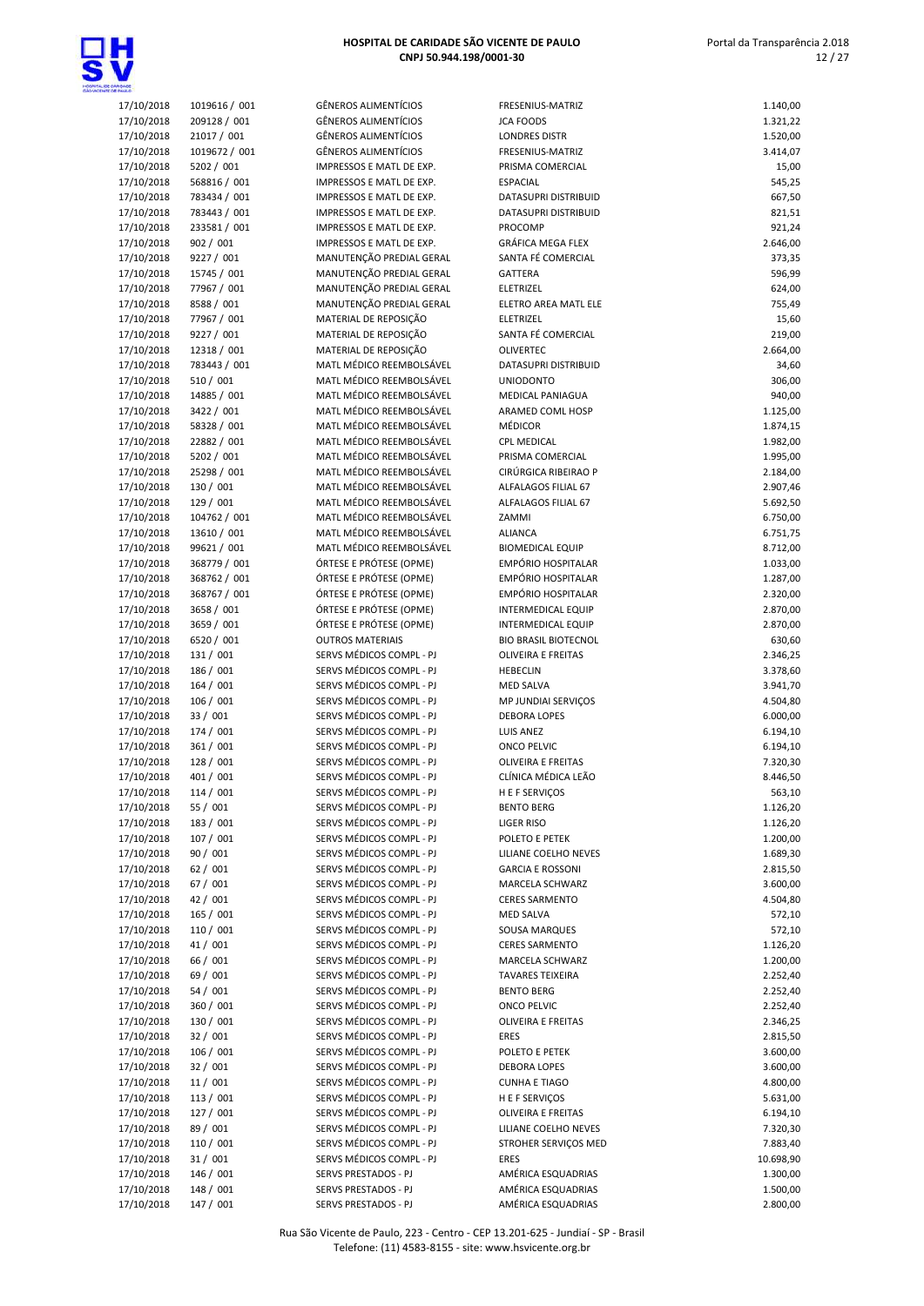| | | | | |
|---|---|---|---|---|
| 17/10/2018 | 1019616 / 001 | GÊNEROS ALIMENTÍCIOS | FRESENIUS-MATRIZ | 1.140,00 |
| 17/10/2018 | 209128 / 001 | GÊNEROS ALIMENTÍCIOS | JCA FOODS | 1.321,22 |
| 17/10/2018 | 21017 / 001 | GÊNEROS ALIMENTÍCIOS | LONDRES DISTR | 1.520,00 |
| 17/10/2018 | 1019672 / 001 | GÊNEROS ALIMENTÍCIOS | FRESENIUS-MATRIZ | 3.414,07 |
| 17/10/2018 | 5202 / 001 | IMPRESSOS E MATL DE EXP. | PRISMA COMERCIAL | 15,00 |
| 17/10/2018 | 568816 / 001 | IMPRESSOS E MATL DE EXP. | ESPACIAL | 545,25 |
| 17/10/2018 | 783434 / 001 | IMPRESSOS E MATL DE EXP. | DATASUPRI DISTRIBUID | 667,50 |
| 17/10/2018 | 783443 / 001 | IMPRESSOS E MATL DE EXP. | DATASUPRI DISTRIBUID | 821,51 |
| 17/10/2018 | 233581 / 001 | IMPRESSOS E MATL DE EXP. | PROCOMP | 921,24 |
| 17/10/2018 | 902 / 001 | IMPRESSOS E MATL DE EXP. | GRÁFICA MEGA FLEX | 2.646,00 |
| 17/10/2018 | 9227 / 001 | MANUTENÇÃO PREDIAL GERAL | SANTA FÉ COMERCIAL | 373,35 |
| 17/10/2018 | 15745 / 001 | MANUTENÇÃO PREDIAL GERAL | GATTERA | 596,99 |
| 17/10/2018 | 77967 / 001 | MANUTENÇÃO PREDIAL GERAL | ELETRIZEL | 624,00 |
| 17/10/2018 | 8588 / 001 | MANUTENÇÃO PREDIAL GERAL | ELETRO AREA MATL ELE | 755,49 |
| 17/10/2018 | 77967 / 001 | MATERIAL DE REPOSIÇÃO | ELETRIZEL | 15,60 |
| 17/10/2018 | 9227 / 001 | MATERIAL DE REPOSIÇÃO | SANTA FÉ COMERCIAL | 219,00 |
| 17/10/2018 | 12318 / 001 | MATERIAL DE REPOSIÇÃO | OLIVERTEC | 2.664,00 |
| 17/10/2018 | 783443 / 001 | MATL MÉDICO REEMBOLSÁVEL | DATASUPRI DISTRIBUID | 34,60 |
| 17/10/2018 | 510 / 001 | MATL MÉDICO REEMBOLSÁVEL | UNIODONTO | 306,00 |
| 17/10/2018 | 14885 / 001 | MATL MÉDICO REEMBOLSÁVEL | MEDICAL PANIAGUA | 940,00 |
| 17/10/2018 | 3422 / 001 | MATL MÉDICO REEMBOLSÁVEL | ARAMED COML HOSP | 1.125,00 |
| 17/10/2018 | 58328 / 001 | MATL MÉDICO REEMBOLSÁVEL | MÉDICOR | 1.874,15 |
| 17/10/2018 | 22882 / 001 | MATL MÉDICO REEMBOLSÁVEL | CPL MEDICAL | 1.982,00 |
| 17/10/2018 | 5202 / 001 | MATL MÉDICO REEMBOLSÁVEL | PRISMA COMERCIAL | 1.995,00 |
| 17/10/2018 | 25298 / 001 | MATL MÉDICO REEMBOLSÁVEL | CIRÚRGICA RIBEIRAO P | 2.184,00 |
| 17/10/2018 | 130 / 001 | MATL MÉDICO REEMBOLSÁVEL | ALFALAGOS FILIAL 67 | 2.907,46 |
| 17/10/2018 | 129 / 001 | MATL MÉDICO REEMBOLSÁVEL | ALFALAGOS FILIAL 67 | 5.692,50 |
| 17/10/2018 | 104762 / 001 | MATL MÉDICO REEMBOLSÁVEL | ZAMMI | 6.750,00 |
| 17/10/2018 | 13610 / 001 | MATL MÉDICO REEMBOLSÁVEL | ALIANCA | 6.751,75 |
| 17/10/2018 | 99621 / 001 | MATL MÉDICO REEMBOLSÁVEL | BIOMEDICAL EQUIP | 8.712,00 |
| 17/10/2018 | 368779 / 001 | ÓRTESE E PRÓTESE (OPME) | EMPÓRIO HOSPITALAR | 1.033,00 |
| 17/10/2018 | 368762 / 001 | ÓRTESE E PRÓTESE (OPME) | EMPÓRIO HOSPITALAR | 1.287,00 |
| 17/10/2018 | 368767 / 001 | ÓRTESE E PRÓTESE (OPME) | EMPÓRIO HOSPITALAR | 2.320,00 |
| 17/10/2018 | 3658 / 001 | ÓRTESE E PRÓTESE (OPME) | INTERMEDICAL EQUIP | 2.870,00 |
| 17/10/2018 | 3659 / 001 | ÓRTESE E PRÓTESE (OPME) | INTERMEDICAL EQUIP | 2.870,00 |
| 17/10/2018 | 6520 / 001 | OUTROS MATERIAIS | BIO BRASIL BIOTECNOL | 630,60 |
| 17/10/2018 | 131 / 001 | SERVS MÉDICOS COMPL - PJ | OLIVEIRA E FREITAS | 2.346,25 |
| 17/10/2018 | 186 / 001 | SERVS MÉDICOS COMPL - PJ | HEBECLIN | 3.378,60 |
| 17/10/2018 | 164 / 001 | SERVS MÉDICOS COMPL - PJ | MED SALVA | 3.941,70 |
| 17/10/2018 | 106 / 001 | SERVS MÉDICOS COMPL - PJ | MP JUNDIAI SERVIÇOS | 4.504,80 |
| 17/10/2018 | 33 / 001 | SERVS MÉDICOS COMPL - PJ | DEBORA LOPES | 6.000,00 |
| 17/10/2018 | 174 / 001 | SERVS MÉDICOS COMPL - PJ | LUIS ANEZ | 6.194,10 |
| 17/10/2018 | 361 / 001 | SERVS MÉDICOS COMPL - PJ | ONCO PELVIC | 6.194,10 |
| 17/10/2018 | 128 / 001 | SERVS MÉDICOS COMPL - PJ | OLIVEIRA E FREITAS | 7.320,30 |
| 17/10/2018 | 401 / 001 | SERVS MÉDICOS COMPL - PJ | CLÍNICA MÉDICA LEÃO | 8.446,50 |
| 17/10/2018 | 114 / 001 | SERVS MÉDICOS COMPL - PJ | H E F SERVIÇOS | 563,10 |
| 17/10/2018 | 55 / 001 | SERVS MÉDICOS COMPL - PJ | BENTO BERG | 1.126,20 |
| 17/10/2018 | 183 / 001 | SERVS MÉDICOS COMPL - PJ | LIGER RISO | 1.126,20 |
| 17/10/2018 | 107 / 001 | SERVS MÉDICOS COMPL - PJ | POLETO E PETEK | 1.200,00 |
| 17/10/2018 | 90 / 001 | SERVS MÉDICOS COMPL - PJ | LILIANE COELHO NEVES | 1.689,30 |
| 17/10/2018 | 62 / 001 | SERVS MÉDICOS COMPL - PJ | GARCIA E ROSSONI | 2.815,50 |
| 17/10/2018 | 67 / 001 | SERVS MÉDICOS COMPL - PJ | MARCELA SCHWARZ | 3.600,00 |
| 17/10/2018 | 42 / 001 | SERVS MÉDICOS COMPL - PJ | CERES SARMENTO | 4.504,80 |
| 17/10/2018 | 165 / 001 | SERVS MÉDICOS COMPL - PJ | MED SALVA | 572,10 |
| 17/10/2018 | 110 / 001 | SERVS MÉDICOS COMPL - PJ | SOUSA MARQUES | 572,10 |
| 17/10/2018 | 41 / 001 | SERVS MÉDICOS COMPL - PJ | CERES SARMENTO | 1.126,20 |
| 17/10/2018 | 66 / 001 | SERVS MÉDICOS COMPL - PJ | MARCELA SCHWARZ | 1.200,00 |
| 17/10/2018 | 69 / 001 | SERVS MÉDICOS COMPL - PJ | TAVARES TEIXEIRA | 2.252,40 |
| 17/10/2018 | 54 / 001 | SERVS MÉDICOS COMPL - PJ | BENTO BERG | 2.252,40 |
| 17/10/2018 | 360 / 001 | SERVS MÉDICOS COMPL - PJ | ONCO PELVIC | 2.252,40 |
| 17/10/2018 | 130 / 001 | SERVS MÉDICOS COMPL - PJ | OLIVEIRA E FREITAS | 2.346,25 |
| 17/10/2018 | 32 / 001 | SERVS MÉDICOS COMPL - PJ | ERES | 2.815,50 |
| 17/10/2018 | 106 / 001 | SERVS MÉDICOS COMPL - PJ | POLETO E PETEK | 3.600,00 |
| 17/10/2018 | 32 / 001 | SERVS MÉDICOS COMPL - PJ | DEBORA LOPES | 3.600,00 |
| 17/10/2018 | 11 / 001 | SERVS MÉDICOS COMPL - PJ | CUNHA E TIAGO | 4.800,00 |
| 17/10/2018 | 113 / 001 | SERVS MÉDICOS COMPL - PJ | H E F SERVIÇOS | 5.631,00 |
| 17/10/2018 | 127 / 001 | SERVS MÉDICOS COMPL - PJ | OLIVEIRA E FREITAS | 6.194,10 |
| 17/10/2018 | 89 / 001 | SERVS MÉDICOS COMPL - PJ | LILIANE COELHO NEVES | 7.320,30 |
| 17/10/2018 | 110 / 001 | SERVS MÉDICOS COMPL - PJ | STROHER SERVIÇOS MED | 7.883,40 |
| 17/10/2018 | 31 / 001 | SERVS MÉDICOS COMPL - PJ | ERES | 10.698,90 |
| 17/10/2018 | 146 / 001 | SERVS PRESTADOS - PJ | AMÉRICA ESQUADRIAS | 1.300,00 |
| 17/10/2018 | 148 / 001 | SERVS PRESTADOS - PJ | AMÉRICA ESQUADRIAS | 1.500,00 |
| 17/10/2018 | 147 / 001 | SERVS PRESTADOS - PJ | AMÉRICA ESQUADRIAS | 2.800,00 |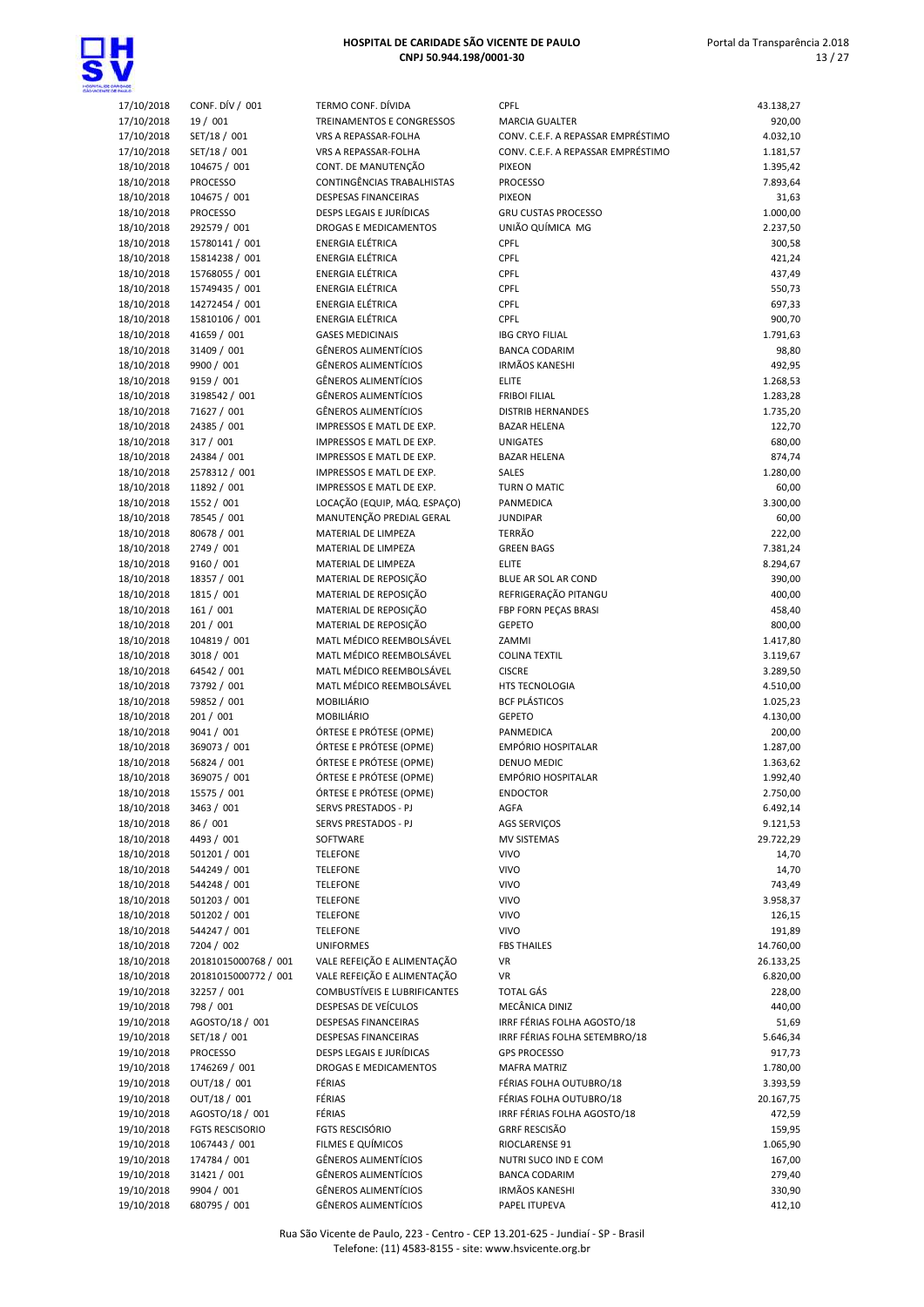| | | | | |
|---|---|---|---|---|
| 17/10/2018 | CONF. DÍV / 001 | TERMO CONF. DÍVIDA | CPFL | 43.138,27 |
| 17/10/2018 | 19 / 001 | TREINAMENTOS E CONGRESSOS | MARCIA GUALTER | 920,00 |
| 17/10/2018 | SET/18 / 001 | VRS A REPASSAR-FOLHA | CONV. C.E.F. A REPASSAR EMPRÉSTIMO | 4.032,10 |
| 17/10/2018 | SET/18 / 001 | VRS A REPASSAR-FOLHA | CONV. C.E.F. A REPASSAR EMPRÉSTIMO | 1.181,57 |
| 18/10/2018 | 104675 / 001 | CONT. DE MANUTENÇÃO | PIXEON | 1.395,42 |
| 18/10/2018 | PROCESSO | CONTINGÊNCIAS TRABALHISTAS | PROCESSO | 7.893,64 |
| 18/10/2018 | 104675 / 001 | DESPESAS FINANCEIRAS | PIXEON | 31,63 |
| 18/10/2018 | PROCESSO | DESPS LEGAIS E JURÍDICAS | GRU CUSTAS PROCESSO | 1.000,00 |
| 18/10/2018 | 292579 / 001 | DROGAS E MEDICAMENTOS | UNIÃO QUÍMICA MG | 2.237,50 |
| 18/10/2018 | 15780141 / 001 | ENERGIA ELÉTRICA | CPFL | 300,58 |
| 18/10/2018 | 15814238 / 001 | ENERGIA ELÉTRICA | CPFL | 421,24 |
| 18/10/2018 | 15768055 / 001 | ENERGIA ELÉTRICA | CPFL | 437,49 |
| 18/10/2018 | 15749435 / 001 | ENERGIA ELÉTRICA | CPFL | 550,73 |
| 18/10/2018 | 14272454 / 001 | ENERGIA ELÉTRICA | CPFL | 697,33 |
| 18/10/2018 | 15810106 / 001 | ENERGIA ELÉTRICA | CPFL | 900,70 |
| 18/10/2018 | 41659 / 001 | GASES MEDICINAIS | IBG CRYO FILIAL | 1.791,63 |
| 18/10/2018 | 31409 / 001 | GÊNEROS ALIMENTÍCIOS | BANCA CODARIM | 98,80 |
| 18/10/2018 | 9900 / 001 | GÊNEROS ALIMENTÍCIOS | IRMÃOS KANESHI | 492,95 |
| 18/10/2018 | 9159 / 001 | GÊNEROS ALIMENTÍCIOS | ELITE | 1.268,53 |
| 18/10/2018 | 3198542 / 001 | GÊNEROS ALIMENTÍCIOS | FRIBOI FILIAL | 1.283,28 |
| 18/10/2018 | 71627 / 001 | GÊNEROS ALIMENTÍCIOS | DISTRIB HERNANDES | 1.735,20 |
| 18/10/2018 | 24385 / 001 | IMPRESSOS E MATL DE EXP. | BAZAR HELENA | 122,70 |
| 18/10/2018 | 317 / 001 | IMPRESSOS E MATL DE EXP. | UNIGATES | 680,00 |
| 18/10/2018 | 24384 / 001 | IMPRESSOS E MATL DE EXP. | BAZAR HELENA | 874,74 |
| 18/10/2018 | 2578312 / 001 | IMPRESSOS E MATL DE EXP. | SALES | 1.280,00 |
| 18/10/2018 | 11892 / 001 | IMPRESSOS E MATL DE EXP. | TURN O MATIC | 60,00 |
| 18/10/2018 | 1552 / 001 | LOCAÇÃO (EQUIP, MÁQ. ESPAÇO) | PANMEDICA | 3.300,00 |
| 18/10/2018 | 78545 / 001 | MANUTENÇÃO PREDIAL GERAL | JUNDIPAR | 60,00 |
| 18/10/2018 | 80678 / 001 | MATERIAL DE LIMPEZA | TERRÃO | 222,00 |
| 18/10/2018 | 2749 / 001 | MATERIAL DE LIMPEZA | GREEN BAGS | 7.381,24 |
| 18/10/2018 | 9160 / 001 | MATERIAL DE LIMPEZA | ELITE | 8.294,67 |
| 18/10/2018 | 18357 / 001 | MATERIAL DE REPOSIÇÃO | BLUE AR SOL AR COND | 390,00 |
| 18/10/2018 | 1815 / 001 | MATERIAL DE REPOSIÇÃO | REFRIGERAÇÃO PITANGU | 400,00 |
| 18/10/2018 | 161 / 001 | MATERIAL DE REPOSIÇÃO | FBP FORN PEÇAS BRASI | 458,40 |
| 18/10/2018 | 201 / 001 | MATERIAL DE REPOSIÇÃO | GEPETO | 800,00 |
| 18/10/2018 | 104819 / 001 | MATL MÉDICO REEMBOLSÁVEL | ZAMMI | 1.417,80 |
| 18/10/2018 | 3018 / 001 | MATL MÉDICO REEMBOLSÁVEL | COLINA TEXTIL | 3.119,67 |
| 18/10/2018 | 64542 / 001 | MATL MÉDICO REEMBOLSÁVEL | CISCRE | 3.289,50 |
| 18/10/2018 | 73792 / 001 | MATL MÉDICO REEMBOLSÁVEL | HTS TECNOLOGIA | 4.510,00 |
| 18/10/2018 | 59852 / 001 | MOBILIÁRIO | BCF PLÁSTICOS | 1.025,23 |
| 18/10/2018 | 201 / 001 | MOBILIÁRIO | GEPETO | 4.130,00 |
| 18/10/2018 | 9041 / 001 | ÓRTESE E PRÓTESE (OPME) | PANMEDICA | 200,00 |
| 18/10/2018 | 369073 / 001 | ÓRTESE E PRÓTESE (OPME) | EMPÓRIO HOSPITALAR | 1.287,00 |
| 18/10/2018 | 56824 / 001 | ÓRTESE E PRÓTESE (OPME) | DENUO MEDIC | 1.363,62 |
| 18/10/2018 | 369075 / 001 | ÓRTESE E PRÓTESE (OPME) | EMPÓRIO HOSPITALAR | 1.992,40 |
| 18/10/2018 | 15575 / 001 | ÓRTESE E PRÓTESE (OPME) | ENDOCTOR | 2.750,00 |
| 18/10/2018 | 3463 / 001 | SERVS PRESTADOS - PJ | AGFA | 6.492,14 |
| 18/10/2018 | 86 / 001 | SERVS PRESTADOS - PJ | AGS SERVIÇOS | 9.121,53 |
| 18/10/2018 | 4493 / 001 | SOFTWARE | MV SISTEMAS | 29.722,29 |
| 18/10/2018 | 501201 / 001 | TELEFONE | VIVO | 14,70 |
| 18/10/2018 | 544249 / 001 | TELEFONE | VIVO | 14,70 |
| 18/10/2018 | 544248 / 001 | TELEFONE | VIVO | 743,49 |
| 18/10/2018 | 501203 / 001 | TELEFONE | VIVO | 3.958,37 |
| 18/10/2018 | 501202 / 001 | TELEFONE | VIVO | 126,15 |
| 18/10/2018 | 544247 / 001 | TELEFONE | VIVO | 191,89 |
| 18/10/2018 | 7204 / 002 | UNIFORMES | FBS THAILES | 14.760,00 |
| 18/10/2018 | 20181015000768 / 001 | VALE REFEIÇÃO E ALIMENTAÇÃO | VR | 26.133,25 |
| 18/10/2018 | 20181015000772 / 001 | VALE REFEIÇÃO E ALIMENTAÇÃO | VR | 6.820,00 |
| 19/10/2018 | 32257 / 001 | COMBUSTÍVEIS E LUBRIFICANTES | TOTAL GÁS | 228,00 |
| 19/10/2018 | 798 / 001 | DESPESAS DE VEÍCULOS | MECÂNICA DINIZ | 440,00 |
| 19/10/2018 | AGOSTO/18 / 001 | DESPESAS FINANCEIRAS | IRRF FÉRIAS FOLHA AGOSTO/18 | 51,69 |
| 19/10/2018 | SET/18 / 001 | DESPESAS FINANCEIRAS | IRRF FÉRIAS FOLHA SETEMBRO/18 | 5.646,34 |
| 19/10/2018 | PROCESSO | DESPS LEGAIS E JURÍDICAS | GPS PROCESSO | 917,73 |
| 19/10/2018 | 1746269 / 001 | DROGAS E MEDICAMENTOS | MAFRA MATRIZ | 1.780,00 |
| 19/10/2018 | OUT/18 / 001 | FÉRIAS | FÉRIAS FOLHA OUTUBRO/18 | 3.393,59 |
| 19/10/2018 | OUT/18 / 001 | FÉRIAS | FÉRIAS FOLHA OUTUBRO/18 | 20.167,75 |
| 19/10/2018 | AGOSTO/18 / 001 | FÉRIAS | IRRF FÉRIAS FOLHA AGOSTO/18 | 472,59 |
| 19/10/2018 | FGTS RESCISORIO | FGTS RESCISÓRIO | GRRF RESCISÃO | 159,95 |
| 19/10/2018 | 1067443 / 001 | FILMES E QUÍMICOS | RIOCLARENSE 91 | 1.065,90 |
| 19/10/2018 | 174784 / 001 | GÊNEROS ALIMENTÍCIOS | NUTRI SUCO IND E COM | 167,00 |
| 19/10/2018 | 31421 / 001 | GÊNEROS ALIMENTÍCIOS | BANCA CODARIM | 279,40 |
| 19/10/2018 | 9904 / 001 | GÊNEROS ALIMENTÍCIOS | IRMÃOS KANESHI | 330,90 |
| 19/10/2018 | 680795 / 001 | GÊNEROS ALIMENTÍCIOS | PAPEL ITUPEVA | 412,10 |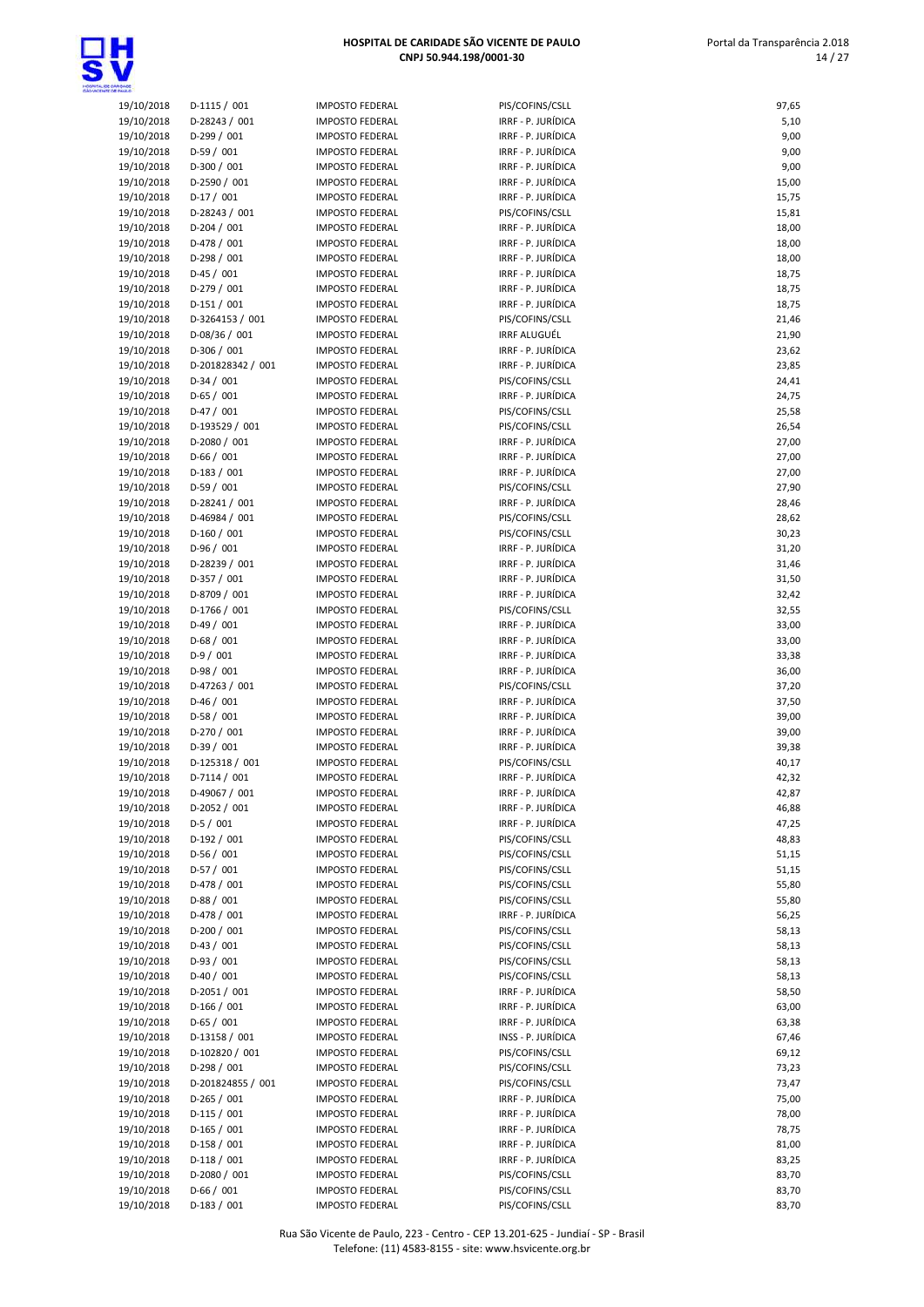| | | | | |
|---|---|---|---|---|
| 19/10/2018 | D-1115 / 001 | IMPOSTO FEDERAL | PIS/COFINS/CSLL | 97,65 |
| 19/10/2018 | D-28243 / 001 | IMPOSTO FEDERAL | IRRF - P. JURÍDICA | 5,10 |
| 19/10/2018 | D-299 / 001 | IMPOSTO FEDERAL | IRRF - P. JURÍDICA | 9,00 |
| 19/10/2018 | D-59 / 001 | IMPOSTO FEDERAL | IRRF - P. JURÍDICA | 9,00 |
| 19/10/2018 | D-300 / 001 | IMPOSTO FEDERAL | IRRF - P. JURÍDICA | 9,00 |
| 19/10/2018 | D-2590 / 001 | IMPOSTO FEDERAL | IRRF - P. JURÍDICA | 15,00 |
| 19/10/2018 | D-17 / 001 | IMPOSTO FEDERAL | IRRF - P. JURÍDICA | 15,75 |
| 19/10/2018 | D-28243 / 001 | IMPOSTO FEDERAL | PIS/COFINS/CSLL | 15,81 |
| 19/10/2018 | D-204 / 001 | IMPOSTO FEDERAL | IRRF - P. JURÍDICA | 18,00 |
| 19/10/2018 | D-478 / 001 | IMPOSTO FEDERAL | IRRF - P. JURÍDICA | 18,00 |
| 19/10/2018 | D-298 / 001 | IMPOSTO FEDERAL | IRRF - P. JURÍDICA | 18,00 |
| 19/10/2018 | D-45 / 001 | IMPOSTO FEDERAL | IRRF - P. JURÍDICA | 18,75 |
| 19/10/2018 | D-279 / 001 | IMPOSTO FEDERAL | IRRF - P. JURÍDICA | 18,75 |
| 19/10/2018 | D-151 / 001 | IMPOSTO FEDERAL | IRRF - P. JURÍDICA | 18,75 |
| 19/10/2018 | D-3264153 / 001 | IMPOSTO FEDERAL | PIS/COFINS/CSLL | 21,46 |
| 19/10/2018 | D-08/36 / 001 | IMPOSTO FEDERAL | IRRF ALUGUÉL | 21,90 |
| 19/10/2018 | D-306 / 001 | IMPOSTO FEDERAL | IRRF - P. JURÍDICA | 23,62 |
| 19/10/2018 | D-201828342 / 001 | IMPOSTO FEDERAL | IRRF - P. JURÍDICA | 23,85 |
| 19/10/2018 | D-34 / 001 | IMPOSTO FEDERAL | PIS/COFINS/CSLL | 24,41 |
| 19/10/2018 | D-65 / 001 | IMPOSTO FEDERAL | IRRF - P. JURÍDICA | 24,75 |
| 19/10/2018 | D-47 / 001 | IMPOSTO FEDERAL | PIS/COFINS/CSLL | 25,58 |
| 19/10/2018 | D-193529 / 001 | IMPOSTO FEDERAL | PIS/COFINS/CSLL | 26,54 |
| 19/10/2018 | D-2080 / 001 | IMPOSTO FEDERAL | IRRF - P. JURÍDICA | 27,00 |
| 19/10/2018 | D-66 / 001 | IMPOSTO FEDERAL | IRRF - P. JURÍDICA | 27,00 |
| 19/10/2018 | D-183 / 001 | IMPOSTO FEDERAL | IRRF - P. JURÍDICA | 27,00 |
| 19/10/2018 | D-59 / 001 | IMPOSTO FEDERAL | PIS/COFINS/CSLL | 27,90 |
| 19/10/2018 | D-28241 / 001 | IMPOSTO FEDERAL | IRRF - P. JURÍDICA | 28,46 |
| 19/10/2018 | D-46984 / 001 | IMPOSTO FEDERAL | PIS/COFINS/CSLL | 28,62 |
| 19/10/2018 | D-160 / 001 | IMPOSTO FEDERAL | PIS/COFINS/CSLL | 30,23 |
| 19/10/2018 | D-96 / 001 | IMPOSTO FEDERAL | IRRF - P. JURÍDICA | 31,20 |
| 19/10/2018 | D-28239 / 001 | IMPOSTO FEDERAL | IRRF - P. JURÍDICA | 31,46 |
| 19/10/2018 | D-357 / 001 | IMPOSTO FEDERAL | IRRF - P. JURÍDICA | 31,50 |
| 19/10/2018 | D-8709 / 001 | IMPOSTO FEDERAL | IRRF - P. JURÍDICA | 32,42 |
| 19/10/2018 | D-1766 / 001 | IMPOSTO FEDERAL | PIS/COFINS/CSLL | 32,55 |
| 19/10/2018 | D-49 / 001 | IMPOSTO FEDERAL | IRRF - P. JURÍDICA | 33,00 |
| 19/10/2018 | D-68 / 001 | IMPOSTO FEDERAL | IRRF - P. JURÍDICA | 33,00 |
| 19/10/2018 | D-9 / 001 | IMPOSTO FEDERAL | IRRF - P. JURÍDICA | 33,38 |
| 19/10/2018 | D-98 / 001 | IMPOSTO FEDERAL | IRRF - P. JURÍDICA | 36,00 |
| 19/10/2018 | D-47263 / 001 | IMPOSTO FEDERAL | PIS/COFINS/CSLL | 37,20 |
| 19/10/2018 | D-46 / 001 | IMPOSTO FEDERAL | IRRF - P. JURÍDICA | 37,50 |
| 19/10/2018 | D-58 / 001 | IMPOSTO FEDERAL | IRRF - P. JURÍDICA | 39,00 |
| 19/10/2018 | D-270 / 001 | IMPOSTO FEDERAL | IRRF - P. JURÍDICA | 39,00 |
| 19/10/2018 | D-39 / 001 | IMPOSTO FEDERAL | IRRF - P. JURÍDICA | 39,38 |
| 19/10/2018 | D-125318 / 001 | IMPOSTO FEDERAL | PIS/COFINS/CSLL | 40,17 |
| 19/10/2018 | D-7114 / 001 | IMPOSTO FEDERAL | IRRF - P. JURÍDICA | 42,32 |
| 19/10/2018 | D-49067 / 001 | IMPOSTO FEDERAL | IRRF - P. JURÍDICA | 42,87 |
| 19/10/2018 | D-2052 / 001 | IMPOSTO FEDERAL | IRRF - P. JURÍDICA | 46,88 |
| 19/10/2018 | D-5 / 001 | IMPOSTO FEDERAL | IRRF - P. JURÍDICA | 47,25 |
| 19/10/2018 | D-192 / 001 | IMPOSTO FEDERAL | PIS/COFINS/CSLL | 48,83 |
| 19/10/2018 | D-56 / 001 | IMPOSTO FEDERAL | PIS/COFINS/CSLL | 51,15 |
| 19/10/2018 | D-57 / 001 | IMPOSTO FEDERAL | PIS/COFINS/CSLL | 51,15 |
| 19/10/2018 | D-478 / 001 | IMPOSTO FEDERAL | PIS/COFINS/CSLL | 55,80 |
| 19/10/2018 | D-88 / 001 | IMPOSTO FEDERAL | PIS/COFINS/CSLL | 55,80 |
| 19/10/2018 | D-478 / 001 | IMPOSTO FEDERAL | IRRF - P. JURÍDICA | 56,25 |
| 19/10/2018 | D-200 / 001 | IMPOSTO FEDERAL | PIS/COFINS/CSLL | 58,13 |
| 19/10/2018 | D-43 / 001 | IMPOSTO FEDERAL | PIS/COFINS/CSLL | 58,13 |
| 19/10/2018 | D-93 / 001 | IMPOSTO FEDERAL | PIS/COFINS/CSLL | 58,13 |
| 19/10/2018 | D-40 / 001 | IMPOSTO FEDERAL | PIS/COFINS/CSLL | 58,13 |
| 19/10/2018 | D-2051 / 001 | IMPOSTO FEDERAL | IRRF - P. JURÍDICA | 58,50 |
| 19/10/2018 | D-166 / 001 | IMPOSTO FEDERAL | IRRF - P. JURÍDICA | 63,00 |
| 19/10/2018 | D-65 / 001 | IMPOSTO FEDERAL | IRRF - P. JURÍDICA | 63,38 |
| 19/10/2018 | D-13158 / 001 | IMPOSTO FEDERAL | INSS - P. JURÍDICA | 67,46 |
| 19/10/2018 | D-102820 / 001 | IMPOSTO FEDERAL | PIS/COFINS/CSLL | 69,12 |
| 19/10/2018 | D-298 / 001 | IMPOSTO FEDERAL | PIS/COFINS/CSLL | 73,23 |
| 19/10/2018 | D-201824855 / 001 | IMPOSTO FEDERAL | PIS/COFINS/CSLL | 73,47 |
| 19/10/2018 | D-265 / 001 | IMPOSTO FEDERAL | IRRF - P. JURÍDICA | 75,00 |
| 19/10/2018 | D-115 / 001 | IMPOSTO FEDERAL | IRRF - P. JURÍDICA | 78,00 |
| 19/10/2018 | D-165 / 001 | IMPOSTO FEDERAL | IRRF - P. JURÍDICA | 78,75 |
| 19/10/2018 | D-158 / 001 | IMPOSTO FEDERAL | IRRF - P. JURÍDICA | 81,00 |
| 19/10/2018 | D-118 / 001 | IMPOSTO FEDERAL | IRRF - P. JURÍDICA | 83,25 |
| 19/10/2018 | D-2080 / 001 | IMPOSTO FEDERAL | PIS/COFINS/CSLL | 83,70 |
| 19/10/2018 | D-66 / 001 | IMPOSTO FEDERAL | PIS/COFINS/CSLL | 83,70 |
| 19/10/2018 | D-183 / 001 | IMPOSTO FEDERAL | PIS/COFINS/CSLL | 83,70 |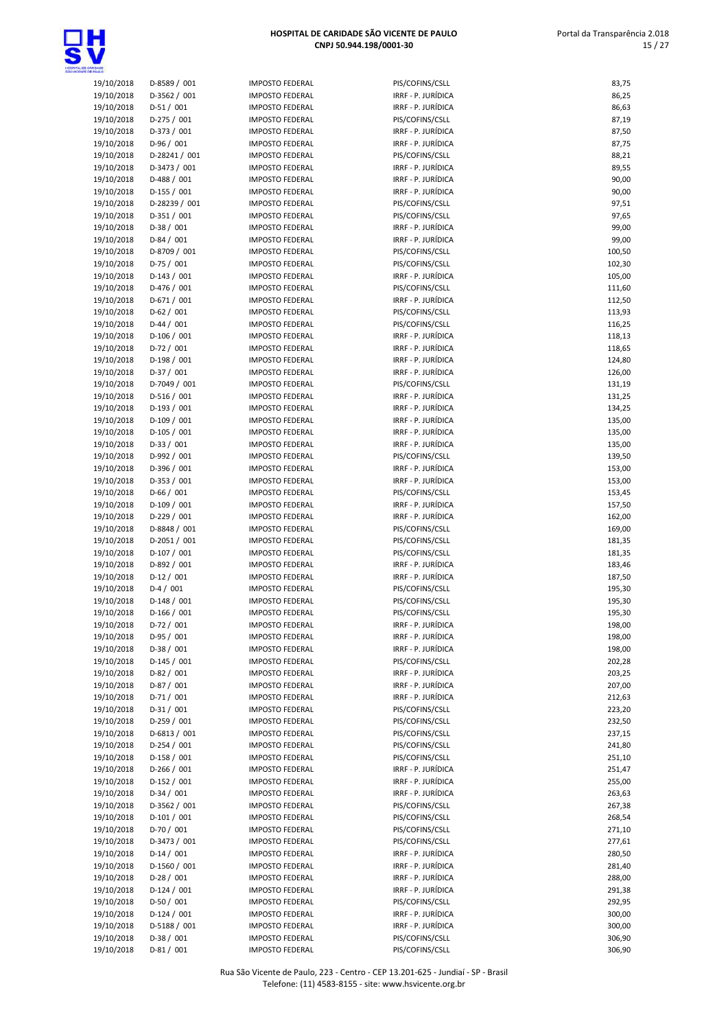| | | | | |
|---|---|---|---|---|
| 19/10/2018 | D-8589 / 001 | IMPOSTO FEDERAL | PIS/COFINS/CSLL | 83,75 |
| 19/10/2018 | D-3562 / 001 | IMPOSTO FEDERAL | IRRF - P. JURÍDICA | 86,25 |
| 19/10/2018 | D-51 / 001 | IMPOSTO FEDERAL | IRRF - P. JURÍDICA | 86,63 |
| 19/10/2018 | D-275 / 001 | IMPOSTO FEDERAL | PIS/COFINS/CSLL | 87,19 |
| 19/10/2018 | D-373 / 001 | IMPOSTO FEDERAL | IRRF - P. JURÍDICA | 87,50 |
| 19/10/2018 | D-96 / 001 | IMPOSTO FEDERAL | IRRF - P. JURÍDICA | 87,75 |
| 19/10/2018 | D-28241 / 001 | IMPOSTO FEDERAL | PIS/COFINS/CSLL | 88,21 |
| 19/10/2018 | D-3473 / 001 | IMPOSTO FEDERAL | IRRF - P. JURÍDICA | 89,55 |
| 19/10/2018 | D-488 / 001 | IMPOSTO FEDERAL | IRRF - P. JURÍDICA | 90,00 |
| 19/10/2018 | D-155 / 001 | IMPOSTO FEDERAL | IRRF - P. JURÍDICA | 90,00 |
| 19/10/2018 | D-28239 / 001 | IMPOSTO FEDERAL | PIS/COFINS/CSLL | 97,51 |
| 19/10/2018 | D-351 / 001 | IMPOSTO FEDERAL | PIS/COFINS/CSLL | 97,65 |
| 19/10/2018 | D-38 / 001 | IMPOSTO FEDERAL | IRRF - P. JURÍDICA | 99,00 |
| 19/10/2018 | D-84 / 001 | IMPOSTO FEDERAL | IRRF - P. JURÍDICA | 99,00 |
| 19/10/2018 | D-8709 / 001 | IMPOSTO FEDERAL | PIS/COFINS/CSLL | 100,50 |
| 19/10/2018 | D-75 / 001 | IMPOSTO FEDERAL | PIS/COFINS/CSLL | 102,30 |
| 19/10/2018 | D-143 / 001 | IMPOSTO FEDERAL | IRRF - P. JURÍDICA | 105,00 |
| 19/10/2018 | D-476 / 001 | IMPOSTO FEDERAL | PIS/COFINS/CSLL | 111,60 |
| 19/10/2018 | D-671 / 001 | IMPOSTO FEDERAL | IRRF - P. JURÍDICA | 112,50 |
| 19/10/2018 | D-62 / 001 | IMPOSTO FEDERAL | PIS/COFINS/CSLL | 113,93 |
| 19/10/2018 | D-44 / 001 | IMPOSTO FEDERAL | PIS/COFINS/CSLL | 116,25 |
| 19/10/2018 | D-106 / 001 | IMPOSTO FEDERAL | IRRF - P. JURÍDICA | 118,13 |
| 19/10/2018 | D-72 / 001 | IMPOSTO FEDERAL | IRRF - P. JURÍDICA | 118,65 |
| 19/10/2018 | D-198 / 001 | IMPOSTO FEDERAL | IRRF - P. JURÍDICA | 124,80 |
| 19/10/2018 | D-37 / 001 | IMPOSTO FEDERAL | IRRF - P. JURÍDICA | 126,00 |
| 19/10/2018 | D-7049 / 001 | IMPOSTO FEDERAL | PIS/COFINS/CSLL | 131,19 |
| 19/10/2018 | D-516 / 001 | IMPOSTO FEDERAL | IRRF - P. JURÍDICA | 131,25 |
| 19/10/2018 | D-193 / 001 | IMPOSTO FEDERAL | IRRF - P. JURÍDICA | 134,25 |
| 19/10/2018 | D-109 / 001 | IMPOSTO FEDERAL | IRRF - P. JURÍDICA | 135,00 |
| 19/10/2018 | D-105 / 001 | IMPOSTO FEDERAL | IRRF - P. JURÍDICA | 135,00 |
| 19/10/2018 | D-33 / 001 | IMPOSTO FEDERAL | IRRF - P. JURÍDICA | 135,00 |
| 19/10/2018 | D-992 / 001 | IMPOSTO FEDERAL | PIS/COFINS/CSLL | 139,50 |
| 19/10/2018 | D-396 / 001 | IMPOSTO FEDERAL | IRRF - P. JURÍDICA | 153,00 |
| 19/10/2018 | D-353 / 001 | IMPOSTO FEDERAL | IRRF - P. JURÍDICA | 153,00 |
| 19/10/2018 | D-66 / 001 | IMPOSTO FEDERAL | PIS/COFINS/CSLL | 153,45 |
| 19/10/2018 | D-109 / 001 | IMPOSTO FEDERAL | IRRF - P. JURÍDICA | 157,50 |
| 19/10/2018 | D-229 / 001 | IMPOSTO FEDERAL | IRRF - P. JURÍDICA | 162,00 |
| 19/10/2018 | D-8848 / 001 | IMPOSTO FEDERAL | PIS/COFINS/CSLL | 169,00 |
| 19/10/2018 | D-2051 / 001 | IMPOSTO FEDERAL | PIS/COFINS/CSLL | 181,35 |
| 19/10/2018 | D-107 / 001 | IMPOSTO FEDERAL | PIS/COFINS/CSLL | 181,35 |
| 19/10/2018 | D-892 / 001 | IMPOSTO FEDERAL | IRRF - P. JURÍDICA | 183,46 |
| 19/10/2018 | D-12 / 001 | IMPOSTO FEDERAL | IRRF - P. JURÍDICA | 187,50 |
| 19/10/2018 | D-4 / 001 | IMPOSTO FEDERAL | PIS/COFINS/CSLL | 195,30 |
| 19/10/2018 | D-148 / 001 | IMPOSTO FEDERAL | PIS/COFINS/CSLL | 195,30 |
| 19/10/2018 | D-166 / 001 | IMPOSTO FEDERAL | PIS/COFINS/CSLL | 195,30 |
| 19/10/2018 | D-72 / 001 | IMPOSTO FEDERAL | IRRF - P. JURÍDICA | 198,00 |
| 19/10/2018 | D-95 / 001 | IMPOSTO FEDERAL | IRRF - P. JURÍDICA | 198,00 |
| 19/10/2018 | D-38 / 001 | IMPOSTO FEDERAL | IRRF - P. JURÍDICA | 198,00 |
| 19/10/2018 | D-145 / 001 | IMPOSTO FEDERAL | PIS/COFINS/CSLL | 202,28 |
| 19/10/2018 | D-82 / 001 | IMPOSTO FEDERAL | IRRF - P. JURÍDICA | 203,25 |
| 19/10/2018 | D-87 / 001 | IMPOSTO FEDERAL | IRRF - P. JURÍDICA | 207,00 |
| 19/10/2018 | D-71 / 001 | IMPOSTO FEDERAL | IRRF - P. JURÍDICA | 212,63 |
| 19/10/2018 | D-31 / 001 | IMPOSTO FEDERAL | PIS/COFINS/CSLL | 223,20 |
| 19/10/2018 | D-259 / 001 | IMPOSTO FEDERAL | PIS/COFINS/CSLL | 232,50 |
| 19/10/2018 | D-6813 / 001 | IMPOSTO FEDERAL | PIS/COFINS/CSLL | 237,15 |
| 19/10/2018 | D-254 / 001 | IMPOSTO FEDERAL | PIS/COFINS/CSLL | 241,80 |
| 19/10/2018 | D-158 / 001 | IMPOSTO FEDERAL | PIS/COFINS/CSLL | 251,10 |
| 19/10/2018 | D-266 / 001 | IMPOSTO FEDERAL | IRRF - P. JURÍDICA | 251,47 |
| 19/10/2018 | D-152 / 001 | IMPOSTO FEDERAL | IRRF - P. JURÍDICA | 255,00 |
| 19/10/2018 | D-34 / 001 | IMPOSTO FEDERAL | IRRF - P. JURÍDICA | 263,63 |
| 19/10/2018 | D-3562 / 001 | IMPOSTO FEDERAL | PIS/COFINS/CSLL | 267,38 |
| 19/10/2018 | D-101 / 001 | IMPOSTO FEDERAL | PIS/COFINS/CSLL | 268,54 |
| 19/10/2018 | D-70 / 001 | IMPOSTO FEDERAL | PIS/COFINS/CSLL | 271,10 |
| 19/10/2018 | D-3473 / 001 | IMPOSTO FEDERAL | PIS/COFINS/CSLL | 277,61 |
| 19/10/2018 | D-14 / 001 | IMPOSTO FEDERAL | IRRF - P. JURÍDICA | 280,50 |
| 19/10/2018 | D-1560 / 001 | IMPOSTO FEDERAL | IRRF - P. JURÍDICA | 281,40 |
| 19/10/2018 | D-28 / 001 | IMPOSTO FEDERAL | IRRF - P. JURÍDICA | 288,00 |
| 19/10/2018 | D-124 / 001 | IMPOSTO FEDERAL | IRRF - P. JURÍDICA | 291,38 |
| 19/10/2018 | D-50 / 001 | IMPOSTO FEDERAL | PIS/COFINS/CSLL | 292,95 |
| 19/10/2018 | D-124 / 001 | IMPOSTO FEDERAL | IRRF - P. JURÍDICA | 300,00 |
| 19/10/2018 | D-5188 / 001 | IMPOSTO FEDERAL | IRRF - P. JURÍDICA | 300,00 |
| 19/10/2018 | D-38 / 001 | IMPOSTO FEDERAL | PIS/COFINS/CSLL | 306,90 |
| 19/10/2018 | D-81 / 001 | IMPOSTO FEDERAL | PIS/COFINS/CSLL | 306,90 |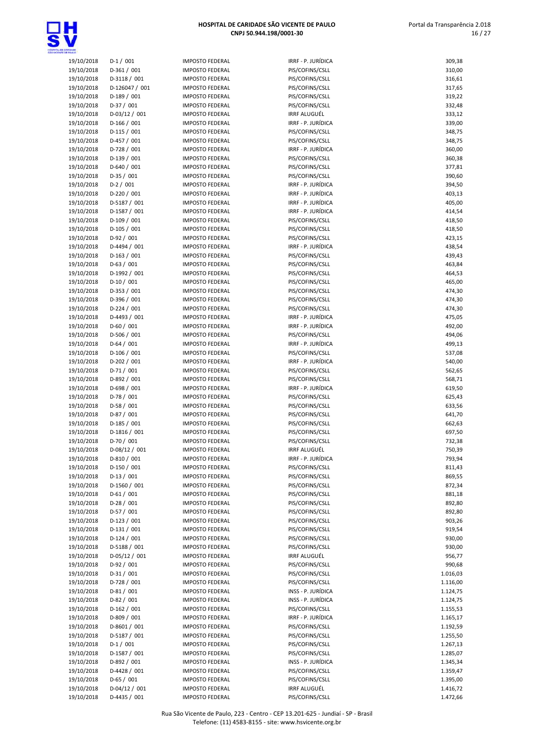| | | | | |
|---|---|---|---|---|
| 19/10/2018 | D-1 / 001 | IMPOSTO FEDERAL | IRRF - P. JURÍDICA | 309,38 |
| 19/10/2018 | D-361 / 001 | IMPOSTO FEDERAL | PIS/COFINS/CSLL | 310,00 |
| 19/10/2018 | D-3118 / 001 | IMPOSTO FEDERAL | PIS/COFINS/CSLL | 316,61 |
| 19/10/2018 | D-126047 / 001 | IMPOSTO FEDERAL | PIS/COFINS/CSLL | 317,65 |
| 19/10/2018 | D-189 / 001 | IMPOSTO FEDERAL | PIS/COFINS/CSLL | 319,22 |
| 19/10/2018 | D-37 / 001 | IMPOSTO FEDERAL | PIS/COFINS/CSLL | 332,48 |
| 19/10/2018 | D-03/12 / 001 | IMPOSTO FEDERAL | IRRF ALUGUÉL | 333,12 |
| 19/10/2018 | D-166 / 001 | IMPOSTO FEDERAL | IRRF - P. JURÍDICA | 339,00 |
| 19/10/2018 | D-115 / 001 | IMPOSTO FEDERAL | PIS/COFINS/CSLL | 348,75 |
| 19/10/2018 | D-457 / 001 | IMPOSTO FEDERAL | PIS/COFINS/CSLL | 348,75 |
| 19/10/2018 | D-728 / 001 | IMPOSTO FEDERAL | IRRF - P. JURÍDICA | 360,00 |
| 19/10/2018 | D-139 / 001 | IMPOSTO FEDERAL | PIS/COFINS/CSLL | 360,38 |
| 19/10/2018 | D-640 / 001 | IMPOSTO FEDERAL | PIS/COFINS/CSLL | 377,81 |
| 19/10/2018 | D-35 / 001 | IMPOSTO FEDERAL | PIS/COFINS/CSLL | 390,60 |
| 19/10/2018 | D-2 / 001 | IMPOSTO FEDERAL | IRRF - P. JURÍDICA | 394,50 |
| 19/10/2018 | D-220 / 001 | IMPOSTO FEDERAL | IRRF - P. JURÍDICA | 403,13 |
| 19/10/2018 | D-5187 / 001 | IMPOSTO FEDERAL | IRRF - P. JURÍDICA | 405,00 |
| 19/10/2018 | D-1587 / 001 | IMPOSTO FEDERAL | IRRF - P. JURÍDICA | 414,54 |
| 19/10/2018 | D-109 / 001 | IMPOSTO FEDERAL | PIS/COFINS/CSLL | 418,50 |
| 19/10/2018 | D-105 / 001 | IMPOSTO FEDERAL | PIS/COFINS/CSLL | 418,50 |
| 19/10/2018 | D-92 / 001 | IMPOSTO FEDERAL | PIS/COFINS/CSLL | 423,15 |
| 19/10/2018 | D-4494 / 001 | IMPOSTO FEDERAL | IRRF - P. JURÍDICA | 438,54 |
| 19/10/2018 | D-163 / 001 | IMPOSTO FEDERAL | PIS/COFINS/CSLL | 439,43 |
| 19/10/2018 | D-63 / 001 | IMPOSTO FEDERAL | PIS/COFINS/CSLL | 463,84 |
| 19/10/2018 | D-1992 / 001 | IMPOSTO FEDERAL | PIS/COFINS/CSLL | 464,53 |
| 19/10/2018 | D-10 / 001 | IMPOSTO FEDERAL | PIS/COFINS/CSLL | 465,00 |
| 19/10/2018 | D-353 / 001 | IMPOSTO FEDERAL | PIS/COFINS/CSLL | 474,30 |
| 19/10/2018 | D-396 / 001 | IMPOSTO FEDERAL | PIS/COFINS/CSLL | 474,30 |
| 19/10/2018 | D-224 / 001 | IMPOSTO FEDERAL | PIS/COFINS/CSLL | 474,30 |
| 19/10/2018 | D-4493 / 001 | IMPOSTO FEDERAL | IRRF - P. JURÍDICA | 475,05 |
| 19/10/2018 | D-60 / 001 | IMPOSTO FEDERAL | IRRF - P. JURÍDICA | 492,00 |
| 19/10/2018 | D-506 / 001 | IMPOSTO FEDERAL | PIS/COFINS/CSLL | 494,06 |
| 19/10/2018 | D-64 / 001 | IMPOSTO FEDERAL | IRRF - P. JURÍDICA | 499,13 |
| 19/10/2018 | D-106 / 001 | IMPOSTO FEDERAL | PIS/COFINS/CSLL | 537,08 |
| 19/10/2018 | D-202 / 001 | IMPOSTO FEDERAL | IRRF - P. JURÍDICA | 540,00 |
| 19/10/2018 | D-71 / 001 | IMPOSTO FEDERAL | PIS/COFINS/CSLL | 562,65 |
| 19/10/2018 | D-892 / 001 | IMPOSTO FEDERAL | PIS/COFINS/CSLL | 568,71 |
| 19/10/2018 | D-698 / 001 | IMPOSTO FEDERAL | IRRF - P. JURÍDICA | 619,50 |
| 19/10/2018 | D-78 / 001 | IMPOSTO FEDERAL | PIS/COFINS/CSLL | 625,43 |
| 19/10/2018 | D-58 / 001 | IMPOSTO FEDERAL | PIS/COFINS/CSLL | 633,56 |
| 19/10/2018 | D-87 / 001 | IMPOSTO FEDERAL | PIS/COFINS/CSLL | 641,70 |
| 19/10/2018 | D-185 / 001 | IMPOSTO FEDERAL | PIS/COFINS/CSLL | 662,63 |
| 19/10/2018 | D-1816 / 001 | IMPOSTO FEDERAL | PIS/COFINS/CSLL | 697,50 |
| 19/10/2018 | D-70 / 001 | IMPOSTO FEDERAL | PIS/COFINS/CSLL | 732,38 |
| 19/10/2018 | D-08/12 / 001 | IMPOSTO FEDERAL | IRRF ALUGUÉL | 750,39 |
| 19/10/2018 | D-810 / 001 | IMPOSTO FEDERAL | IRRF - P. JURÍDICA | 793,94 |
| 19/10/2018 | D-150 / 001 | IMPOSTO FEDERAL | PIS/COFINS/CSLL | 811,43 |
| 19/10/2018 | D-13 / 001 | IMPOSTO FEDERAL | PIS/COFINS/CSLL | 869,55 |
| 19/10/2018 | D-1560 / 001 | IMPOSTO FEDERAL | PIS/COFINS/CSLL | 872,34 |
| 19/10/2018 | D-61 / 001 | IMPOSTO FEDERAL | PIS/COFINS/CSLL | 881,18 |
| 19/10/2018 | D-28 / 001 | IMPOSTO FEDERAL | PIS/COFINS/CSLL | 892,80 |
| 19/10/2018 | D-57 / 001 | IMPOSTO FEDERAL | PIS/COFINS/CSLL | 892,80 |
| 19/10/2018 | D-123 / 001 | IMPOSTO FEDERAL | PIS/COFINS/CSLL | 903,26 |
| 19/10/2018 | D-131 / 001 | IMPOSTO FEDERAL | PIS/COFINS/CSLL | 919,54 |
| 19/10/2018 | D-124 / 001 | IMPOSTO FEDERAL | PIS/COFINS/CSLL | 930,00 |
| 19/10/2018 | D-5188 / 001 | IMPOSTO FEDERAL | PIS/COFINS/CSLL | 930,00 |
| 19/10/2018 | D-05/12 / 001 | IMPOSTO FEDERAL | IRRF ALUGUÉL | 956,77 |
| 19/10/2018 | D-92 / 001 | IMPOSTO FEDERAL | PIS/COFINS/CSLL | 990,68 |
| 19/10/2018 | D-31 / 001 | IMPOSTO FEDERAL | PIS/COFINS/CSLL | 1.016,03 |
| 19/10/2018 | D-728 / 001 | IMPOSTO FEDERAL | PIS/COFINS/CSLL | 1.116,00 |
| 19/10/2018 | D-81 / 001 | IMPOSTO FEDERAL | INSS - P. JURÍDICA | 1.124,75 |
| 19/10/2018 | D-82 / 001 | IMPOSTO FEDERAL | INSS - P. JURÍDICA | 1.124,75 |
| 19/10/2018 | D-162 / 001 | IMPOSTO FEDERAL | PIS/COFINS/CSLL | 1.155,53 |
| 19/10/2018 | D-809 / 001 | IMPOSTO FEDERAL | IRRF - P. JURÍDICA | 1.165,17 |
| 19/10/2018 | D-8601 / 001 | IMPOSTO FEDERAL | PIS/COFINS/CSLL | 1.192,59 |
| 19/10/2018 | D-5187 / 001 | IMPOSTO FEDERAL | PIS/COFINS/CSLL | 1.255,50 |
| 19/10/2018 | D-1 / 001 | IMPOSTO FEDERAL | PIS/COFINS/CSLL | 1.267,13 |
| 19/10/2018 | D-1587 / 001 | IMPOSTO FEDERAL | PIS/COFINS/CSLL | 1.285,07 |
| 19/10/2018 | D-892 / 001 | IMPOSTO FEDERAL | INSS - P. JURÍDICA | 1.345,34 |
| 19/10/2018 | D-4428 / 001 | IMPOSTO FEDERAL | PIS/COFINS/CSLL | 1.359,47 |
| 19/10/2018 | D-65 / 001 | IMPOSTO FEDERAL | PIS/COFINS/CSLL | 1.395,00 |
| 19/10/2018 | D-04/12 / 001 | IMPOSTO FEDERAL | IRRF ALUGUÉL | 1.416,72 |
| 19/10/2018 | D-4435 / 001 | IMPOSTO FEDERAL | PIS/COFINS/CSLL | 1.472,66 |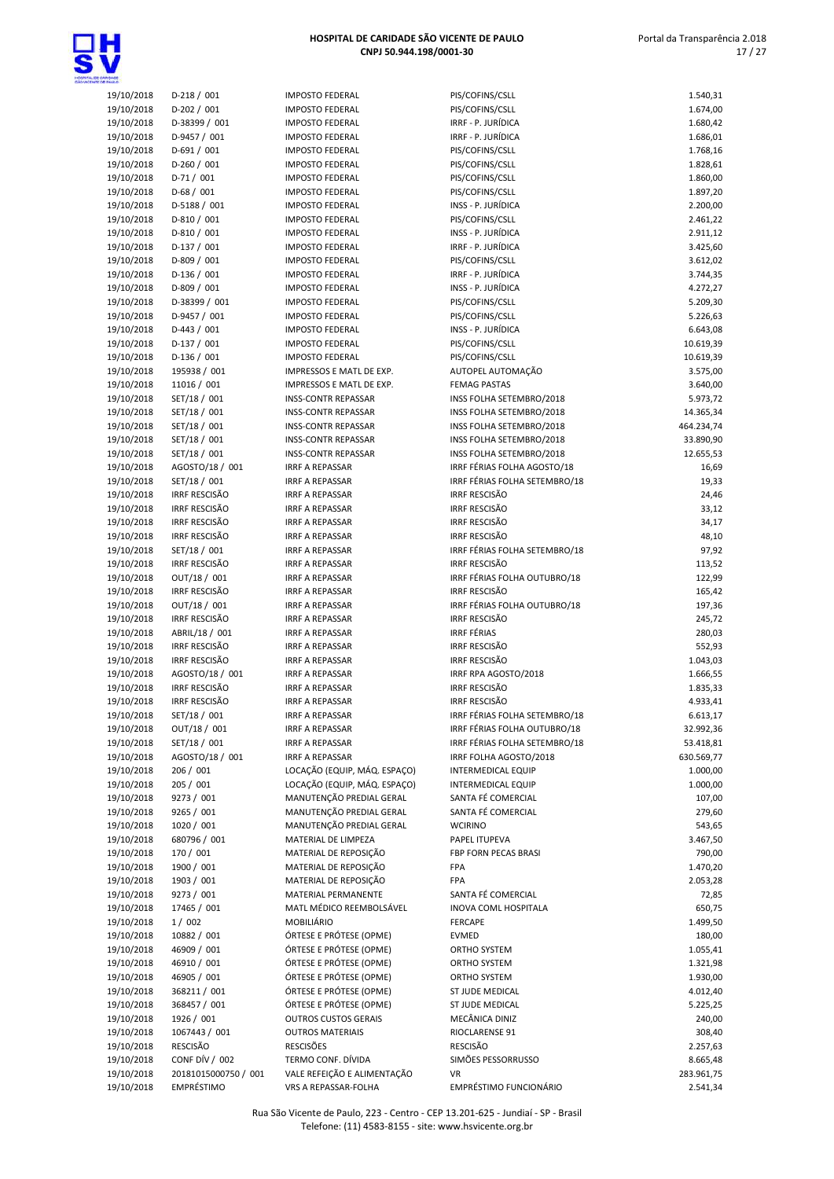| | | | | |
|---|---|---|---|---|
| 19/10/2018 | D-218 / 001 | IMPOSTO FEDERAL | PIS/COFINS/CSLL | 1.540,31 |
| 19/10/2018 | D-202 / 001 | IMPOSTO FEDERAL | PIS/COFINS/CSLL | 1.674,00 |
| 19/10/2018 | D-38399 / 001 | IMPOSTO FEDERAL | IRRF - P. JURÍDICA | 1.680,42 |
| 19/10/2018 | D-9457 / 001 | IMPOSTO FEDERAL | IRRF - P. JURÍDICA | 1.686,01 |
| 19/10/2018 | D-691 / 001 | IMPOSTO FEDERAL | PIS/COFINS/CSLL | 1.768,16 |
| 19/10/2018 | D-260 / 001 | IMPOSTO FEDERAL | PIS/COFINS/CSLL | 1.828,61 |
| 19/10/2018 | D-71 / 001 | IMPOSTO FEDERAL | PIS/COFINS/CSLL | 1.860,00 |
| 19/10/2018 | D-68 / 001 | IMPOSTO FEDERAL | PIS/COFINS/CSLL | 1.897,20 |
| 19/10/2018 | D-5188 / 001 | IMPOSTO FEDERAL | INSS - P. JURÍDICA | 2.200,00 |
| 19/10/2018 | D-810 / 001 | IMPOSTO FEDERAL | PIS/COFINS/CSLL | 2.461,22 |
| 19/10/2018 | D-810 / 001 | IMPOSTO FEDERAL | INSS - P. JURÍDICA | 2.911,12 |
| 19/10/2018 | D-137 / 001 | IMPOSTO FEDERAL | IRRF - P. JURÍDICA | 3.425,60 |
| 19/10/2018 | D-809 / 001 | IMPOSTO FEDERAL | PIS/COFINS/CSLL | 3.612,02 |
| 19/10/2018 | D-136 / 001 | IMPOSTO FEDERAL | IRRF - P. JURÍDICA | 3.744,35 |
| 19/10/2018 | D-809 / 001 | IMPOSTO FEDERAL | INSS - P. JURÍDICA | 4.272,27 |
| 19/10/2018 | D-38399 / 001 | IMPOSTO FEDERAL | PIS/COFINS/CSLL | 5.209,30 |
| 19/10/2018 | D-9457 / 001 | IMPOSTO FEDERAL | PIS/COFINS/CSLL | 5.226,63 |
| 19/10/2018 | D-443 / 001 | IMPOSTO FEDERAL | INSS - P. JURÍDICA | 6.643,08 |
| 19/10/2018 | D-137 / 001 | IMPOSTO FEDERAL | PIS/COFINS/CSLL | 10.619,39 |
| 19/10/2018 | D-136 / 001 | IMPOSTO FEDERAL | PIS/COFINS/CSLL | 10.619,39 |
| 19/10/2018 | 195938 / 001 | IMPRESSOS E MATL DE EXP. | AUTOPEL AUTOMAÇÃO | 3.575,00 |
| 19/10/2018 | 11016 / 001 | IMPRESSOS E MATL DE EXP. | FEMAG PASTAS | 3.640,00 |
| 19/10/2018 | SET/18 / 001 | INSS-CONTR REPASSAR | INSS FOLHA SETEMBRO/2018 | 5.973,72 |
| 19/10/2018 | SET/18 / 001 | INSS-CONTR REPASSAR | INSS FOLHA SETEMBRO/2018 | 14.365,34 |
| 19/10/2018 | SET/18 / 001 | INSS-CONTR REPASSAR | INSS FOLHA SETEMBRO/2018 | 464.234,74 |
| 19/10/2018 | SET/18 / 001 | INSS-CONTR REPASSAR | INSS FOLHA SETEMBRO/2018 | 33.890,90 |
| 19/10/2018 | SET/18 / 001 | INSS-CONTR REPASSAR | INSS FOLHA SETEMBRO/2018 | 12.655,53 |
| 19/10/2018 | AGOSTO/18 / 001 | IRRF A REPASSAR | IRRF FÉRIAS FOLHA AGOSTO/18 | 16,69 |
| 19/10/2018 | SET/18 / 001 | IRRF A REPASSAR | IRRF FÉRIAS FOLHA SETEMBRO/18 | 19,33 |
| 19/10/2018 | IRRF RESCISÃO | IRRF A REPASSAR | IRRF RESCISÃO | 24,46 |
| 19/10/2018 | IRRF RESCISÃO | IRRF A REPASSAR | IRRF RESCISÃO | 33,12 |
| 19/10/2018 | IRRF RESCISÃO | IRRF A REPASSAR | IRRF RESCISÃO | 34,17 |
| 19/10/2018 | IRRF RESCISÃO | IRRF A REPASSAR | IRRF RESCISÃO | 48,10 |
| 19/10/2018 | SET/18 / 001 | IRRF A REPASSAR | IRRF FÉRIAS FOLHA SETEMBRO/18 | 97,92 |
| 19/10/2018 | IRRF RESCISÃO | IRRF A REPASSAR | IRRF RESCISÃO | 113,52 |
| 19/10/2018 | OUT/18 / 001 | IRRF A REPASSAR | IRRF FÉRIAS FOLHA OUTUBRO/18 | 122,99 |
| 19/10/2018 | IRRF RESCISÃO | IRRF A REPASSAR | IRRF RESCISÃO | 165,42 |
| 19/10/2018 | OUT/18 / 001 | IRRF A REPASSAR | IRRF FÉRIAS FOLHA OUTUBRO/18 | 197,36 |
| 19/10/2018 | IRRF RESCISÃO | IRRF A REPASSAR | IRRF RESCISÃO | 245,72 |
| 19/10/2018 | ABRIL/18 / 001 | IRRF A REPASSAR | IRRF FÉRIAS | 280,03 |
| 19/10/2018 | IRRF RESCISÃO | IRRF A REPASSAR | IRRF RESCISÃO | 552,93 |
| 19/10/2018 | IRRF RESCISÃO | IRRF A REPASSAR | IRRF RESCISÃO | 1.043,03 |
| 19/10/2018 | AGOSTO/18 / 001 | IRRF A REPASSAR | IRRF RPA AGOSTO/2018 | 1.666,55 |
| 19/10/2018 | IRRF RESCISÃO | IRRF A REPASSAR | IRRF RESCISÃO | 1.835,33 |
| 19/10/2018 | IRRF RESCISÃO | IRRF A REPASSAR | IRRF RESCISÃO | 4.933,41 |
| 19/10/2018 | SET/18 / 001 | IRRF A REPASSAR | IRRF FÉRIAS FOLHA SETEMBRO/18 | 6.613,17 |
| 19/10/2018 | OUT/18 / 001 | IRRF A REPASSAR | IRRF FÉRIAS FOLHA OUTUBRO/18 | 32.992,36 |
| 19/10/2018 | SET/18 / 001 | IRRF A REPASSAR | IRRF FÉRIAS FOLHA SETEMBRO/18 | 53.418,81 |
| 19/10/2018 | AGOSTO/18 / 001 | IRRF A REPASSAR | IRRF FOLHA AGOSTO/2018 | 630.569,77 |
| 19/10/2018 | 206 / 001 | LOCAÇÃO (EQUIP, MÁQ. ESPAÇO) | INTERMEDICAL EQUIP | 1.000,00 |
| 19/10/2018 | 205 / 001 | LOCAÇÃO (EQUIP, MÁQ. ESPAÇO) | INTERMEDICAL EQUIP | 1.000,00 |
| 19/10/2018 | 9273 / 001 | MANUTENÇÃO PREDIAL GERAL | SANTA FÉ COMERCIAL | 107,00 |
| 19/10/2018 | 9265 / 001 | MANUTENÇÃO PREDIAL GERAL | SANTA FÉ COMERCIAL | 279,60 |
| 19/10/2018 | 1020 / 001 | MANUTENÇÃO PREDIAL GERAL | WCIRINO | 543,65 |
| 19/10/2018 | 680796 / 001 | MATERIAL DE LIMPEZA | PAPEL ITUPEVA | 3.467,50 |
| 19/10/2018 | 170 / 001 | MATERIAL DE REPOSIÇÃO | FBP FORN PECAS BRASI | 790,00 |
| 19/10/2018 | 1900 / 001 | MATERIAL DE REPOSIÇÃO | FPA | 1.470,20 |
| 19/10/2018 | 1903 / 001 | MATERIAL DE REPOSIÇÃO | FPA | 2.053,28 |
| 19/10/2018 | 9273 / 001 | MATERIAL PERMANENTE | SANTA FÉ COMERCIAL | 72,85 |
| 19/10/2018 | 17465 / 001 | MATL MÉDICO REEMBOLSÁVEL | INOVA COML HOSPITALA | 650,75 |
| 19/10/2018 | 1 / 002 | MOBILIÁRIO | FERCAPE | 1.499,50 |
| 19/10/2018 | 10882 / 001 | ÓRTESE E PRÓTESE (OPME) | EVMED | 180,00 |
| 19/10/2018 | 46909 / 001 | ÓRTESE E PRÓTESE (OPME) | ORTHO SYSTEM | 1.055,41 |
| 19/10/2018 | 46910 / 001 | ÓRTESE E PRÓTESE (OPME) | ORTHO SYSTEM | 1.321,98 |
| 19/10/2018 | 46905 / 001 | ÓRTESE E PRÓTESE (OPME) | ORTHO SYSTEM | 1.930,00 |
| 19/10/2018 | 368211 / 001 | ÓRTESE E PRÓTESE (OPME) | ST JUDE MEDICAL | 4.012,40 |
| 19/10/2018 | 368457 / 001 | ÓRTESE E PRÓTESE (OPME) | ST JUDE MEDICAL | 5.225,25 |
| 19/10/2018 | 1926 / 001 | OUTROS CUSTOS GERAIS | MECÂNICA DINIZ | 240,00 |
| 19/10/2018 | 1067443 / 001 | OUTROS MATERIAIS | RIOCLARENSE 91 | 308,40 |
| 19/10/2018 | RESCISÃO | RESCISÕES | RESCISÃO | 2.257,63 |
| 19/10/2018 | CONF DÍV / 002 | TERMO CONF. DÍVIDA | SIMÕES PESSORRUSSO | 8.665,48 |
| 19/10/2018 | 20181015000750 / 001 | VALE REFEIÇÃO E ALIMENTAÇÃO | VR | 283.961,75 |
| 19/10/2018 | EMPRÉSTIMO | VRS A REPASSAR-FOLHA | EMPRÉSTIMO FUNCIONÁRIO | 2.541,34 |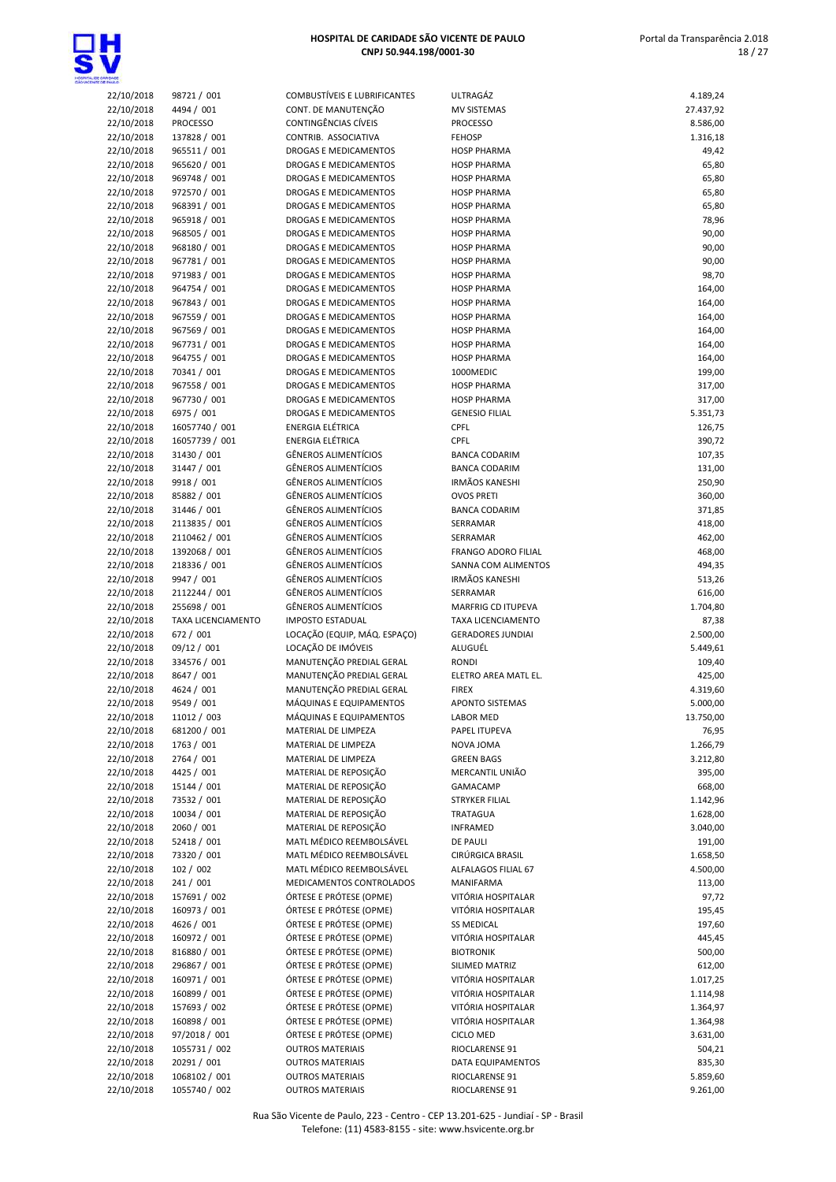| | | | | |
|---|---|---|---|---|
| 22/10/2018 | 98721 / 001 | COMBUSTÍVEIS E LUBRIFICANTES | ULTRAGÁZ | 4.189,24 |
| 22/10/2018 | 4494 / 001 | CONT. DE MANUTENÇÃO | MV SISTEMAS | 27.437,92 |
| 22/10/2018 | PROCESSO | CONTINGÊNCIAS CÍVEIS | PROCESSO | 8.586,00 |
| 22/10/2018 | 137828 / 001 | CONTRIB. ASSOCIATIVA | FEHOSP | 1.316,18 |
| 22/10/2018 | 965511 / 001 | DROGAS E MEDICAMENTOS | HOSP PHARMA | 49,42 |
| 22/10/2018 | 965620 / 001 | DROGAS E MEDICAMENTOS | HOSP PHARMA | 65,80 |
| 22/10/2018 | 969748 / 001 | DROGAS E MEDICAMENTOS | HOSP PHARMA | 65,80 |
| 22/10/2018 | 972570 / 001 | DROGAS E MEDICAMENTOS | HOSP PHARMA | 65,80 |
| 22/10/2018 | 968391 / 001 | DROGAS E MEDICAMENTOS | HOSP PHARMA | 65,80 |
| 22/10/2018 | 965918 / 001 | DROGAS E MEDICAMENTOS | HOSP PHARMA | 78,96 |
| 22/10/2018 | 968505 / 001 | DROGAS E MEDICAMENTOS | HOSP PHARMA | 90,00 |
| 22/10/2018 | 968180 / 001 | DROGAS E MEDICAMENTOS | HOSP PHARMA | 90,00 |
| 22/10/2018 | 967781 / 001 | DROGAS E MEDICAMENTOS | HOSP PHARMA | 90,00 |
| 22/10/2018 | 971983 / 001 | DROGAS E MEDICAMENTOS | HOSP PHARMA | 98,70 |
| 22/10/2018 | 964754 / 001 | DROGAS E MEDICAMENTOS | HOSP PHARMA | 164,00 |
| 22/10/2018 | 967843 / 001 | DROGAS E MEDICAMENTOS | HOSP PHARMA | 164,00 |
| 22/10/2018 | 967559 / 001 | DROGAS E MEDICAMENTOS | HOSP PHARMA | 164,00 |
| 22/10/2018 | 967569 / 001 | DROGAS E MEDICAMENTOS | HOSP PHARMA | 164,00 |
| 22/10/2018 | 967731 / 001 | DROGAS E MEDICAMENTOS | HOSP PHARMA | 164,00 |
| 22/10/2018 | 964755 / 001 | DROGAS E MEDICAMENTOS | HOSP PHARMA | 164,00 |
| 22/10/2018 | 70341 / 001 | DROGAS E MEDICAMENTOS | 1000MEDIC | 199,00 |
| 22/10/2018 | 967558 / 001 | DROGAS E MEDICAMENTOS | HOSP PHARMA | 317,00 |
| 22/10/2018 | 967730 / 001 | DROGAS E MEDICAMENTOS | HOSP PHARMA | 317,00 |
| 22/10/2018 | 6975 / 001 | DROGAS E MEDICAMENTOS | GENESIO FILIAL | 5.351,73 |
| 22/10/2018 | 16057740 / 001 | ENERGIA ELÉTRICA | CPFL | 126,75 |
| 22/10/2018 | 16057739 / 001 | ENERGIA ELÉTRICA | CPFL | 390,72 |
| 22/10/2018 | 31430 / 001 | GÊNEROS ALIMENTÍCIOS | BANCA CODARIM | 107,35 |
| 22/10/2018 | 31447 / 001 | GÊNEROS ALIMENTÍCIOS | BANCA CODARIM | 131,00 |
| 22/10/2018 | 9918 / 001 | GÊNEROS ALIMENTÍCIOS | IRMÃOS KANESHI | 250,90 |
| 22/10/2018 | 85882 / 001 | GÊNEROS ALIMENTÍCIOS | OVOS PRETI | 360,00 |
| 22/10/2018 | 31446 / 001 | GÊNEROS ALIMENTÍCIOS | BANCA CODARIM | 371,85 |
| 22/10/2018 | 2113835 / 001 | GÊNEROS ALIMENTÍCIOS | SERRAMAR | 418,00 |
| 22/10/2018 | 2110462 / 001 | GÊNEROS ALIMENTÍCIOS | SERRAMAR | 462,00 |
| 22/10/2018 | 1392068 / 001 | GÊNEROS ALIMENTÍCIOS | FRANGO ADORO FILIAL | 468,00 |
| 22/10/2018 | 218336 / 001 | GÊNEROS ALIMENTÍCIOS | SANNA COM ALIMENTOS | 494,35 |
| 22/10/2018 | 9947 / 001 | GÊNEROS ALIMENTÍCIOS | IRMÃOS KANESHI | 513,26 |
| 22/10/2018 | 2112244 / 001 | GÊNEROS ALIMENTÍCIOS | SERRAMAR | 616,00 |
| 22/10/2018 | 255698 / 001 | GÊNEROS ALIMENTÍCIOS | MARFRIG CD ITUPEVA | 1.704,80 |
| 22/10/2018 | TAXA LICENCIAMENTO | IMPOSTO ESTADUAL | TAXA LICENCIAMENTO | 87,38 |
| 22/10/2018 | 672 / 001 | LOCAÇÃO (EQUIP, MÁQ. ESPAÇO) | GERADORES JUNDIAI | 2.500,00 |
| 22/10/2018 | 09/12 / 001 | LOCAÇÃO DE IMÓVEIS | ALUGUÉL | 5.449,61 |
| 22/10/2018 | 334576 / 001 | MANUTENÇÃO PREDIAL GERAL | RONDI | 109,40 |
| 22/10/2018 | 8647 / 001 | MANUTENÇÃO PREDIAL GERAL | ELETRO AREA MATL EL. | 425,00 |
| 22/10/2018 | 4624 / 001 | MANUTENÇÃO PREDIAL GERAL | FIREX | 4.319,60 |
| 22/10/2018 | 9549 / 001 | MÁQUINAS E EQUIPAMENTOS | APONTO SISTEMAS | 5.000,00 |
| 22/10/2018 | 11012 / 003 | MÁQUINAS E EQUIPAMENTOS | LABOR MED | 13.750,00 |
| 22/10/2018 | 681200 / 001 | MATERIAL DE LIMPEZA | PAPEL ITUPEVA | 76,95 |
| 22/10/2018 | 1763 / 001 | MATERIAL DE LIMPEZA | NOVA JOMA | 1.266,79 |
| 22/10/2018 | 2764 / 001 | MATERIAL DE LIMPEZA | GREEN BAGS | 3.212,80 |
| 22/10/2018 | 4425 / 001 | MATERIAL DE REPOSIÇÃO | MERCANTIL UNIÃO | 395,00 |
| 22/10/2018 | 15144 / 001 | MATERIAL DE REPOSIÇÃO | GAMACAMP | 668,00 |
| 22/10/2018 | 73532 / 001 | MATERIAL DE REPOSIÇÃO | STRYKER FILIAL | 1.142,96 |
| 22/10/2018 | 10034 / 001 | MATERIAL DE REPOSIÇÃO | TRATAGUA | 1.628,00 |
| 22/10/2018 | 2060 / 001 | MATERIAL DE REPOSIÇÃO | INFRAMED | 3.040,00 |
| 22/10/2018 | 52418 / 001 | MATL MÉDICO REEMBOLSÁVEL | DE PAULI | 191,00 |
| 22/10/2018 | 73320 / 001 | MATL MÉDICO REEMBOLSÁVEL | CIRÚRGICA BRASIL | 1.658,50 |
| 22/10/2018 | 102 / 002 | MATL MÉDICO REEMBOLSÁVEL | ALFALAGOS FILIAL 67 | 4.500,00 |
| 22/10/2018 | 241 / 001 | MEDICAMENTOS CONTROLADOS | MANIFARMA | 113,00 |
| 22/10/2018 | 157691 / 002 | ÓRTESE E PRÓTESE (OPME) | VITÓRIA HOSPITALAR | 97,72 |
| 22/10/2018 | 160973 / 001 | ÓRTESE E PRÓTESE (OPME) | VITÓRIA HOSPITALAR | 195,45 |
| 22/10/2018 | 4626 / 001 | ÓRTESE E PRÓTESE (OPME) | SS MEDICAL | 197,60 |
| 22/10/2018 | 160972 / 001 | ÓRTESE E PRÓTESE (OPME) | VITÓRIA HOSPITALAR | 445,45 |
| 22/10/2018 | 816880 / 001 | ÓRTESE E PRÓTESE (OPME) | BIOTRONIK | 500,00 |
| 22/10/2018 | 296867 / 001 | ÓRTESE E PRÓTESE (OPME) | SILIMED MATRIZ | 612,00 |
| 22/10/2018 | 160971 / 001 | ÓRTESE E PRÓTESE (OPME) | VITÓRIA HOSPITALAR | 1.017,25 |
| 22/10/2018 | 160899 / 001 | ÓRTESE E PRÓTESE (OPME) | VITÓRIA HOSPITALAR | 1.114,98 |
| 22/10/2018 | 157693 / 002 | ÓRTESE E PRÓTESE (OPME) | VITÓRIA HOSPITALAR | 1.364,97 |
| 22/10/2018 | 160898 / 001 | ÓRTESE E PRÓTESE (OPME) | VITÓRIA HOSPITALAR | 1.364,98 |
| 22/10/2018 | 97/2018 / 001 | ÓRTESE E PRÓTESE (OPME) | CICLO MED | 3.631,00 |
| 22/10/2018 | 1055731 / 002 | OUTROS MATERIAIS | RIOCLARENSE 91 | 504,21 |
| 22/10/2018 | 20291 / 001 | OUTROS MATERIAIS | DATA EQUIPAMENTOS | 835,30 |
| 22/10/2018 | 1068102 / 001 | OUTROS MATERIAIS | RIOCLARENSE 91 | 5.859,60 |
| 22/10/2018 | 1055740 / 002 | OUTROS MATERIAIS | RIOCLARENSE 91 | 9.261,00 |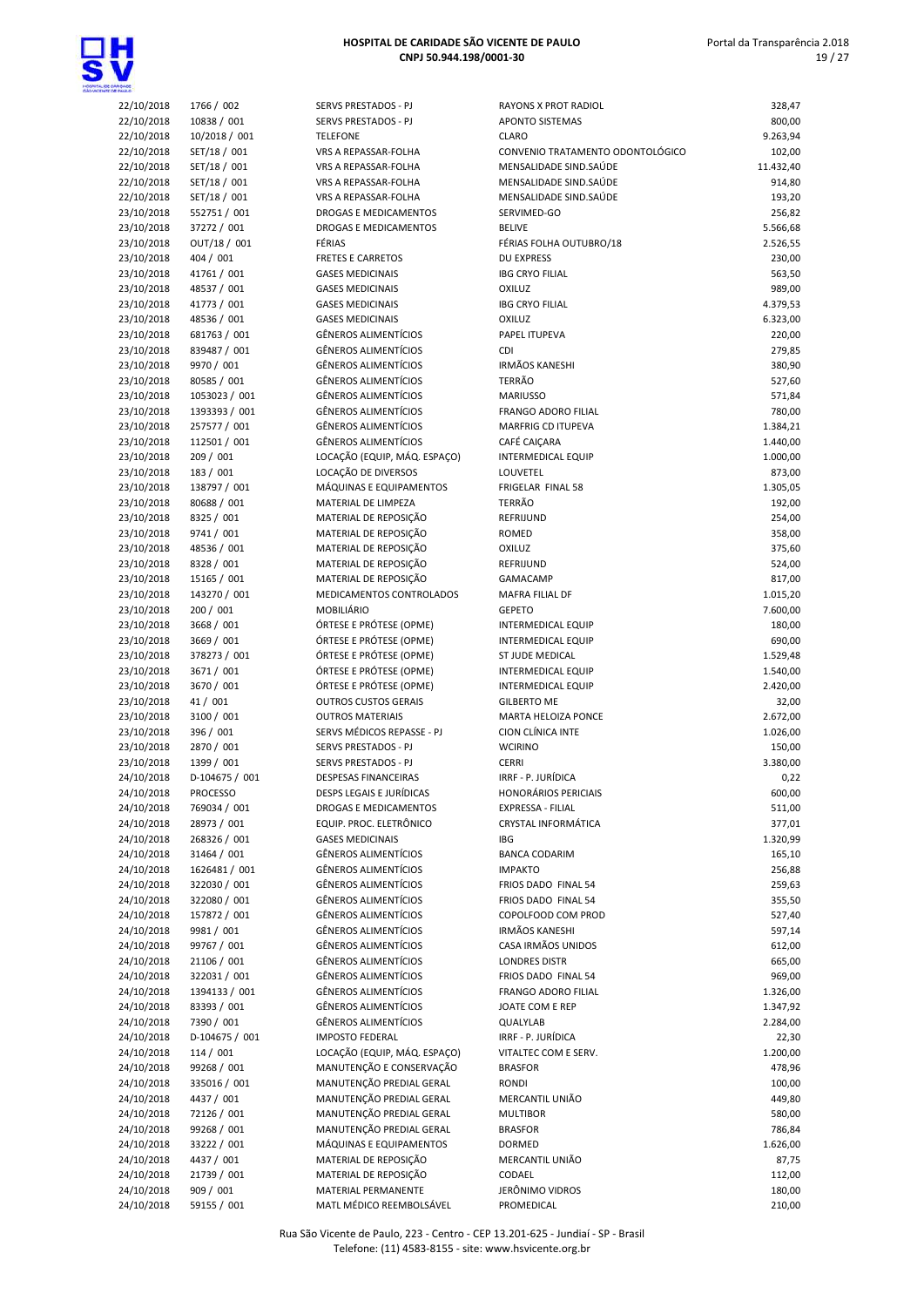| | | | | |
|---|---|---|---|---|
| 22/10/2018 | 1766 / 002 | SERVS PRESTADOS - PJ | RAYONS X PROT RADIOL | 328,47 |
| 22/10/2018 | 10838 / 001 | SERVS PRESTADOS - PJ | APONTO SISTEMAS | 800,00 |
| 22/10/2018 | 10/2018 / 001 | TELEFONE | CLARO | 9.263,94 |
| 22/10/2018 | SET/18 / 001 | VRS A REPASSAR-FOLHA | CONVENIO TRATAMENTO ODONTOLÓGICO | 102,00 |
| 22/10/2018 | SET/18 / 001 | VRS A REPASSAR-FOLHA | MENSALIDADE SIND.SAÚDE | 11.432,40 |
| 22/10/2018 | SET/18 / 001 | VRS A REPASSAR-FOLHA | MENSALIDADE SIND.SAÚDE | 914,80 |
| 22/10/2018 | SET/18 / 001 | VRS A REPASSAR-FOLHA | MENSALIDADE SIND.SAÚDE | 193,20 |
| 23/10/2018 | 552751 / 001 | DROGAS E MEDICAMENTOS | SERVIMED-GO | 256,82 |
| 23/10/2018 | 37272 / 001 | DROGAS E MEDICAMENTOS | BELIVE | 5.566,68 |
| 23/10/2018 | OUT/18 / 001 | FÉRIAS | FÉRIAS FOLHA OUTUBRO/18 | 2.526,55 |
| 23/10/2018 | 404 / 001 | FRETES E CARRETOS | DU EXPRESS | 230,00 |
| 23/10/2018 | 41761 / 001 | GASES MEDICINAIS | IBG CRYO FILIAL | 563,50 |
| 23/10/2018 | 48537 / 001 | GASES MEDICINAIS | OXILUZ | 989,00 |
| 23/10/2018 | 41773 / 001 | GASES MEDICINAIS | IBG CRYO FILIAL | 4.379,53 |
| 23/10/2018 | 48536 / 001 | GASES MEDICINAIS | OXILUZ | 6.323,00 |
| 23/10/2018 | 681763 / 001 | GÊNEROS ALIMENTÍCIOS | PAPEL ITUPEVA | 220,00 |
| 23/10/2018 | 839487 / 001 | GÊNEROS ALIMENTÍCIOS | CDI | 279,85 |
| 23/10/2018 | 9970 / 001 | GÊNEROS ALIMENTÍCIOS | IRMÃOS KANESHI | 380,90 |
| 23/10/2018 | 80585 / 001 | GÊNEROS ALIMENTÍCIOS | TERRÃO | 527,60 |
| 23/10/2018 | 1053023 / 001 | GÊNEROS ALIMENTÍCIOS | MARIUSSO | 571,84 |
| 23/10/2018 | 1393393 / 001 | GÊNEROS ALIMENTÍCIOS | FRANGO ADORO FILIAL | 780,00 |
| 23/10/2018 | 257577 / 001 | GÊNEROS ALIMENTÍCIOS | MARFRIG CD ITUPEVA | 1.384,21 |
| 23/10/2018 | 112501 / 001 | GÊNEROS ALIMENTÍCIOS | CAFÉ CAIÇARA | 1.440,00 |
| 23/10/2018 | 209 / 001 | LOCAÇÃO (EQUIP, MÁQ. ESPAÇO) | INTERMEDICAL EQUIP | 1.000,00 |
| 23/10/2018 | 183 / 001 | LOCAÇÃO DE DIVERSOS | LOUVETEL | 873,00 |
| 23/10/2018 | 138797 / 001 | MÁQUINAS E EQUIPAMENTOS | FRIGELAR FINAL 58 | 1.305,05 |
| 23/10/2018 | 80688 / 001 | MATERIAL DE LIMPEZA | TERRÃO | 192,00 |
| 23/10/2018 | 8325 / 001 | MATERIAL DE REPOSIÇÃO | REFRIJUND | 254,00 |
| 23/10/2018 | 9741 / 001 | MATERIAL DE REPOSIÇÃO | ROMED | 358,00 |
| 23/10/2018 | 48536 / 001 | MATERIAL DE REPOSIÇÃO | OXILUZ | 375,60 |
| 23/10/2018 | 8328 / 001 | MATERIAL DE REPOSIÇÃO | REFRIJUND | 524,00 |
| 23/10/2018 | 15165 / 001 | MATERIAL DE REPOSIÇÃO | GAMACAMP | 817,00 |
| 23/10/2018 | 143270 / 001 | MEDICAMENTOS CONTROLADOS | MAFRA FILIAL DF | 1.015,20 |
| 23/10/2018 | 200 / 001 | MOBILIÁRIO | GEPETO | 7.600,00 |
| 23/10/2018 | 3668 / 001 | ÓRTESE E PRÓTESE (OPME) | INTERMEDICAL EQUIP | 180,00 |
| 23/10/2018 | 3669 / 001 | ÓRTESE E PRÓTESE (OPME) | INTERMEDICAL EQUIP | 690,00 |
| 23/10/2018 | 378273 / 001 | ÓRTESE E PRÓTESE (OPME) | ST JUDE MEDICAL | 1.529,48 |
| 23/10/2018 | 3671 / 001 | ÓRTESE E PRÓTESE (OPME) | INTERMEDICAL EQUIP | 1.540,00 |
| 23/10/2018 | 3670 / 001 | ÓRTESE E PRÓTESE (OPME) | INTERMEDICAL EQUIP | 2.420,00 |
| 23/10/2018 | 41 / 001 | OUTROS CUSTOS GERAIS | GILBERTO ME | 32,00 |
| 23/10/2018 | 3100 / 001 | OUTROS MATERIAIS | MARTA HELOIZA PONCE | 2.672,00 |
| 23/10/2018 | 396 / 001 | SERVS MÉDICOS REPASSE - PJ | CION CLÍNICA INTE | 1.026,00 |
| 23/10/2018 | 2870 / 001 | SERVS PRESTADOS - PJ | WCIRINO | 150,00 |
| 23/10/2018 | 1399 / 001 | SERVS PRESTADOS - PJ | CERRI | 3.380,00 |
| 24/10/2018 | D-104675 / 001 | DESPESAS FINANCEIRAS | IRRF - P. JURÍDICA | 0,22 |
| 24/10/2018 | PROCESSO | DESPS LEGAIS E JURÍDICAS | HONORÁRIOS PERICIAIS | 600,00 |
| 24/10/2018 | 769034 / 001 | DROGAS E MEDICAMENTOS | EXPRESSA - FILIAL | 511,00 |
| 24/10/2018 | 28973 / 001 | EQUIP. PROC. ELETRÔNICO | CRYSTAL INFORMÁTICA | 377,01 |
| 24/10/2018 | 268326 / 001 | GASES MEDICINAIS | IBG | 1.320,99 |
| 24/10/2018 | 31464 / 001 | GÊNEROS ALIMENTÍCIOS | BANCA CODARIM | 165,10 |
| 24/10/2018 | 1626481 / 001 | GÊNEROS ALIMENTÍCIOS | IMPAKTO | 256,88 |
| 24/10/2018 | 322030 / 001 | GÊNEROS ALIMENTÍCIOS | FRIOS DADO FINAL 54 | 259,63 |
| 24/10/2018 | 322080 / 001 | GÊNEROS ALIMENTÍCIOS | FRIOS DADO FINAL 54 | 355,50 |
| 24/10/2018 | 157872 / 001 | GÊNEROS ALIMENTÍCIOS | COPOLFOOD COM PROD | 527,40 |
| 24/10/2018 | 9981 / 001 | GÊNEROS ALIMENTÍCIOS | IRMÃOS KANESHI | 597,14 |
| 24/10/2018 | 99767 / 001 | GÊNEROS ALIMENTÍCIOS | CASA IRMÃOS UNIDOS | 612,00 |
| 24/10/2018 | 21106 / 001 | GÊNEROS ALIMENTÍCIOS | LONDRES DISTR | 665,00 |
| 24/10/2018 | 322031 / 001 | GÊNEROS ALIMENTÍCIOS | FRIOS DADO FINAL 54 | 969,00 |
| 24/10/2018 | 1394133 / 001 | GÊNEROS ALIMENTÍCIOS | FRANGO ADORO FILIAL | 1.326,00 |
| 24/10/2018 | 83393 / 001 | GÊNEROS ALIMENTÍCIOS | JOATE COM E REP | 1.347,92 |
| 24/10/2018 | 7390 / 001 | GÊNEROS ALIMENTÍCIOS | QUALYLAB | 2.284,00 |
| 24/10/2018 | D-104675 / 001 | IMPOSTO FEDERAL | IRRF - P. JURÍDICA | 22,30 |
| 24/10/2018 | 114 / 001 | LOCAÇÃO (EQUIP, MÁQ. ESPAÇO) | VITALTEC COM E SERV. | 1.200,00 |
| 24/10/2018 | 99268 / 001 | MANUTENÇÃO E CONSERVAÇÃO | BRASFOR | 478,96 |
| 24/10/2018 | 335016 / 001 | MANUTENÇÃO PREDIAL GERAL | RONDI | 100,00 |
| 24/10/2018 | 4437 / 001 | MANUTENÇÃO PREDIAL GERAL | MERCANTIL UNIÃO | 449,80 |
| 24/10/2018 | 72126 / 001 | MANUTENÇÃO PREDIAL GERAL | MULTIBOR | 580,00 |
| 24/10/2018 | 99268 / 001 | MANUTENÇÃO PREDIAL GERAL | BRASFOR | 786,84 |
| 24/10/2018 | 33222 / 001 | MÁQUINAS E EQUIPAMENTOS | DORMED | 1.626,00 |
| 24/10/2018 | 4437 / 001 | MATERIAL DE REPOSIÇÃO | MERCANTIL UNIÃO | 87,75 |
| 24/10/2018 | 21739 / 001 | MATERIAL DE REPOSIÇÃO | CODAEL | 112,00 |
| 24/10/2018 | 909 / 001 | MATERIAL PERMANENTE | JERÔNIMO VIDROS | 180,00 |
| 24/10/2018 | 59155 / 001 | MATL MÉDICO REEMBOLSÁVEL | PROMEDICAL | 210,00 |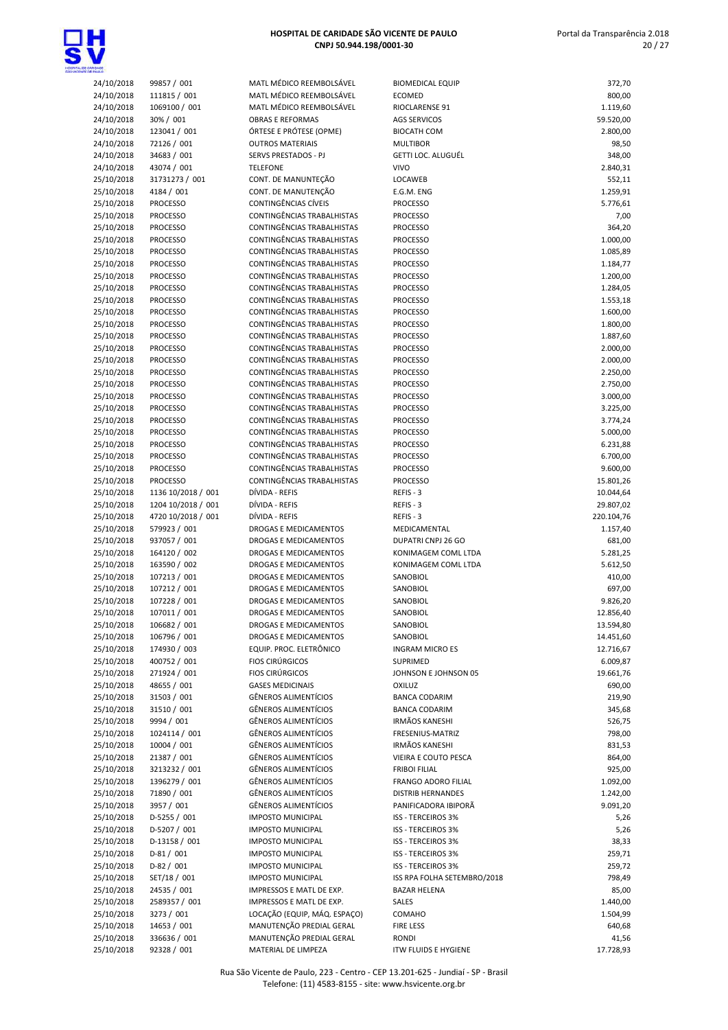| | | | | |
|---|---|---|---|---|
| 24/10/2018 | 99857 / 001 | MATL MÉDICO REEMBOLSÁVEL | BIOMEDICAL EQUIP | 372,70 |
| 24/10/2018 | 111815 / 001 | MATL MÉDICO REEMBOLSÁVEL | ECOMED | 800,00 |
| 24/10/2018 | 1069100 / 001 | MATL MÉDICO REEMBOLSÁVEL | RIOCLARENSE 91 | 1.119,60 |
| 24/10/2018 | 30% / 001 | OBRAS E REFORMAS | AGS SERVICOS | 59.520,00 |
| 24/10/2018 | 123041 / 001 | ÓRTESE E PRÓTESE (OPME) | BIOCATH COM | 2.800,00 |
| 24/10/2018 | 72126 / 001 | OUTROS MATERIAIS | MULTIBOR | 98,50 |
| 24/10/2018 | 34683 / 001 | SERVS PRESTADOS - PJ | GETTI LOC. ALUGUÉL | 348,00 |
| 24/10/2018 | 43074 / 001 | TELEFONE | VIVO | 2.840,31 |
| 25/10/2018 | 31731273 / 001 | CONT. DE MANUTENÇÃO | LOCAWEB | 552,11 |
| 25/10/2018 | 4184 / 001 | CONT. DE MANUTENÇÃO | E.G.M. ENG | 1.259,91 |
| 25/10/2018 | PROCESSO | CONTINGÊNCIAS CÍVEIS | PROCESSO | 5.776,61 |
| 25/10/2018 | PROCESSO | CONTINGÊNCIAS TRABALHISTAS | PROCESSO | 7,00 |
| 25/10/2018 | PROCESSO | CONTINGÊNCIAS TRABALHISTAS | PROCESSO | 364,20 |
| 25/10/2018 | PROCESSO | CONTINGÊNCIAS TRABALHISTAS | PROCESSO | 1.000,00 |
| 25/10/2018 | PROCESSO | CONTINGÊNCIAS TRABALHISTAS | PROCESSO | 1.085,89 |
| 25/10/2018 | PROCESSO | CONTINGÊNCIAS TRABALHISTAS | PROCESSO | 1.184,77 |
| 25/10/2018 | PROCESSO | CONTINGÊNCIAS TRABALHISTAS | PROCESSO | 1.200,00 |
| 25/10/2018 | PROCESSO | CONTINGÊNCIAS TRABALHISTAS | PROCESSO | 1.284,05 |
| 25/10/2018 | PROCESSO | CONTINGÊNCIAS TRABALHISTAS | PROCESSO | 1.553,18 |
| 25/10/2018 | PROCESSO | CONTINGÊNCIAS TRABALHISTAS | PROCESSO | 1.600,00 |
| 25/10/2018 | PROCESSO | CONTINGÊNCIAS TRABALHISTAS | PROCESSO | 1.800,00 |
| 25/10/2018 | PROCESSO | CONTINGÊNCIAS TRABALHISTAS | PROCESSO | 1.887,60 |
| 25/10/2018 | PROCESSO | CONTINGÊNCIAS TRABALHISTAS | PROCESSO | 2.000,00 |
| 25/10/2018 | PROCESSO | CONTINGÊNCIAS TRABALHISTAS | PROCESSO | 2.000,00 |
| 25/10/2018 | PROCESSO | CONTINGÊNCIAS TRABALHISTAS | PROCESSO | 2.250,00 |
| 25/10/2018 | PROCESSO | CONTINGÊNCIAS TRABALHISTAS | PROCESSO | 2.750,00 |
| 25/10/2018 | PROCESSO | CONTINGÊNCIAS TRABALHISTAS | PROCESSO | 3.000,00 |
| 25/10/2018 | PROCESSO | CONTINGÊNCIAS TRABALHISTAS | PROCESSO | 3.225,00 |
| 25/10/2018 | PROCESSO | CONTINGÊNCIAS TRABALHISTAS | PROCESSO | 3.774,24 |
| 25/10/2018 | PROCESSO | CONTINGÊNCIAS TRABALHISTAS | PROCESSO | 5.000,00 |
| 25/10/2018 | PROCESSO | CONTINGÊNCIAS TRABALHISTAS | PROCESSO | 6.231,88 |
| 25/10/2018 | PROCESSO | CONTINGÊNCIAS TRABALHISTAS | PROCESSO | 6.700,00 |
| 25/10/2018 | PROCESSO | CONTINGÊNCIAS TRABALHISTAS | PROCESSO | 9.600,00 |
| 25/10/2018 | PROCESSO | CONTINGÊNCIAS TRABALHISTAS | PROCESSO | 15.801,26 |
| 25/10/2018 | 1136 10/2018 / 001 | DÍVIDA - REFIS | REFIS - 3 | 10.044,64 |
| 25/10/2018 | 1204 10/2018 / 001 | DÍVIDA - REFIS | REFIS - 3 | 29.807,02 |
| 25/10/2018 | 4720 10/2018 / 001 | DÍVIDA - REFIS | REFIS - 3 | 220.104,76 |
| 25/10/2018 | 579923 / 001 | DROGAS E MEDICAMENTOS | MEDICAMENTAL | 1.157,40 |
| 25/10/2018 | 937057 / 001 | DROGAS E MEDICAMENTOS | DUPATRI CNPJ 26 GO | 681,00 |
| 25/10/2018 | 164120 / 002 | DROGAS E MEDICAMENTOS | KONIMAGEM COML LTDA | 5.281,25 |
| 25/10/2018 | 163590 / 002 | DROGAS E MEDICAMENTOS | KONIMAGEM COML LTDA | 5.612,50 |
| 25/10/2018 | 107213 / 001 | DROGAS E MEDICAMENTOS | SANOBIOL | 410,00 |
| 25/10/2018 | 107212 / 001 | DROGAS E MEDICAMENTOS | SANOBIOL | 697,00 |
| 25/10/2018 | 107228 / 001 | DROGAS E MEDICAMENTOS | SANOBIOL | 9.826,20 |
| 25/10/2018 | 107011 / 001 | DROGAS E MEDICAMENTOS | SANOBIOL | 12.856,40 |
| 25/10/2018 | 106682 / 001 | DROGAS E MEDICAMENTOS | SANOBIOL | 13.594,80 |
| 25/10/2018 | 106796 / 001 | DROGAS E MEDICAMENTOS | SANOBIOL | 14.451,60 |
| 25/10/2018 | 174930 / 003 | EQUIP. PROC. ELETRÔNICO | INGRAM MICRO ES | 12.716,67 |
| 25/10/2018 | 400752 / 001 | FIOS CIRÚRGICOS | SUPRIMED | 6.009,87 |
| 25/10/2018 | 271924 / 001 | FIOS CIRÚRGICOS | JOHNSON E JOHNSON 05 | 19.661,76 |
| 25/10/2018 | 48655 / 001 | GASES MEDICINAIS | OXILUZ | 690,00 |
| 25/10/2018 | 31503 / 001 | GÊNEROS ALIMENTÍCIOS | BANCA CODARIM | 219,90 |
| 25/10/2018 | 31510 / 001 | GÊNEROS ALIMENTÍCIOS | BANCA CODARIM | 345,68 |
| 25/10/2018 | 9994 / 001 | GÊNEROS ALIMENTÍCIOS | IRMÃOS KANESHI | 526,75 |
| 25/10/2018 | 1024114 / 001 | GÊNEROS ALIMENTÍCIOS | FRESENIUS-MATRIZ | 798,00 |
| 25/10/2018 | 10004 / 001 | GÊNEROS ALIMENTÍCIOS | IRMÃOS KANESHI | 831,53 |
| 25/10/2018 | 21387 / 001 | GÊNEROS ALIMENTÍCIOS | VIEIRA E COUTO PESCA | 864,00 |
| 25/10/2018 | 3213232 / 001 | GÊNEROS ALIMENTÍCIOS | FRIBOI FILIAL | 925,00 |
| 25/10/2018 | 1396279 / 001 | GÊNEROS ALIMENTÍCIOS | FRANGO ADORO FILIAL | 1.092,00 |
| 25/10/2018 | 71890 / 001 | GÊNEROS ALIMENTÍCIOS | DISTRIB HERNANDES | 1.242,00 |
| 25/10/2018 | 3957 / 001 | GÊNEROS ALIMENTÍCIOS | PANIFICADORA IBIPORÃ | 9.091,20 |
| 25/10/2018 | D-5255 / 001 | IMPOSTO MUNICIPAL | ISS - TERCEIROS 3% | 5,26 |
| 25/10/2018 | D-5207 / 001 | IMPOSTO MUNICIPAL | ISS - TERCEIROS 3% | 5,26 |
| 25/10/2018 | D-13158 / 001 | IMPOSTO MUNICIPAL | ISS - TERCEIROS 3% | 38,33 |
| 25/10/2018 | D-81 / 001 | IMPOSTO MUNICIPAL | ISS - TERCEIROS 3% | 259,71 |
| 25/10/2018 | D-82 / 001 | IMPOSTO MUNICIPAL | ISS - TERCEIROS 3% | 259,72 |
| 25/10/2018 | SET/18 / 001 | IMPOSTO MUNICIPAL | ISS RPA FOLHA SETEMBRO/2018 | 798,49 |
| 25/10/2018 | 24535 / 001 | IMPRESSOS E MATL DE EXP. | BAZAR HELENA | 85,00 |
| 25/10/2018 | 2589357 / 001 | IMPRESSOS E MATL DE EXP. | SALES | 1.440,00 |
| 25/10/2018 | 3273 / 001 | LOCAÇÃO (EQUIP, MÁQ. ESPAÇO) | COMAHO | 1.504,99 |
| 25/10/2018 | 14653 / 001 | MANUTENÇÃO PREDIAL GERAL | FIRE LESS | 640,68 |
| 25/10/2018 | 336636 / 001 | MANUTENÇÃO PREDIAL GERAL | RONDI | 41,56 |
| 25/10/2018 | 92328 / 001 | MATERIAL DE LIMPEZA | ITW FLUIDS E HYGIENE | 17.728,93 |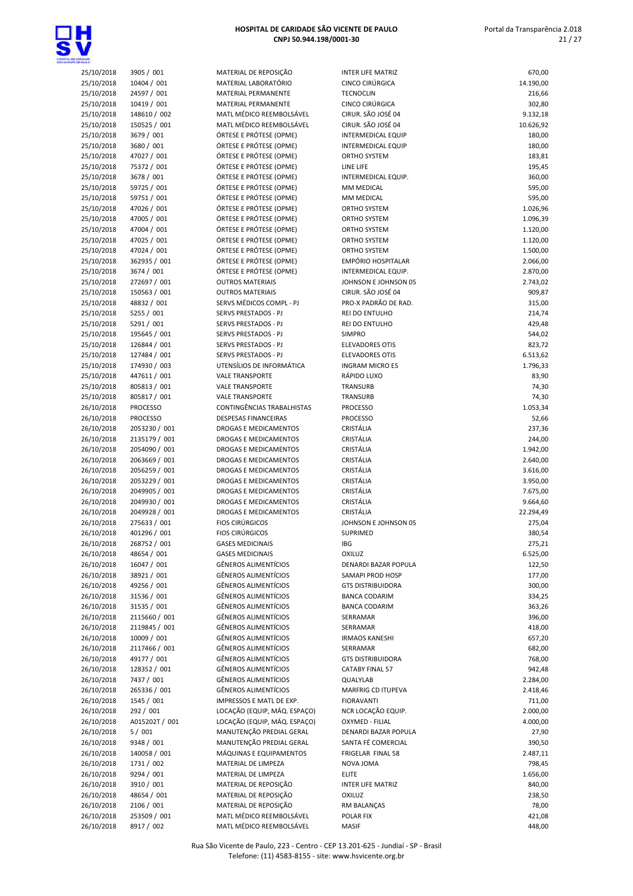# HOSPITAL DE CARIDADE SÃO VICENTE DE PAULO
**CNPJ 50.944.198/0001-30**

| | | | | |
|---|---|---|---|---|
| 25/10/2018 | 3905 / 001 | MATERIAL DE REPOSIÇÃO | INTER LIFE MATRIZ | 670,00 |
| 25/10/2018 | 10404 / 001 | MATERIAL LABORATÓRIO | CINCO CIRÚRGICA | 14.190,00 |
| 25/10/2018 | 24597 / 001 | MATERIAL PERMANENTE | TECNOCLIN | 216,66 |
| 25/10/2018 | 10419 / 001 | MATERIAL PERMANENTE | CINCO CIRÚRGICA | 302,80 |
| 25/10/2018 | 148610 / 002 | MATL MÉDICO REEMBOLSÁVEL | CIRUR. SÃO JOSÉ 04 | 9.132,18 |
| 25/10/2018 | 150525 / 001 | MATL MÉDICO REEMBOLSÁVEL | CIRUR. SÃO JOSÉ 04 | 10.626,92 |
| 25/10/2018 | 3679 / 001 | ÓRTESE E PRÓTESE (OPME) | INTERMEDICAL EQUIP | 180,00 |
| 25/10/2018 | 3680 / 001 | ÓRTESE E PRÓTESE (OPME) | INTERMEDICAL EQUIP | 180,00 |
| 25/10/2018 | 47027 / 001 | ÓRTESE E PRÓTESE (OPME) | ORTHO SYSTEM | 183,81 |
| 25/10/2018 | 75372 / 001 | ÓRTESE E PRÓTESE (OPME) | LINE LIFE | 195,45 |
| 25/10/2018 | 3678 / 001 | ÓRTESE E PRÓTESE (OPME) | INTERMEDICAL EQUIP. | 360,00 |
| 25/10/2018 | 59725 / 001 | ÓRTESE E PRÓTESE (OPME) | MM MEDICAL | 595,00 |
| 25/10/2018 | 59751 / 001 | ÓRTESE E PRÓTESE (OPME) | MM MEDICAL | 595,00 |
| 25/10/2018 | 47026 / 001 | ÓRTESE E PRÓTESE (OPME) | ORTHO SYSTEM | 1.026,96 |
| 25/10/2018 | 47005 / 001 | ÓRTESE E PRÓTESE (OPME) | ORTHO SYSTEM | 1.096,39 |
| 25/10/2018 | 47004 / 001 | ÓRTESE E PRÓTESE (OPME) | ORTHO SYSTEM | 1.120,00 |
| 25/10/2018 | 47025 / 001 | ÓRTESE E PRÓTESE (OPME) | ORTHO SYSTEM | 1.120,00 |
| 25/10/2018 | 47024 / 001 | ÓRTESE E PRÓTESE (OPME) | ORTHO SYSTEM | 1.500,00 |
| 25/10/2018 | 362935 / 001 | ÓRTESE E PRÓTESE (OPME) | EMPÓRIO HOSPITALAR | 2.066,00 |
| 25/10/2018 | 3674 / 001 | ÓRTESE E PRÓTESE (OPME) | INTERMEDICAL EQUIP. | 2.870,00 |
| 25/10/2018 | 272697 / 001 | OUTROS MATERIAIS | JOHNSON E JOHNSON 05 | 2.743,02 |
| 25/10/2018 | 150563 / 001 | OUTROS MATERIAIS | CIRUR. SÃO JOSÉ 04 | 909,87 |
| 25/10/2018 | 48832 / 001 | SERVS MÉDICOS COMPL - PJ | PRO-X PADRÃO DE RAD. | 315,00 |
| 25/10/2018 | 5255 / 001 | SERVS PRESTADOS - PJ | REI DO ENTULHO | 214,74 |
| 25/10/2018 | 5291 / 001 | SERVS PRESTADOS - PJ | REI DO ENTULHO | 429,48 |
| 25/10/2018 | 195645 / 001 | SERVS PRESTADOS - PJ | SIMPRO | 544,02 |
| 25/10/2018 | 126844 / 001 | SERVS PRESTADOS - PJ | ELEVADORES OTIS | 823,72 |
| 25/10/2018 | 127484 / 001 | SERVS PRESTADOS - PJ | ELEVADORES OTIS | 6.513,62 |
| 25/10/2018 | 174930 / 003 | UTENSÍLIOS DE INFORMÁTICA | INGRAM MICRO ES | 1.796,33 |
| 25/10/2018 | 447611 / 001 | VALE TRANSPORTE | RÁPIDO LUXO | 83,90 |
| 25/10/2018 | 805813 / 001 | VALE TRANSPORTE | TRANSURB | 74,30 |
| 25/10/2018 | 805817 / 001 | VALE TRANSPORTE | TRANSURB | 74,30 |
| 26/10/2018 | PROCESSO | CONTINGÊNCIAS TRABALHISTAS | PROCESSO | 1.053,34 |
| 26/10/2018 | PROCESSO | DESPESAS FINANCEIRAS | PROCESSO | 52,66 |
| 26/10/2018 | 2053230 / 001 | DROGAS E MEDICAMENTOS | CRISTÁLIA | 237,36 |
| 26/10/2018 | 2135179 / 001 | DROGAS E MEDICAMENTOS | CRISTÁLIA | 244,00 |
| 26/10/2018 | 2054090 / 001 | DROGAS E MEDICAMENTOS | CRISTÁLIA | 1.942,00 |
| 26/10/2018 | 2063669 / 001 | DROGAS E MEDICAMENTOS | CRISTÁLIA | 2.640,00 |
| 26/10/2018 | 2056259 / 001 | DROGAS E MEDICAMENTOS | CRISTÁLIA | 3.616,00 |
| 26/10/2018 | 2053229 / 001 | DROGAS E MEDICAMENTOS | CRISTÁLIA | 3.950,00 |
| 26/10/2018 | 2049905 / 001 | DROGAS E MEDICAMENTOS | CRISTÁLIA | 7.675,00 |
| 26/10/2018 | 2049930 / 001 | DROGAS E MEDICAMENTOS | CRISTÁLIA | 9.664,60 |
| 26/10/2018 | 2049928 / 001 | DROGAS E MEDICAMENTOS | CRISTÁLIA | 22.294,49 |
| 26/10/2018 | 275633 / 001 | FIOS CIRÚRGICOS | JOHNSON E JOHNSON 05 | 275,04 |
| 26/10/2018 | 401296 / 001 | FIOS CIRÚRGICOS | SUPRIMED | 380,54 |
| 26/10/2018 | 268752 / 001 | GASES MEDICINAIS | IBG | 275,21 |
| 26/10/2018 | 48654 / 001 | GASES MEDICINAIS | OXILUZ | 6.525,00 |
| 26/10/2018 | 16047 / 001 | GÊNEROS ALIMENTÍCIOS | DENARDI BAZAR POPULA | 122,50 |
| 26/10/2018 | 38921 / 001 | GÊNEROS ALIMENTÍCIOS | SAMAPI PROD HOSP | 177,00 |
| 26/10/2018 | 49256 / 001 | GÊNEROS ALIMENTÍCIOS | GTS DISTRIBUIDORA | 300,00 |
| 26/10/2018 | 31536 / 001 | GÊNEROS ALIMENTÍCIOS | BANCA CODARIM | 334,25 |
| 26/10/2018 | 31535 / 001 | GÊNEROS ALIMENTÍCIOS | BANCA CODARIM | 363,26 |
| 26/10/2018 | 2115660 / 001 | GÊNEROS ALIMENTÍCIOS | SERRAMAR | 396,00 |
| 26/10/2018 | 2119845 / 001 | GÊNEROS ALIMENTÍCIOS | SERRAMAR | 418,00 |
| 26/10/2018 | 10009 / 001 | GÊNEROS ALIMENTÍCIOS | IRMAOS KANESHI | 657,20 |
| 26/10/2018 | 2117466 / 001 | GÊNEROS ALIMENTÍCIOS | SERRAMAR | 682,00 |
| 26/10/2018 | 49177 / 001 | GÊNEROS ALIMENTÍCIOS | GTS DISTRIBUIDORA | 768,00 |
| 26/10/2018 | 128352 / 001 | GÊNEROS ALIMENTÍCIOS | CATABY FINAL 57 | 942,48 |
| 26/10/2018 | 7437 / 001 | GÊNEROS ALIMENTÍCIOS | QUALYLAB | 2.284,00 |
| 26/10/2018 | 265336 / 001 | GÊNEROS ALIMENTÍCIOS | MARFRIG CD ITUPEVA | 2.418,46 |
| 26/10/2018 | 1545 / 001 | IMPRESSOS E MATL DE EXP. | FIORAVANTI | 711,00 |
| 26/10/2018 | 292 / 001 | LOCAÇÃO (EQUIP, MÁQ. ESPAÇO) | NCR LOCAÇÃO EQUIP. | 2.000,00 |
| 26/10/2018 | A015202T / 001 | LOCAÇÃO (EQUIP, MÁQ. ESPAÇO) | OXYMED - FILIAL | 4.000,00 |
| 26/10/2018 | 5 / 001 | MANUTENÇÃO PREDIAL GERAL | DENARDI BAZAR POPULA | 27,90 |
| 26/10/2018 | 9348 / 001 | MANUTENÇÃO PREDIAL GERAL | SANTA FÉ COMERCIAL | 390,50 |
| 26/10/2018 | 140058 / 001 | MÁQUINAS E EQUIPAMENTOS | FRIGELAR FINAL 58 | 2.487,11 |
| 26/10/2018 | 1731 / 002 | MATERIAL DE LIMPEZA | NOVA JOMA | 798,45 |
| 26/10/2018 | 9294 / 001 | MATERIAL DE LIMPEZA | ELITE | 1.656,00 |
| 26/10/2018 | 3910 / 001 | MATERIAL DE REPOSIÇÃO | INTER LIFE MATRIZ | 840,00 |
| 26/10/2018 | 48654 / 001 | MATERIAL DE REPOSIÇÃO | OXILUZ | 238,50 |
| 26/10/2018 | 2106 / 001 | MATERIAL DE REPOSIÇÃO | RM BALANÇAS | 78,00 |
| 26/10/2018 | 253509 / 001 | MATL MÉDICO REEMBOLSÁVEL | POLAR FIX | 421,08 |
| 26/10/2018 | 8917 / 002 | MATL MÉDICO REEMBOLSÁVEL | MASIF | 448,00 |

Rua São Vicente de Paulo, 223 - Centro - CEP 13.201-625 - Jundiaí - SP - Brasil
Telefone: (11) 4583-8155 - site: www.hsvicente.org.br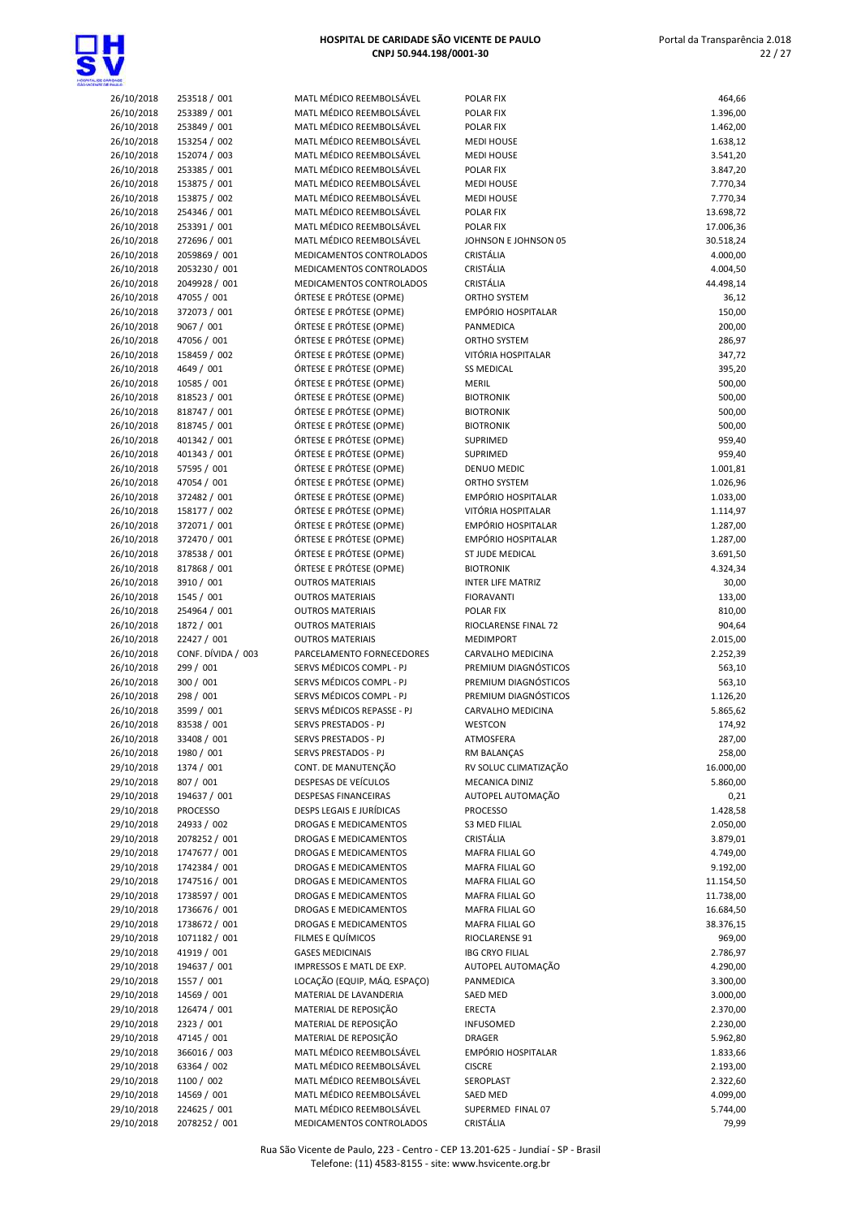| | | | | |
|---|---|---|---|---|
| 26/10/2018 | 253518 / 001 | MATL MÉDICO REEMBOLSÁVEL | POLAR FIX | 464,66 |
| 26/10/2018 | 253389 / 001 | MATL MÉDICO REEMBOLSÁVEL | POLAR FIX | 1.396,00 |
| 26/10/2018 | 253849 / 001 | MATL MÉDICO REEMBOLSÁVEL | POLAR FIX | 1.462,00 |
| 26/10/2018 | 153254 / 002 | MATL MÉDICO REEMBOLSÁVEL | MEDI HOUSE | 1.638,12 |
| 26/10/2018 | 152074 / 003 | MATL MÉDICO REEMBOLSÁVEL | MEDI HOUSE | 3.541,20 |
| 26/10/2018 | 253385 / 001 | MATL MÉDICO REEMBOLSÁVEL | POLAR FIX | 3.847,20 |
| 26/10/2018 | 153875 / 001 | MATL MÉDICO REEMBOLSÁVEL | MEDI HOUSE | 7.770,34 |
| 26/10/2018 | 153875 / 002 | MATL MÉDICO REEMBOLSÁVEL | MEDI HOUSE | 7.770,34 |
| 26/10/2018 | 254346 / 001 | MATL MÉDICO REEMBOLSÁVEL | POLAR FIX | 13.698,72 |
| 26/10/2018 | 253391 / 001 | MATL MÉDICO REEMBOLSÁVEL | POLAR FIX | 17.006,36 |
| 26/10/2018 | 272696 / 001 | MATL MÉDICO REEMBOLSÁVEL | JOHNSON E JOHNSON 05 | 30.518,24 |
| 26/10/2018 | 2059869 / 001 | MEDICAMENTOS CONTROLADOS | CRISTÁLIA | 4.000,00 |
| 26/10/2018 | 2053230 / 001 | MEDICAMENTOS CONTROLADOS | CRISTÁLIA | 4.004,50 |
| 26/10/2018 | 2049928 / 001 | MEDICAMENTOS CONTROLADOS | CRISTÁLIA | 44.498,14 |
| 26/10/2018 | 47055 / 001 | ÓRTESE E PRÓTESE (OPME) | ORTHO SYSTEM | 36,12 |
| 26/10/2018 | 372073 / 001 | ÓRTESE E PRÓTESE (OPME) | EMPÓRIO HOSPITALAR | 150,00 |
| 26/10/2018 | 9067 / 001 | ÓRTESE E PRÓTESE (OPME) | PANMEDICA | 200,00 |
| 26/10/2018 | 47056 / 001 | ÓRTESE E PRÓTESE (OPME) | ORTHO SYSTEM | 286,97 |
| 26/10/2018 | 158459 / 002 | ÓRTESE E PRÓTESE (OPME) | VITÓRIA HOSPITALAR | 347,72 |
| 26/10/2018 | 4649 / 001 | ÓRTESE E PRÓTESE (OPME) | SS MEDICAL | 395,20 |
| 26/10/2018 | 10585 / 001 | ÓRTESE E PRÓTESE (OPME) | MERIL | 500,00 |
| 26/10/2018 | 818523 / 001 | ÓRTESE E PRÓTESE (OPME) | BIOTRONIK | 500,00 |
| 26/10/2018 | 818747 / 001 | ÓRTESE E PRÓTESE (OPME) | BIOTRONIK | 500,00 |
| 26/10/2018 | 818745 / 001 | ÓRTESE E PRÓTESE (OPME) | BIOTRONIK | 500,00 |
| 26/10/2018 | 401342 / 001 | ÓRTESE E PRÓTESE (OPME) | SUPRIMED | 959,40 |
| 26/10/2018 | 401343 / 001 | ÓRTESE E PRÓTESE (OPME) | SUPRIMED | 959,40 |
| 26/10/2018 | 57595 / 001 | ÓRTESE E PRÓTESE (OPME) | DENUO MEDIC | 1.001,81 |
| 26/10/2018 | 47054 / 001 | ÓRTESE E PRÓTESE (OPME) | ORTHO SYSTEM | 1.026,96 |
| 26/10/2018 | 372482 / 001 | ÓRTESE E PRÓTESE (OPME) | EMPÓRIO HOSPITALAR | 1.033,00 |
| 26/10/2018 | 158177 / 002 | ÓRTESE E PRÓTESE (OPME) | VITÓRIA HOSPITALAR | 1.114,97 |
| 26/10/2018 | 372071 / 001 | ÓRTESE E PRÓTESE (OPME) | EMPÓRIO HOSPITALAR | 1.287,00 |
| 26/10/2018 | 372470 / 001 | ÓRTESE E PRÓTESE (OPME) | EMPÓRIO HOSPITALAR | 1.287,00 |
| 26/10/2018 | 378538 / 001 | ÓRTESE E PRÓTESE (OPME) | ST JUDE MEDICAL | 3.691,50 |
| 26/10/2018 | 817868 / 001 | ÓRTESE E PRÓTESE (OPME) | BIOTRONIK | 4.324,34 |
| 26/10/2018 | 3910 / 001 | OUTROS MATERIAIS | INTER LIFE MATRIZ | 30,00 |
| 26/10/2018 | 1545 / 001 | OUTROS MATERIAIS | FIORAVANTI | 133,00 |
| 26/10/2018 | 254964 / 001 | OUTROS MATERIAIS | POLAR FIX | 810,00 |
| 26/10/2018 | 1872 / 001 | OUTROS MATERIAIS | RIOCLARENSE FINAL 72 | 904,64 |
| 26/10/2018 | 22427 / 001 | OUTROS MATERIAIS | MEDIMPORT | 2.015,00 |
| 26/10/2018 | CONF. DÍVIDA / 003 | PARCELAMENTO FORNECEDORES | CARVALHO MEDICINA | 2.252,39 |
| 26/10/2018 | 299 / 001 | SERVS MÉDICOS COMPL - PJ | PREMIUM DIAGNÓSTICOS | 563,10 |
| 26/10/2018 | 300 / 001 | SERVS MÉDICOS COMPL - PJ | PREMIUM DIAGNÓSTICOS | 563,10 |
| 26/10/2018 | 298 / 001 | SERVS MÉDICOS COMPL - PJ | PREMIUM DIAGNÓSTICOS | 1.126,20 |
| 26/10/2018 | 3599 / 001 | SERVS MÉDICOS REPASSE - PJ | CARVALHO MEDICINA | 5.865,62 |
| 26/10/2018 | 83538 / 001 | SERVS PRESTADOS - PJ | WESTCON | 174,92 |
| 26/10/2018 | 33408 / 001 | SERVS PRESTADOS - PJ | ATMOSFERA | 287,00 |
| 26/10/2018 | 1980 / 001 | SERVS PRESTADOS - PJ | RM BALANÇAS | 258,00 |
| 29/10/2018 | 1374 / 001 | CONT. DE MANUTENÇÃO | RV SOLUC CLIMATIZAÇÃO | 16.000,00 |
| 29/10/2018 | 807 / 001 | DESPESAS DE VEÍCULOS | MECANICA DINIZ | 5.860,00 |
| 29/10/2018 | 194637 / 001 | DESPESAS FINANCEIRAS | AUTOPEL AUTOMAÇÃO | 0,21 |
| 29/10/2018 | PROCESSO | DESPS LEGAIS E JURÍDICAS | PROCESSO | 1.428,58 |
| 29/10/2018 | 24933 / 002 | DROGAS E MEDICAMENTOS | S3 MED FILIAL | 2.050,00 |
| 29/10/2018 | 2078252 / 001 | DROGAS E MEDICAMENTOS | CRISTÁLIA | 3.879,01 |
| 29/10/2018 | 1747677 / 001 | DROGAS E MEDICAMENTOS | MAFRA FILIAL GO | 4.749,00 |
| 29/10/2018 | 1742384 / 001 | DROGAS E MEDICAMENTOS | MAFRA FILIAL GO | 9.192,00 |
| 29/10/2018 | 1747516 / 001 | DROGAS E MEDICAMENTOS | MAFRA FILIAL GO | 11.154,50 |
| 29/10/2018 | 1738597 / 001 | DROGAS E MEDICAMENTOS | MAFRA FILIAL GO | 11.738,00 |
| 29/10/2018 | 1736676 / 001 | DROGAS E MEDICAMENTOS | MAFRA FILIAL GO | 16.684,50 |
| 29/10/2018 | 1738672 / 001 | DROGAS E MEDICAMENTOS | MAFRA FILIAL GO | 38.376,15 |
| 29/10/2018 | 1071182 / 001 | FILMES E QUÍMICOS | RIOCLARENSE 91 | 969,00 |
| 29/10/2018 | 41919 / 001 | GASES MEDICINAIS | IBG CRYO FILIAL | 2.786,97 |
| 29/10/2018 | 194637 / 001 | IMPRESSOS E MATL DE EXP. | AUTOPEL AUTOMAÇÃO | 4.290,00 |
| 29/10/2018 | 1557 / 001 | LOCAÇÃO (EQUIP, MÁQ. ESPAÇO) | PANMEDICA | 3.300,00 |
| 29/10/2018 | 14569 / 001 | MATERIAL DE LAVANDERIA | SAED MED | 3.000,00 |
| 29/10/2018 | 126474 / 001 | MATERIAL DE REPOSIÇÃO | ERECTA | 2.370,00 |
| 29/10/2018 | 2323 / 001 | MATERIAL DE REPOSIÇÃO | INFUSOMED | 2.230,00 |
| 29/10/2018 | 47145 / 001 | MATERIAL DE REPOSIÇÃO | DRAGER | 5.962,80 |
| 29/10/2018 | 366016 / 003 | MATL MÉDICO REEMBOLSÁVEL | EMPÓRIO HOSPITALAR | 1.833,66 |
| 29/10/2018 | 63364 / 002 | MATL MÉDICO REEMBOLSÁVEL | CISCRE | 2.193,00 |
| 29/10/2018 | 1100 / 002 | MATL MÉDICO REEMBOLSÁVEL | SEROPLAST | 2.322,60 |
| 29/10/2018 | 14569 / 001 | MATL MÉDICO REEMBOLSÁVEL | SAED MED | 4.099,00 |
| 29/10/2018 | 224625 / 001 | MATL MÉDICO REEMBOLSÁVEL | SUPERMED FINAL 07 | 5.744,00 |
| 29/10/2018 | 2078252 / 001 | MEDICAMENTOS CONTROLADOS | CRISTÁLIA | 79,99 |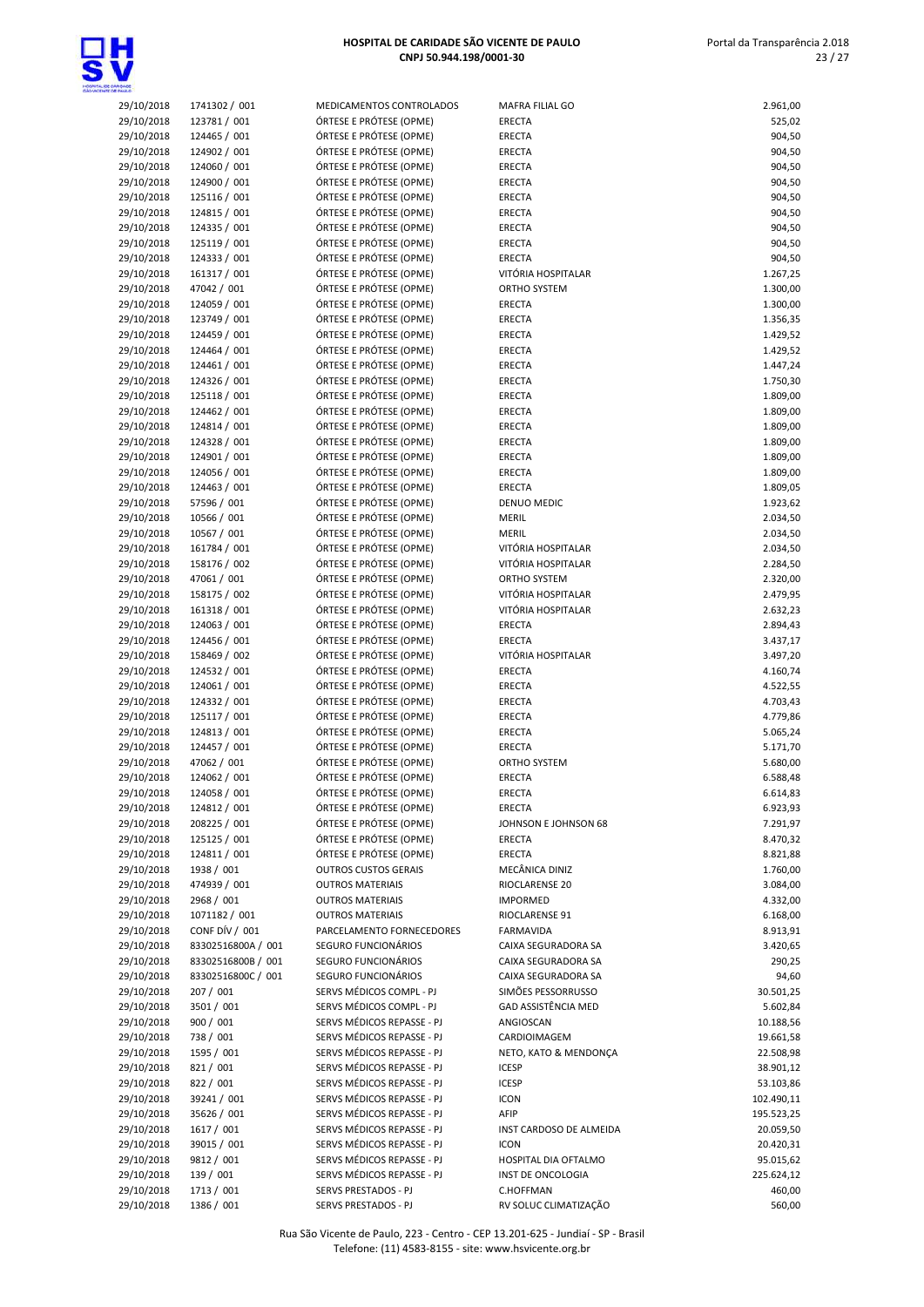| | | | | |
|---|---|---|---|---|
| 29/10/2018 | 1741302 / 001 | MEDICAMENTOS CONTROLADOS | MAFRA FILIAL GO | 2.961,00 |
| 29/10/2018 | 123781 / 001 | ÓRTESE E PRÓTESE (OPME) | ERECTA | 525,02 |
| 29/10/2018 | 124465 / 001 | ÓRTESE E PRÓTESE (OPME) | ERECTA | 904,50 |
| 29/10/2018 | 124902 / 001 | ÓRTESE E PRÓTESE (OPME) | ERECTA | 904,50 |
| 29/10/2018 | 124060 / 001 | ÓRTESE E PRÓTESE (OPME) | ERECTA | 904,50 |
| 29/10/2018 | 124900 / 001 | ÓRTESE E PRÓTESE (OPME) | ERECTA | 904,50 |
| 29/10/2018 | 125116 / 001 | ÓRTESE E PRÓTESE (OPME) | ERECTA | 904,50 |
| 29/10/2018 | 124815 / 001 | ÓRTESE E PRÓTESE (OPME) | ERECTA | 904,50 |
| 29/10/2018 | 124335 / 001 | ÓRTESE E PRÓTESE (OPME) | ERECTA | 904,50 |
| 29/10/2018 | 125119 / 001 | ÓRTESE E PRÓTESE (OPME) | ERECTA | 904,50 |
| 29/10/2018 | 124333 / 001 | ÓRTESE E PRÓTESE (OPME) | ERECTA | 904,50 |
| 29/10/2018 | 161317 / 001 | ÓRTESE E PRÓTESE (OPME) | VITÓRIA HOSPITALAR | 1.267,25 |
| 29/10/2018 | 47042 / 001 | ÓRTESE E PRÓTESE (OPME) | ORTHO SYSTEM | 1.300,00 |
| 29/10/2018 | 124059 / 001 | ÓRTESE E PRÓTESE (OPME) | ERECTA | 1.300,00 |
| 29/10/2018 | 123749 / 001 | ÓRTESE E PRÓTESE (OPME) | ERECTA | 1.356,35 |
| 29/10/2018 | 124459 / 001 | ÓRTESE E PRÓTESE (OPME) | ERECTA | 1.429,52 |
| 29/10/2018 | 124464 / 001 | ÓRTESE E PRÓTESE (OPME) | ERECTA | 1.429,52 |
| 29/10/2018 | 124461 / 001 | ÓRTESE E PRÓTESE (OPME) | ERECTA | 1.447,24 |
| 29/10/2018 | 124326 / 001 | ÓRTESE E PRÓTESE (OPME) | ERECTA | 1.750,30 |
| 29/10/2018 | 125118 / 001 | ÓRTESE E PRÓTESE (OPME) | ERECTA | 1.809,00 |
| 29/10/2018 | 124462 / 001 | ÓRTESE E PRÓTESE (OPME) | ERECTA | 1.809,00 |
| 29/10/2018 | 124814 / 001 | ÓRTESE E PRÓTESE (OPME) | ERECTA | 1.809,00 |
| 29/10/2018 | 124328 / 001 | ÓRTESE E PRÓTESE (OPME) | ERECTA | 1.809,00 |
| 29/10/2018 | 124901 / 001 | ÓRTESE E PRÓTESE (OPME) | ERECTA | 1.809,00 |
| 29/10/2018 | 124056 / 001 | ÓRTESE E PRÓTESE (OPME) | ERECTA | 1.809,00 |
| 29/10/2018 | 124463 / 001 | ÓRTESE E PRÓTESE (OPME) | ERECTA | 1.809,05 |
| 29/10/2018 | 57596 / 001 | ÓRTESE E PRÓTESE (OPME) | DENUO MEDIC | 1.923,62 |
| 29/10/2018 | 10566 / 001 | ÓRTESE E PRÓTESE (OPME) | MERIL | 2.034,50 |
| 29/10/2018 | 10567 / 001 | ÓRTESE E PRÓTESE (OPME) | MERIL | 2.034,50 |
| 29/10/2018 | 161784 / 001 | ÓRTESE E PRÓTESE (OPME) | VITÓRIA HOSPITALAR | 2.034,50 |
| 29/10/2018 | 158176 / 002 | ÓRTESE E PRÓTESE (OPME) | VITÓRIA HOSPITALAR | 2.284,50 |
| 29/10/2018 | 47061 / 001 | ÓRTESE E PRÓTESE (OPME) | ORTHO SYSTEM | 2.320,00 |
| 29/10/2018 | 158175 / 002 | ÓRTESE E PRÓTESE (OPME) | VITÓRIA HOSPITALAR | 2.479,95 |
| 29/10/2018 | 161318 / 001 | ÓRTESE E PRÓTESE (OPME) | VITÓRIA HOSPITALAR | 2.632,23 |
| 29/10/2018 | 124063 / 001 | ÓRTESE E PRÓTESE (OPME) | ERECTA | 2.894,43 |
| 29/10/2018 | 124456 / 001 | ÓRTESE E PRÓTESE (OPME) | ERECTA | 3.437,17 |
| 29/10/2018 | 158469 / 002 | ÓRTESE E PRÓTESE (OPME) | VITÓRIA HOSPITALAR | 3.497,20 |
| 29/10/2018 | 124532 / 001 | ÓRTESE E PRÓTESE (OPME) | ERECTA | 4.160,74 |
| 29/10/2018 | 124061 / 001 | ÓRTESE E PRÓTESE (OPME) | ERECTA | 4.522,55 |
| 29/10/2018 | 124332 / 001 | ÓRTESE E PRÓTESE (OPME) | ERECTA | 4.703,43 |
| 29/10/2018 | 125117 / 001 | ÓRTESE E PRÓTESE (OPME) | ERECTA | 4.779,86 |
| 29/10/2018 | 124813 / 001 | ÓRTESE E PRÓTESE (OPME) | ERECTA | 5.065,24 |
| 29/10/2018 | 124457 / 001 | ÓRTESE E PRÓTESE (OPME) | ERECTA | 5.171,70 |
| 29/10/2018 | 47062 / 001 | ÓRTESE E PRÓTESE (OPME) | ORTHO SYSTEM | 5.680,00 |
| 29/10/2018 | 124062 / 001 | ÓRTESE E PRÓTESE (OPME) | ERECTA | 6.588,48 |
| 29/10/2018 | 124058 / 001 | ÓRTESE E PRÓTESE (OPME) | ERECTA | 6.614,83 |
| 29/10/2018 | 124812 / 001 | ÓRTESE E PRÓTESE (OPME) | ERECTA | 6.923,93 |
| 29/10/2018 | 208225 / 001 | ÓRTESE E PRÓTESE (OPME) | JOHNSON E JOHNSON 68 | 7.291,97 |
| 29/10/2018 | 125125 / 001 | ÓRTESE E PRÓTESE (OPME) | ERECTA | 8.470,32 |
| 29/10/2018 | 124811 / 001 | ÓRTESE E PRÓTESE (OPME) | ERECTA | 8.821,88 |
| 29/10/2018 | 1938 / 001 | OUTROS CUSTOS GERAIS | MECÂNICA DINIZ | 1.760,00 |
| 29/10/2018 | 474939 / 001 | OUTROS MATERIAIS | RIOCLARENSE 20 | 3.084,00 |
| 29/10/2018 | 2968 / 001 | OUTROS MATERIAIS | IMPORMED | 4.332,00 |
| 29/10/2018 | 1071182 / 001 | OUTROS MATERIAIS | RIOCLARENSE 91 | 6.168,00 |
| 29/10/2018 | CONF DÍV / 001 | PARCELAMENTO FORNECEDORES | FARMAVIDA | 8.913,91 |
| 29/10/2018 | 83302516800A / 001 | SEGURO FUNCIONÁRIOS | CAIXA SEGURADORA SA | 3.420,65 |
| 29/10/2018 | 83302516800B / 001 | SEGURO FUNCIONÁRIOS | CAIXA SEGURADORA SA | 290,25 |
| 29/10/2018 | 83302516800C / 001 | SEGURO FUNCIONÁRIOS | CAIXA SEGURADORA SA | 94,60 |
| 29/10/2018 | 207 / 001 | SERVS MÉDICOS COMPL - PJ | SIMÕES PESSORRUSSO | 30.501,25 |
| 29/10/2018 | 3501 / 001 | SERVS MÉDICOS COMPL - PJ | GAD ASSISTÊNCIA MED | 5.602,84 |
| 29/10/2018 | 900 / 001 | SERVS MÉDICOS REPASSE - PJ | ANGIOSCAN | 10.188,56 |
| 29/10/2018 | 738 / 001 | SERVS MÉDICOS REPASSE - PJ | CARDIOIMAGEM | 19.661,58 |
| 29/10/2018 | 1595 / 001 | SERVS MÉDICOS REPASSE - PJ | NETO, KATO & MENDONÇA | 22.508,98 |
| 29/10/2018 | 821 / 001 | SERVS MÉDICOS REPASSE - PJ | ICESP | 38.901,12 |
| 29/10/2018 | 822 / 001 | SERVS MÉDICOS REPASSE - PJ | ICESP | 53.103,86 |
| 29/10/2018 | 39241 / 001 | SERVS MÉDICOS REPASSE - PJ | ICON | 102.490,11 |
| 29/10/2018 | 35626 / 001 | SERVS MÉDICOS REPASSE - PJ | AFIP | 195.523,25 |
| 29/10/2018 | 1617 / 001 | SERVS MÉDICOS REPASSE - PJ | INST CARDOSO DE ALMEIDA | 20.059,50 |
| 29/10/2018 | 39015 / 001 | SERVS MÉDICOS REPASSE - PJ | ICON | 20.420,31 |
| 29/10/2018 | 9812 / 001 | SERVS MÉDICOS REPASSE - PJ | HOSPITAL DIA OFTALMO | 95.015,62 |
| 29/10/2018 | 139 / 001 | SERVS MÉDICOS REPASSE - PJ | INST DE ONCOLOGIA | 225.624,12 |
| 29/10/2018 | 1713 / 001 | SERVS PRESTADOS - PJ | C.HOFFMAN | 460,00 |
| 29/10/2018 | 1386 / 001 | SERVS PRESTADOS - PJ | RV SOLUC CLIMATIZAÇÃO | 560,00 |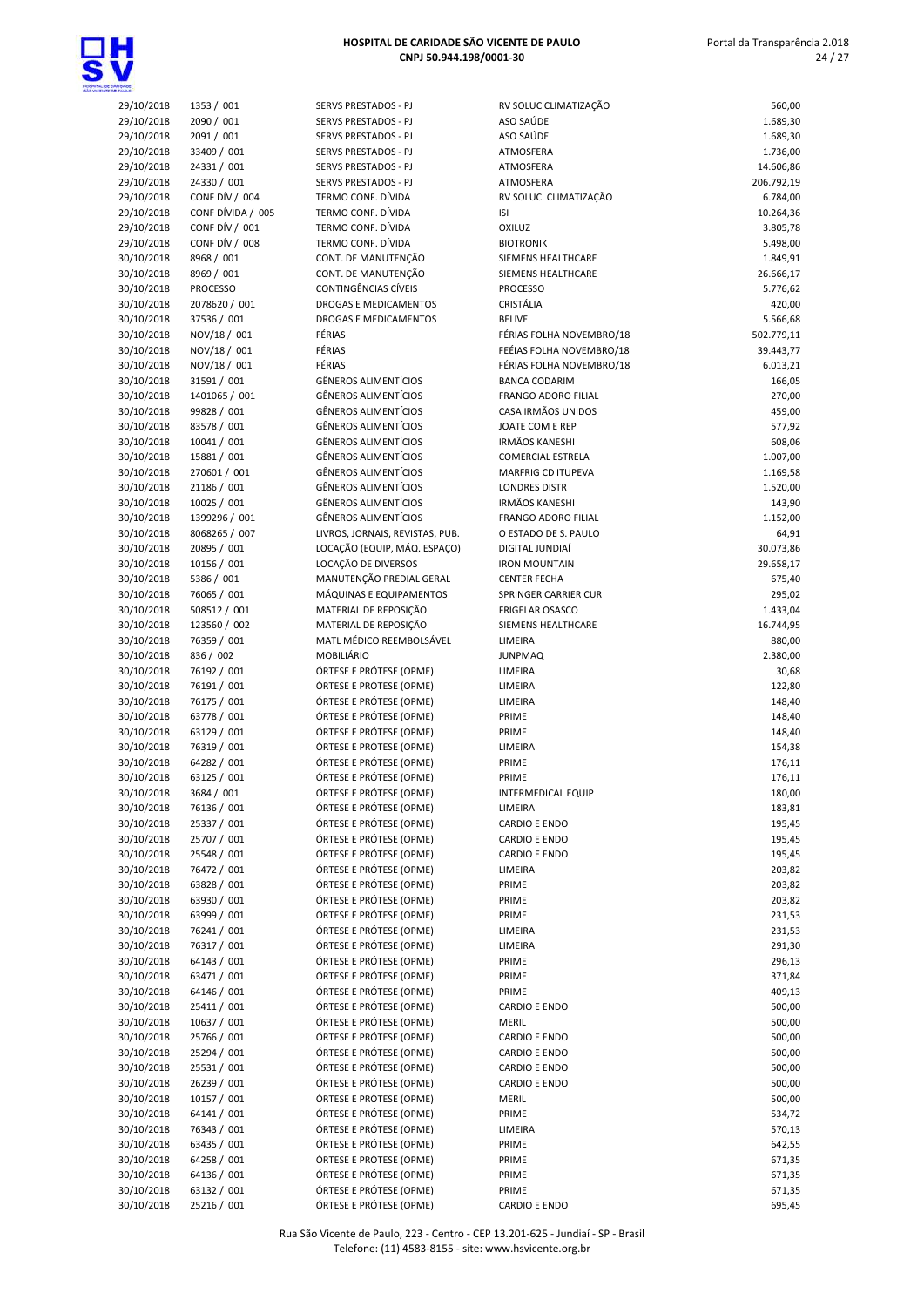| | | | | |
|---|---|---|---|---|
| 29/10/2018 | 1353 / 001 | SERVS PRESTADOS - PJ | RV SOLUC CLIMATIZAÇÃO | 560,00 |
| 29/10/2018 | 2090 / 001 | SERVS PRESTADOS - PJ | ASO SAÚDE | 1.689,30 |
| 29/10/2018 | 2091 / 001 | SERVS PRESTADOS - PJ | ASO SAÚDE | 1.689,30 |
| 29/10/2018 | 33409 / 001 | SERVS PRESTADOS - PJ | ATMOSFERA | 1.736,00 |
| 29/10/2018 | 24331 / 001 | SERVS PRESTADOS - PJ | ATMOSFERA | 14.606,86 |
| 29/10/2018 | 24330 / 001 | SERVS PRESTADOS - PJ | ATMOSFERA | 206.792,19 |
| 29/10/2018 | CONF DÍV / 004 | TERMO CONF. DÍVIDA | RV SOLUC. CLIMATIZAÇÃO | 6.784,00 |
| 29/10/2018 | CONF DÍVIDA / 005 | TERMO CONF. DÍVIDA | ISI | 10.264,36 |
| 29/10/2018 | CONF DÍV / 001 | TERMO CONF. DÍVIDA | OXILUZ | 3.805,78 |
| 29/10/2018 | CONF DÍV / 008 | TERMO CONF. DÍVIDA | BIOTRONIK | 5.498,00 |
| 30/10/2018 | 8968 / 001 | CONT. DE MANUTENÇÃO | SIEMENS HEALTHCARE | 1.849,91 |
| 30/10/2018 | 8969 / 001 | CONT. DE MANUTENÇÃO | SIEMENS HEALTHCARE | 26.666,17 |
| 30/10/2018 | PROCESSO | CONTINGÊNCIAS CÍVEIS | PROCESSO | 5.776,62 |
| 30/10/2018 | 2078620 / 001 | DROGAS E MEDICAMENTOS | CRISTÁLIA | 420,00 |
| 30/10/2018 | 37536 / 001 | DROGAS E MEDICAMENTOS | BELIVE | 5.566,68 |
| 30/10/2018 | NOV/18 / 001 | FÉRIAS | FÉRIAS FOLHA NOVEMBRO/18 | 502.779,11 |
| 30/10/2018 | NOV/18 / 001 | FÉRIAS | FEÉIAS FOLHA NOVEMBRO/18 | 39.443,77 |
| 30/10/2018 | NOV/18 / 001 | FÉRIAS | FÉRIAS FOLHA NOVEMBRO/18 | 6.013,21 |
| 30/10/2018 | 31591 / 001 | GÊNEROS ALIMENTÍCIOS | BANCA CODARIM | 166,05 |
| 30/10/2018 | 1401065 / 001 | GÊNEROS ALIMENTÍCIOS | FRANGO ADORO FILIAL | 270,00 |
| 30/10/2018 | 99828 / 001 | GÊNEROS ALIMENTÍCIOS | CASA IRMÃOS UNIDOS | 459,00 |
| 30/10/2018 | 83578 / 001 | GÊNEROS ALIMENTÍCIOS | JOATE COM E REP | 577,92 |
| 30/10/2018 | 10041 / 001 | GÊNEROS ALIMENTÍCIOS | IRMÃOS KANESHI | 608,06 |
| 30/10/2018 | 15881 / 001 | GÊNEROS ALIMENTÍCIOS | COMERCIAL ESTRELA | 1.007,00 |
| 30/10/2018 | 270601 / 001 | GÊNEROS ALIMENTÍCIOS | MARFRIG CD ITUPEVA | 1.169,58 |
| 30/10/2018 | 21186 / 001 | GÊNEROS ALIMENTÍCIOS | LONDRES DISTR | 1.520,00 |
| 30/10/2018 | 10025 / 001 | GÊNEROS ALIMENTÍCIOS | IRMÃOS KANESHI | 143,90 |
| 30/10/2018 | 1399296 / 001 | GÊNEROS ALIMENTÍCIOS | FRANGO ADORO FILIAL | 1.152,00 |
| 30/10/2018 | 8068265 / 007 | LIVROS, JORNAIS, REVISTAS, PUB. | O ESTADO DE S. PAULO | 64,91 |
| 30/10/2018 | 20895 / 001 | LOCAÇÃO (EQUIP, MÁQ. ESPAÇO) | DIGITAL JUNDIAÍ | 30.073,86 |
| 30/10/2018 | 10156 / 001 | LOCAÇÃO DE DIVERSOS | IRON MOUNTAIN | 29.658,17 |
| 30/10/2018 | 5386 / 001 | MANUTENÇÃO PREDIAL GERAL | CENTER FECHA | 675,40 |
| 30/10/2018 | 76065 / 001 | MÁQUINAS E EQUIPAMENTOS | SPRINGER CARRIER CUR | 295,02 |
| 30/10/2018 | 508512 / 001 | MATERIAL DE REPOSIÇÃO | FRIGELAR OSASCO | 1.433,04 |
| 30/10/2018 | 123560 / 002 | MATERIAL DE REPOSIÇÃO | SIEMENS HEALTHCARE | 16.744,95 |
| 30/10/2018 | 76359 / 001 | MATL MÉDICO REEMBOLSÁVEL | LIMEIRA | 880,00 |
| 30/10/2018 | 836 / 002 | MOBILIÁRIO | JUNPMAQ | 2.380,00 |
| 30/10/2018 | 76192 / 001 | ÓRTESE E PRÓTESE (OPME) | LIMEIRA | 30,68 |
| 30/10/2018 | 76191 / 001 | ÓRTESE E PRÓTESE (OPME) | LIMEIRA | 122,80 |
| 30/10/2018 | 76175 / 001 | ÓRTESE E PRÓTESE (OPME) | LIMEIRA | 148,40 |
| 30/10/2018 | 63778 / 001 | ÓRTESE E PRÓTESE (OPME) | PRIME | 148,40 |
| 30/10/2018 | 63129 / 001 | ÓRTESE E PRÓTESE (OPME) | PRIME | 148,40 |
| 30/10/2018 | 76319 / 001 | ÓRTESE E PRÓTESE (OPME) | LIMEIRA | 154,38 |
| 30/10/2018 | 64282 / 001 | ÓRTESE E PRÓTESE (OPME) | PRIME | 176,11 |
| 30/10/2018 | 63125 / 001 | ÓRTESE E PRÓTESE (OPME) | PRIME | 176,11 |
| 30/10/2018 | 3684 / 001 | ÓRTESE E PRÓTESE (OPME) | INTERMEDICAL EQUIP | 180,00 |
| 30/10/2018 | 76136 / 001 | ÓRTESE E PRÓTESE (OPME) | LIMEIRA | 183,81 |
| 30/10/2018 | 25337 / 001 | ÓRTESE E PRÓTESE (OPME) | CARDIO E ENDO | 195,45 |
| 30/10/2018 | 25707 / 001 | ÓRTESE E PRÓTESE (OPME) | CARDIO E ENDO | 195,45 |
| 30/10/2018 | 25548 / 001 | ÓRTESE E PRÓTESE (OPME) | CARDIO E ENDO | 195,45 |
| 30/10/2018 | 76472 / 001 | ÓRTESE E PRÓTESE (OPME) | LIMEIRA | 203,82 |
| 30/10/2018 | 63828 / 001 | ÓRTESE E PRÓTESE (OPME) | PRIME | 203,82 |
| 30/10/2018 | 63930 / 001 | ÓRTESE E PRÓTESE (OPME) | PRIME | 203,82 |
| 30/10/2018 | 63999 / 001 | ÓRTESE E PRÓTESE (OPME) | PRIME | 231,53 |
| 30/10/2018 | 76241 / 001 | ÓRTESE E PRÓTESE (OPME) | LIMEIRA | 231,53 |
| 30/10/2018 | 76317 / 001 | ÓRTESE E PRÓTESE (OPME) | LIMEIRA | 291,30 |
| 30/10/2018 | 64143 / 001 | ÓRTESE E PRÓTESE (OPME) | PRIME | 296,13 |
| 30/10/2018 | 63471 / 001 | ÓRTESE E PRÓTESE (OPME) | PRIME | 371,84 |
| 30/10/2018 | 64146 / 001 | ÓRTESE E PRÓTESE (OPME) | PRIME | 409,13 |
| 30/10/2018 | 25411 / 001 | ÓRTESE E PRÓTESE (OPME) | CARDIO E ENDO | 500,00 |
| 30/10/2018 | 10637 / 001 | ÓRTESE E PRÓTESE (OPME) | MERIL | 500,00 |
| 30/10/2018 | 25766 / 001 | ÓRTESE E PRÓTESE (OPME) | CARDIO E ENDO | 500,00 |
| 30/10/2018 | 25294 / 001 | ÓRTESE E PRÓTESE (OPME) | CARDIO E ENDO | 500,00 |
| 30/10/2018 | 25531 / 001 | ÓRTESE E PRÓTESE (OPME) | CARDIO E ENDO | 500,00 |
| 30/10/2018 | 26239 / 001 | ÓRTESE E PRÓTESE (OPME) | CARDIO E ENDO | 500,00 |
| 30/10/2018 | 10157 / 001 | ÓRTESE E PRÓTESE (OPME) | MERIL | 500,00 |
| 30/10/2018 | 64141 / 001 | ÓRTESE E PRÓTESE (OPME) | PRIME | 534,72 |
| 30/10/2018 | 76343 / 001 | ÓRTESE E PRÓTESE (OPME) | LIMEIRA | 570,13 |
| 30/10/2018 | 63435 / 001 | ÓRTESE E PRÓTESE (OPME) | PRIME | 642,55 |
| 30/10/2018 | 64258 / 001 | ÓRTESE E PRÓTESE (OPME) | PRIME | 671,35 |
| 30/10/2018 | 64136 / 001 | ÓRTESE E PRÓTESE (OPME) | PRIME | 671,35 |
| 30/10/2018 | 63132 / 001 | ÓRTESE E PRÓTESE (OPME) | PRIME | 671,35 |
| 30/10/2018 | 25216 / 001 | ÓRTESE E PRÓTESE (OPME) | CARDIO E ENDO | 695,45 |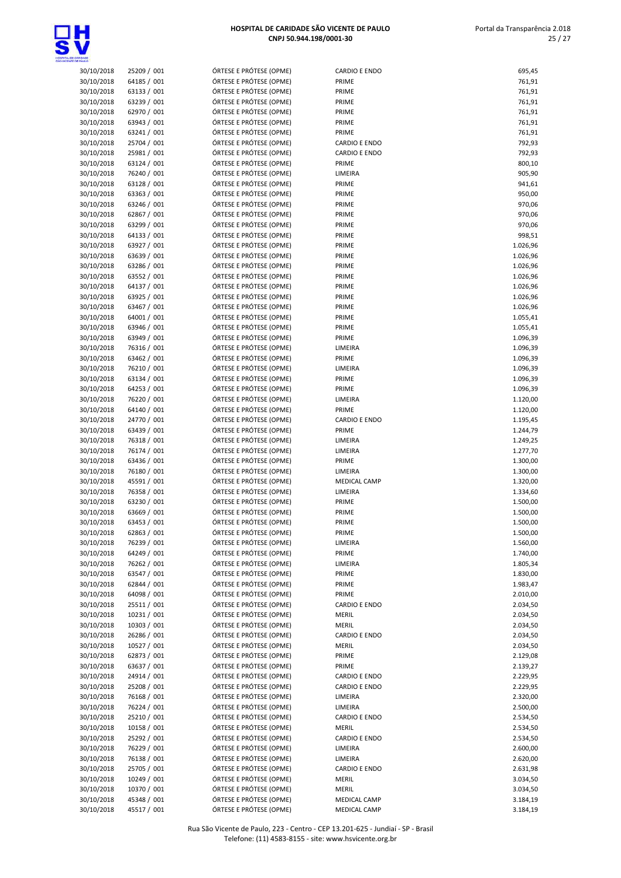| | | | | |
|---|---|---|---|---|
| 30/10/2018 | 25209 / 001 | ÓRTESE E PRÓTESE (OPME) | CARDIO E ENDO | 695,45 |
| 30/10/2018 | 64185 / 001 | ÓRTESE E PRÓTESE (OPME) | PRIME | 761,91 |
| 30/10/2018 | 63133 / 001 | ÓRTESE E PRÓTESE (OPME) | PRIME | 761,91 |
| 30/10/2018 | 63239 / 001 | ÓRTESE E PRÓTESE (OPME) | PRIME | 761,91 |
| 30/10/2018 | 62970 / 001 | ÓRTESE E PRÓTESE (OPME) | PRIME | 761,91 |
| 30/10/2018 | 63943 / 001 | ÓRTESE E PRÓTESE (OPME) | PRIME | 761,91 |
| 30/10/2018 | 63241 / 001 | ÓRTESE E PRÓTESE (OPME) | PRIME | 761,91 |
| 30/10/2018 | 25704 / 001 | ÓRTESE E PRÓTESE (OPME) | CARDIO E ENDO | 792,93 |
| 30/10/2018 | 25981 / 001 | ÓRTESE E PRÓTESE (OPME) | CARDIO E ENDO | 792,93 |
| 30/10/2018 | 63124 / 001 | ÓRTESE E PRÓTESE (OPME) | PRIME | 800,10 |
| 30/10/2018 | 76240 / 001 | ÓRTESE E PRÓTESE (OPME) | LIMEIRA | 905,90 |
| 30/10/2018 | 63128 / 001 | ÓRTESE E PRÓTESE (OPME) | PRIME | 941,61 |
| 30/10/2018 | 63363 / 001 | ÓRTESE E PRÓTESE (OPME) | PRIME | 950,00 |
| 30/10/2018 | 63246 / 001 | ÓRTESE E PRÓTESE (OPME) | PRIME | 970,06 |
| 30/10/2018 | 62867 / 001 | ÓRTESE E PRÓTESE (OPME) | PRIME | 970,06 |
| 30/10/2018 | 63299 / 001 | ÓRTESE E PRÓTESE (OPME) | PRIME | 970,06 |
| 30/10/2018 | 64133 / 001 | ÓRTESE E PRÓTESE (OPME) | PRIME | 998,51 |
| 30/10/2018 | 63927 / 001 | ÓRTESE E PRÓTESE (OPME) | PRIME | 1.026,96 |
| 30/10/2018 | 63639 / 001 | ÓRTESE E PRÓTESE (OPME) | PRIME | 1.026,96 |
| 30/10/2018 | 63286 / 001 | ÓRTESE E PRÓTESE (OPME) | PRIME | 1.026,96 |
| 30/10/2018 | 63552 / 001 | ÓRTESE E PRÓTESE (OPME) | PRIME | 1.026,96 |
| 30/10/2018 | 64137 / 001 | ÓRTESE E PRÓTESE (OPME) | PRIME | 1.026,96 |
| 30/10/2018 | 63925 / 001 | ÓRTESE E PRÓTESE (OPME) | PRIME | 1.026,96 |
| 30/10/2018 | 63467 / 001 | ÓRTESE E PRÓTESE (OPME) | PRIME | 1.026,96 |
| 30/10/2018 | 64001 / 001 | ÓRTESE E PRÓTESE (OPME) | PRIME | 1.055,41 |
| 30/10/2018 | 63946 / 001 | ÓRTESE E PRÓTESE (OPME) | PRIME | 1.055,41 |
| 30/10/2018 | 63949 / 001 | ÓRTESE E PRÓTESE (OPME) | PRIME | 1.096,39 |
| 30/10/2018 | 76316 / 001 | ÓRTESE E PRÓTESE (OPME) | LIMEIRA | 1.096,39 |
| 30/10/2018 | 63462 / 001 | ÓRTESE E PRÓTESE (OPME) | PRIME | 1.096,39 |
| 30/10/2018 | 76210 / 001 | ÓRTESE E PRÓTESE (OPME) | LIMEIRA | 1.096,39 |
| 30/10/2018 | 63134 / 001 | ÓRTESE E PRÓTESE (OPME) | PRIME | 1.096,39 |
| 30/10/2018 | 64253 / 001 | ÓRTESE E PRÓTESE (OPME) | PRIME | 1.096,39 |
| 30/10/2018 | 76220 / 001 | ÓRTESE E PRÓTESE (OPME) | LIMEIRA | 1.120,00 |
| 30/10/2018 | 64140 / 001 | ÓRTESE E PRÓTESE (OPME) | PRIME | 1.120,00 |
| 30/10/2018 | 24770 / 001 | ÓRTESE E PRÓTESE (OPME) | CARDIO E ENDO | 1.195,45 |
| 30/10/2018 | 63439 / 001 | ÓRTESE E PRÓTESE (OPME) | PRIME | 1.244,79 |
| 30/10/2018 | 76318 / 001 | ÓRTESE E PRÓTESE (OPME) | LIMEIRA | 1.249,25 |
| 30/10/2018 | 76174 / 001 | ÓRTESE E PRÓTESE (OPME) | LIMEIRA | 1.277,70 |
| 30/10/2018 | 63436 / 001 | ÓRTESE E PRÓTESE (OPME) | PRIME | 1.300,00 |
| 30/10/2018 | 76180 / 001 | ÓRTESE E PRÓTESE (OPME) | LIMEIRA | 1.300,00 |
| 30/10/2018 | 45591 / 001 | ÓRTESE E PRÓTESE (OPME) | MEDICAL CAMP | 1.320,00 |
| 30/10/2018 | 76358 / 001 | ÓRTESE E PRÓTESE (OPME) | LIMEIRA | 1.334,60 |
| 30/10/2018 | 63230 / 001 | ÓRTESE E PRÓTESE (OPME) | PRIME | 1.500,00 |
| 30/10/2018 | 63669 / 001 | ÓRTESE E PRÓTESE (OPME) | PRIME | 1.500,00 |
| 30/10/2018 | 63453 / 001 | ÓRTESE E PRÓTESE (OPME) | PRIME | 1.500,00 |
| 30/10/2018 | 62863 / 001 | ÓRTESE E PRÓTESE (OPME) | PRIME | 1.500,00 |
| 30/10/2018 | 76239 / 001 | ÓRTESE E PRÓTESE (OPME) | LIMEIRA | 1.560,00 |
| 30/10/2018 | 64249 / 001 | ÓRTESE E PRÓTESE (OPME) | PRIME | 1.740,00 |
| 30/10/2018 | 76262 / 001 | ÓRTESE E PRÓTESE (OPME) | LIMEIRA | 1.805,34 |
| 30/10/2018 | 63547 / 001 | ÓRTESE E PRÓTESE (OPME) | PRIME | 1.830,00 |
| 30/10/2018 | 62844 / 001 | ÓRTESE E PRÓTESE (OPME) | PRIME | 1.983,47 |
| 30/10/2018 | 64098 / 001 | ÓRTESE E PRÓTESE (OPME) | PRIME | 2.010,00 |
| 30/10/2018 | 25511 / 001 | ÓRTESE E PRÓTESE (OPME) | CARDIO E ENDO | 2.034,50 |
| 30/10/2018 | 10231 / 001 | ÓRTESE E PRÓTESE (OPME) | MERIL | 2.034,50 |
| 30/10/2018 | 10303 / 001 | ÓRTESE E PRÓTESE (OPME) | MERIL | 2.034,50 |
| 30/10/2018 | 26286 / 001 | ÓRTESE E PRÓTESE (OPME) | CARDIO E ENDO | 2.034,50 |
| 30/10/2018 | 10527 / 001 | ÓRTESE E PRÓTESE (OPME) | MERIL | 2.034,50 |
| 30/10/2018 | 62873 / 001 | ÓRTESE E PRÓTESE (OPME) | PRIME | 2.129,08 |
| 30/10/2018 | 63637 / 001 | ÓRTESE E PRÓTESE (OPME) | PRIME | 2.139,27 |
| 30/10/2018 | 24914 / 001 | ÓRTESE E PRÓTESE (OPME) | CARDIO E ENDO | 2.229,95 |
| 30/10/2018 | 25208 / 001 | ÓRTESE E PRÓTESE (OPME) | CARDIO E ENDO | 2.229,95 |
| 30/10/2018 | 76168 / 001 | ÓRTESE E PRÓTESE (OPME) | LIMEIRA | 2.320,00 |
| 30/10/2018 | 76224 / 001 | ÓRTESE E PRÓTESE (OPME) | LIMEIRA | 2.500,00 |
| 30/10/2018 | 25210 / 001 | ÓRTESE E PRÓTESE (OPME) | CARDIO E ENDO | 2.534,50 |
| 30/10/2018 | 10158 / 001 | ÓRTESE E PRÓTESE (OPME) | MERIL | 2.534,50 |
| 30/10/2018 | 25292 / 001 | ÓRTESE E PRÓTESE (OPME) | CARDIO E ENDO | 2.534,50 |
| 30/10/2018 | 76229 / 001 | ÓRTESE E PRÓTESE (OPME) | LIMEIRA | 2.600,00 |
| 30/10/2018 | 76138 / 001 | ÓRTESE E PRÓTESE (OPME) | LIMEIRA | 2.620,00 |
| 30/10/2018 | 25705 / 001 | ÓRTESE E PRÓTESE (OPME) | CARDIO E ENDO | 2.631,98 |
| 30/10/2018 | 10249 / 001 | ÓRTESE E PRÓTESE (OPME) | MERIL | 3.034,50 |
| 30/10/2018 | 10370 / 001 | ÓRTESE E PRÓTESE (OPME) | MERIL | 3.034,50 |
| 30/10/2018 | 45348 / 001 | ÓRTESE E PRÓTESE (OPME) | MEDICAL CAMP | 3.184,19 |
| 30/10/2018 | 45517 / 001 | ÓRTESE E PRÓTESE (OPME) | MEDICAL CAMP | 3.184,19 |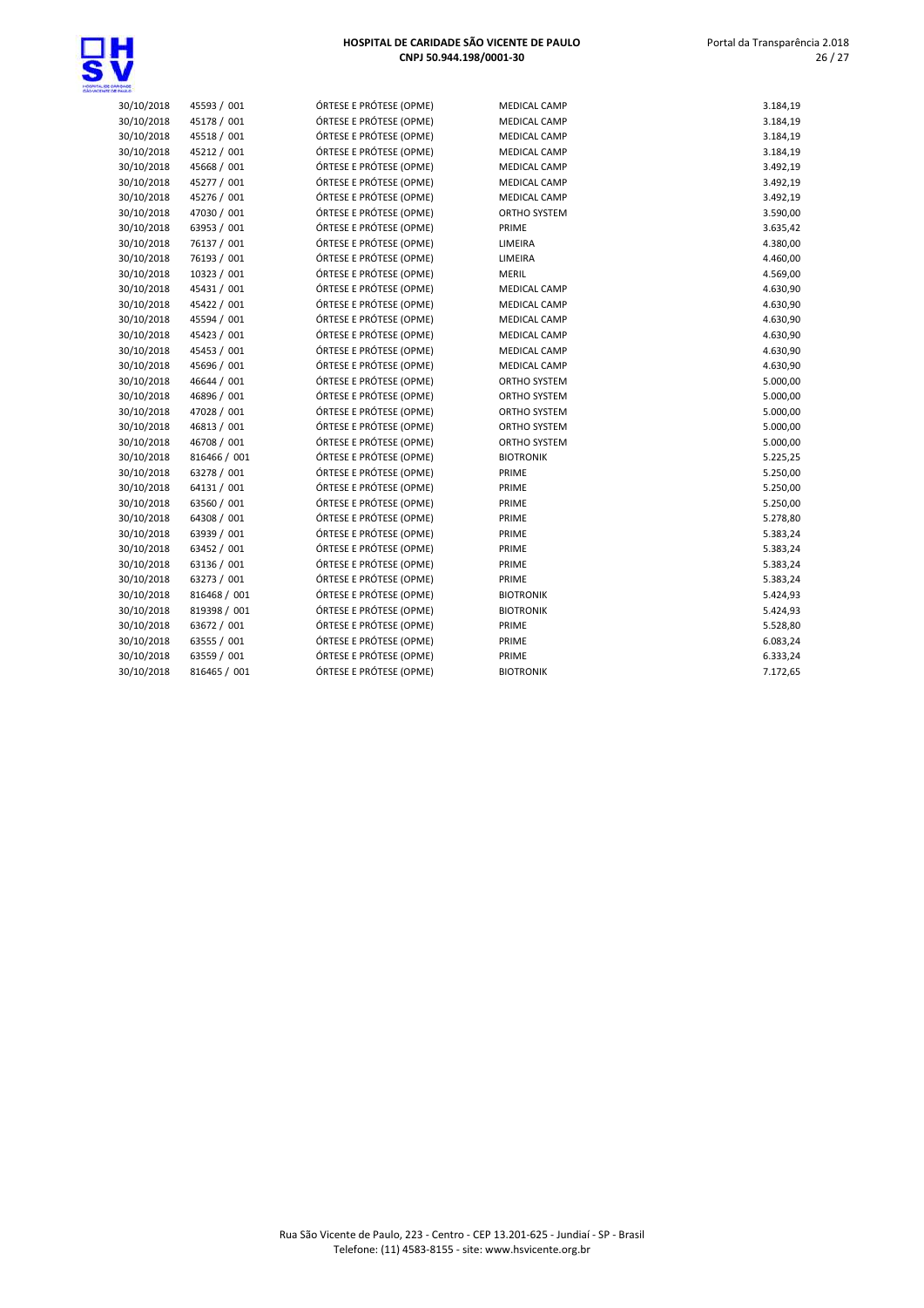| | | | | |
|---|---|---|---|---|
| 30/10/2018 | 45593 / 001 | ÓRTESE E PRÓTESE (OPME) | MEDICAL CAMP | 3.184,19 |
| 30/10/2018 | 45178 / 001 | ÓRTESE E PRÓTESE (OPME) | MEDICAL CAMP | 3.184,19 |
| 30/10/2018 | 45518 / 001 | ÓRTESE E PRÓTESE (OPME) | MEDICAL CAMP | 3.184,19 |
| 30/10/2018 | 45212 / 001 | ÓRTESE E PRÓTESE (OPME) | MEDICAL CAMP | 3.184,19 |
| 30/10/2018 | 45668 / 001 | ÓRTESE E PRÓTESE (OPME) | MEDICAL CAMP | 3.492,19 |
| 30/10/2018 | 45277 / 001 | ÓRTESE E PRÓTESE (OPME) | MEDICAL CAMP | 3.492,19 |
| 30/10/2018 | 45276 / 001 | ÓRTESE E PRÓTESE (OPME) | MEDICAL CAMP | 3.492,19 |
| 30/10/2018 | 47030 / 001 | ÓRTESE E PRÓTESE (OPME) | ORTHO SYSTEM | 3.590,00 |
| 30/10/2018 | 63953 / 001 | ÓRTESE E PRÓTESE (OPME) | PRIME | 3.635,42 |
| 30/10/2018 | 76137 / 001 | ÓRTESE E PRÓTESE (OPME) | LIMEIRA | 4.380,00 |
| 30/10/2018 | 76193 / 001 | ÓRTESE E PRÓTESE (OPME) | LIMEIRA | 4.460,00 |
| 30/10/2018 | 10323 / 001 | ÓRTESE E PRÓTESE (OPME) | MERIL | 4.569,00 |
| 30/10/2018 | 45431 / 001 | ÓRTESE E PRÓTESE (OPME) | MEDICAL CAMP | 4.630,90 |
| 30/10/2018 | 45422 / 001 | ÓRTESE E PRÓTESE (OPME) | MEDICAL CAMP | 4.630,90 |
| 30/10/2018 | 45594 / 001 | ÓRTESE E PRÓTESE (OPME) | MEDICAL CAMP | 4.630,90 |
| 30/10/2018 | 45423 / 001 | ÓRTESE E PRÓTESE (OPME) | MEDICAL CAMP | 4.630,90 |
| 30/10/2018 | 45453 / 001 | ÓRTESE E PRÓTESE (OPME) | MEDICAL CAMP | 4.630,90 |
| 30/10/2018 | 45696 / 001 | ÓRTESE E PRÓTESE (OPME) | MEDICAL CAMP | 4.630,90 |
| 30/10/2018 | 46644 / 001 | ÓRTESE E PRÓTESE (OPME) | ORTHO SYSTEM | 5.000,00 |
| 30/10/2018 | 46896 / 001 | ÓRTESE E PRÓTESE (OPME) | ORTHO SYSTEM | 5.000,00 |
| 30/10/2018 | 47028 / 001 | ÓRTESE E PRÓTESE (OPME) | ORTHO SYSTEM | 5.000,00 |
| 30/10/2018 | 46813 / 001 | ÓRTESE E PRÓTESE (OPME) | ORTHO SYSTEM | 5.000,00 |
| 30/10/2018 | 46708 / 001 | ÓRTESE E PRÓTESE (OPME) | ORTHO SYSTEM | 5.000,00 |
| 30/10/2018 | 816466 / 001 | ÓRTESE E PRÓTESE (OPME) | BIOTRONIK | 5.225,25 |
| 30/10/2018 | 63278 / 001 | ÓRTESE E PRÓTESE (OPME) | PRIME | 5.250,00 |
| 30/10/2018 | 64131 / 001 | ÓRTESE E PRÓTESE (OPME) | PRIME | 5.250,00 |
| 30/10/2018 | 63560 / 001 | ÓRTESE E PRÓTESE (OPME) | PRIME | 5.250,00 |
| 30/10/2018 | 64308 / 001 | ÓRTESE E PRÓTESE (OPME) | PRIME | 5.278,80 |
| 30/10/2018 | 63939 / 001 | ÓRTESE E PRÓTESE (OPME) | PRIME | 5.383,24 |
| 30/10/2018 | 63452 / 001 | ÓRTESE E PRÓTESE (OPME) | PRIME | 5.383,24 |
| 30/10/2018 | 63136 / 001 | ÓRTESE E PRÓTESE (OPME) | PRIME | 5.383,24 |
| 30/10/2018 | 63273 / 001 | ÓRTESE E PRÓTESE (OPME) | PRIME | 5.383,24 |
| 30/10/2018 | 816468 / 001 | ÓRTESE E PRÓTESE (OPME) | BIOTRONIK | 5.424,93 |
| 30/10/2018 | 819398 / 001 | ÓRTESE E PRÓTESE (OPME) | BIOTRONIK | 5.424,93 |
| 30/10/2018 | 63672 / 001 | ÓRTESE E PRÓTESE (OPME) | PRIME | 5.528,80 |
| 30/10/2018 | 63555 / 001 | ÓRTESE E PRÓTESE (OPME) | PRIME | 6.083,24 |
| 30/10/2018 | 63559 / 001 | ÓRTESE E PRÓTESE (OPME) | PRIME | 6.333,24 |
| 30/10/2018 | 816465 / 001 | ÓRTESE E PRÓTESE (OPME) | BIOTRONIK | 7.172,65 |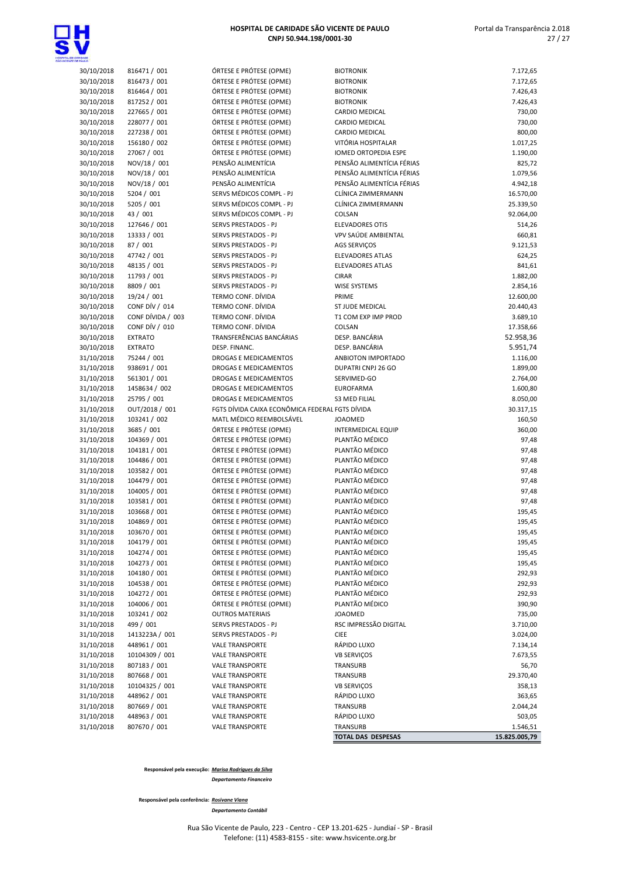| | | | | |
|---|---|---|---|---|
| 30/10/2018 | 816471 / 001 | ÓRTESE E PRÓTESE (OPME) | BIOTRONIK | 7.172,65 |
| 30/10/2018 | 816473 / 001 | ÓRTESE E PRÓTESE (OPME) | BIOTRONIK | 7.172,65 |
| 30/10/2018 | 816464 / 001 | ÓRTESE E PRÓTESE (OPME) | BIOTRONIK | 7.426,43 |
| 30/10/2018 | 817252 / 001 | ÓRTESE E PRÓTESE (OPME) | BIOTRONIK | 7.426,43 |
| 30/10/2018 | 227665 / 001 | ÓRTESE E PRÓTESE (OPME) | CARDIO MEDICAL | 730,00 |
| 30/10/2018 | 228077 / 001 | ÓRTESE E PRÓTESE (OPME) | CARDIO MEDICAL | 730,00 |
| 30/10/2018 | 227238 / 001 | ÓRTESE E PRÓTESE (OPME) | CARDIO MEDICAL | 800,00 |
| 30/10/2018 | 156180 / 002 | ÓRTESE E PRÓTESE (OPME) | VITÓRIA HOSPITALAR | 1.017,25 |
| 30/10/2018 | 27067 / 001 | ÓRTESE E PRÓTESE (OPME) | IOMED ORTOPEDIA ESPE | 1.190,00 |
| 30/10/2018 | NOV/18 / 001 | PENSÃO ALIMENTÍCIA | PENSÃO ALIMENTÍCIA FÉRIAS | 825,72 |
| 30/10/2018 | NOV/18 / 001 | PENSÃO ALIMENTÍCIA | PENSÃO ALIMENTÍCIA FÉRIAS | 1.079,56 |
| 30/10/2018 | NOV/18 / 001 | PENSÃO ALIMENTÍCIA | PENSÃO ALIMENTÍCIA FÉRIAS | 4.942,18 |
| 30/10/2018 | 5204 / 001 | SERVS MÉDICOS COMPL - PJ | CLÍNICA ZIMMERMANN | 16.570,00 |
| 30/10/2018 | 5205 / 001 | SERVS MÉDICOS COMPL - PJ | CLÍNICA ZIMMERMANN | 25.339,50 |
| 30/10/2018 | 43 / 001 | SERVS MÉDICOS COMPL - PJ | COLSAN | 92.064,00 |
| 30/10/2018 | 127646 / 001 | SERVS PRESTADOS - PJ | ELEVADORES OTIS | 514,26 |
| 30/10/2018 | 13333 / 001 | SERVS PRESTADOS - PJ | VPV SAÚDE AMBIENTAL | 660,81 |
| 30/10/2018 | 87 / 001 | SERVS PRESTADOS - PJ | AGS SERVIÇOS | 9.121,53 |
| 30/10/2018 | 47742 / 001 | SERVS PRESTADOS - PJ | ELEVADORES ATLAS | 624,25 |
| 30/10/2018 | 48135 / 001 | SERVS PRESTADOS - PJ | ELEVADORES ATLAS | 841,61 |
| 30/10/2018 | 11793 / 001 | SERVS PRESTADOS - PJ | CIRAR | 1.882,00 |
| 30/10/2018 | 8809 / 001 | SERVS PRESTADOS - PJ | WISE SYSTEMS | 2.854,16 |
| 30/10/2018 | 19/24 / 001 | TERMO CONF. DÍVIDA | PRIME | 12.600,00 |
| 30/10/2018 | CONF DÍV / 014 | TERMO CONF. DÍVIDA | ST JUDE MEDICAL | 20.440,43 |
| 30/10/2018 | CONF DÍVIDA / 003 | TERMO CONF. DÍVIDA | T1 COM EXP IMP PROD | 3.689,10 |
| 30/10/2018 | CONF DÍV / 010 | TERMO CONF. DÍVIDA | COLSAN | 17.358,66 |
| 30/10/2018 | EXTRATO | TRANSFERÊNCIAS BANCÁRIAS | DESP. BANCÁRIA | 52.958,36 |
| 30/10/2018 | EXTRATO | DESP. FINANC. | DESP. BANCÁRIA | 5.951,74 |
| 31/10/2018 | 75244 / 001 | DROGAS E MEDICAMENTOS | ANBIOTON IMPORTADO | 1.116,00 |
| 31/10/2018 | 938691 / 001 | DROGAS E MEDICAMENTOS | DUPATRI CNPJ 26 GO | 1.899,00 |
| 31/10/2018 | 561301 / 001 | DROGAS E MEDICAMENTOS | SERVIMED-GO | 2.764,00 |
| 31/10/2018 | 1458634 / 002 | DROGAS E MEDICAMENTOS | EUROFARMA | 1.600,80 |
| 31/10/2018 | 25795 / 001 | DROGAS E MEDICAMENTOS | S3 MED FILIAL | 8.050,00 |
| 31/10/2018 | OUT/2018 / 001 | FGTS DÍVIDA CAIXA ECONÔMICA FEDERAL | FGTS DÍVIDA | 30.317,15 |
| 31/10/2018 | 103241 / 002 | MATL MÉDICO REEMBOLSÁVEL | JOAOMED | 160,50 |
| 31/10/2018 | 3685 / 001 | ÓRTESE E PRÓTESE (OPME) | INTERMEDICAL EQUIP | 360,00 |
| 31/10/2018 | 104369 / 001 | ÓRTESE E PRÓTESE (OPME) | PLANTÃO MÉDICO | 97,48 |
| 31/10/2018 | 104181 / 001 | ÓRTESE E PRÓTESE (OPME) | PLANTÃO MÉDICO | 97,48 |
| 31/10/2018 | 104486 / 001 | ÓRTESE E PRÓTESE (OPME) | PLANTÃO MÉDICO | 97,48 |
| 31/10/2018 | 103582 / 001 | ÓRTESE E PRÓTESE (OPME) | PLANTÃO MÉDICO | 97,48 |
| 31/10/2018 | 104479 / 001 | ÓRTESE E PRÓTESE (OPME) | PLANTÃO MÉDICO | 97,48 |
| 31/10/2018 | 104005 / 001 | ÓRTESE E PRÓTESE (OPME) | PLANTÃO MÉDICO | 97,48 |
| 31/10/2018 | 103581 / 001 | ÓRTESE E PRÓTESE (OPME) | PLANTÃO MÉDICO | 97,48 |
| 31/10/2018 | 103668 / 001 | ÓRTESE E PRÓTESE (OPME) | PLANTÃO MÉDICO | 195,45 |
| 31/10/2018 | 104869 / 001 | ÓRTESE E PRÓTESE (OPME) | PLANTÃO MÉDICO | 195,45 |
| 31/10/2018 | 103670 / 001 | ÓRTESE E PRÓTESE (OPME) | PLANTÃO MÉDICO | 195,45 |
| 31/10/2018 | 104179 / 001 | ÓRTESE E PRÓTESE (OPME) | PLANTÃO MÉDICO | 195,45 |
| 31/10/2018 | 104274 / 001 | ÓRTESE E PRÓTESE (OPME) | PLANTÃO MÉDICO | 195,45 |
| 31/10/2018 | 104273 / 001 | ÓRTESE E PRÓTESE (OPME) | PLANTÃO MÉDICO | 195,45 |
| 31/10/2018 | 104180 / 001 | ÓRTESE E PRÓTESE (OPME) | PLANTÃO MÉDICO | 292,93 |
| 31/10/2018 | 104538 / 001 | ÓRTESE E PRÓTESE (OPME) | PLANTÃO MÉDICO | 292,93 |
| 31/10/2018 | 104272 / 001 | ÓRTESE E PRÓTESE (OPME) | PLANTÃO MÉDICO | 292,93 |
| 31/10/2018 | 104006 / 001 | ÓRTESE E PRÓTESE (OPME) | PLANTÃO MÉDICO | 390,90 |
| 31/10/2018 | 103241 / 002 | OUTROS MATERIAIS | JOAOMED | 735,00 |
| 31/10/2018 | 499 / 001 | SERVS PRESTADOS - PJ | RSC IMPRESSÃO DIGITAL | 3.710,00 |
| 31/10/2018 | 1413223A / 001 | SERVS PRESTADOS - PJ | CIEE | 3.024,00 |
| 31/10/2018 | 448961 / 001 | VALE TRANSPORTE | RÁPIDO LUXO | 7.134,14 |
| 31/10/2018 | 10104309 / 001 | VALE TRANSPORTE | VB SERVIÇOS | 7.673,55 |
| 31/10/2018 | 807183 / 001 | VALE TRANSPORTE | TRANSURB | 56,70 |
| 31/10/2018 | 807668 / 001 | VALE TRANSPORTE | TRANSURB | 29.370,40 |
| 31/10/2018 | 10104325 / 001 | VALE TRANSPORTE | VB SERVIÇOS | 358,13 |
| 31/10/2018 | 448962 / 001 | VALE TRANSPORTE | RÁPIDO LUXO | 363,65 |
| 31/10/2018 | 807669 / 001 | VALE TRANSPORTE | TRANSURB | 2.044,24 |
| 31/10/2018 | 448963 / 001 | VALE TRANSPORTE | RÁPIDO LUXO | 503,05 |
| 31/10/2018 | 807670 / 001 | VALE TRANSPORTE | TRANSURB | 1.546,51 |
| | | | **TOTAL DAS DESPESAS** | **15.825.005,79** |

**Responsável pela execução:** ***Marisa Rodrigues da Silva***
*Departamento Financeiro*

**Responsável pela conferência:** ***Rosivane Viana***
*Departamento Contábil*

Rua São Vicente de Paulo, 223 - Centro - CEP 13.201-625 - Jundiaí - SP - Brasil
Telefone: (11) 4583-8155 - site: www.hsvicente.org.br